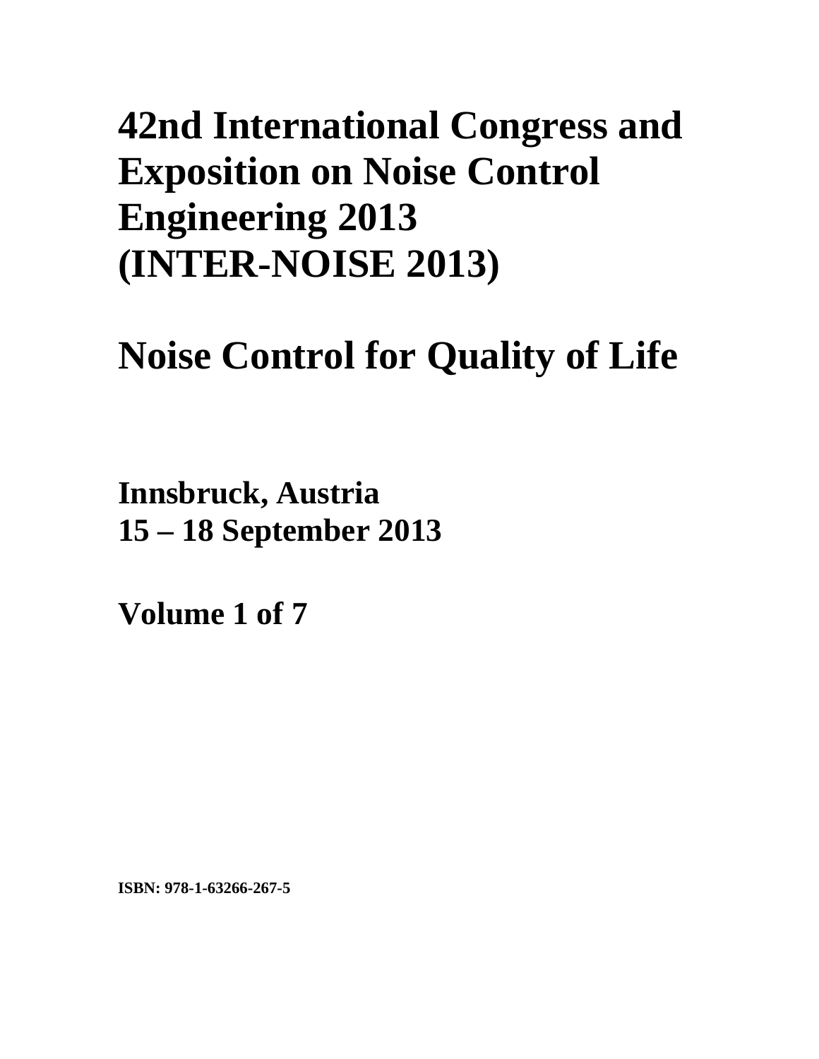# 42nd International Congress and Exposition on Noise Control Engineering 2013 (INTER-NOISE 2013)

# Noise Control for Quality of Life

**Innsbruck, Austria**
**15 – 18 September 2013**

**Volume 1 of 7**

**ISBN: 978-1-63266-267-5**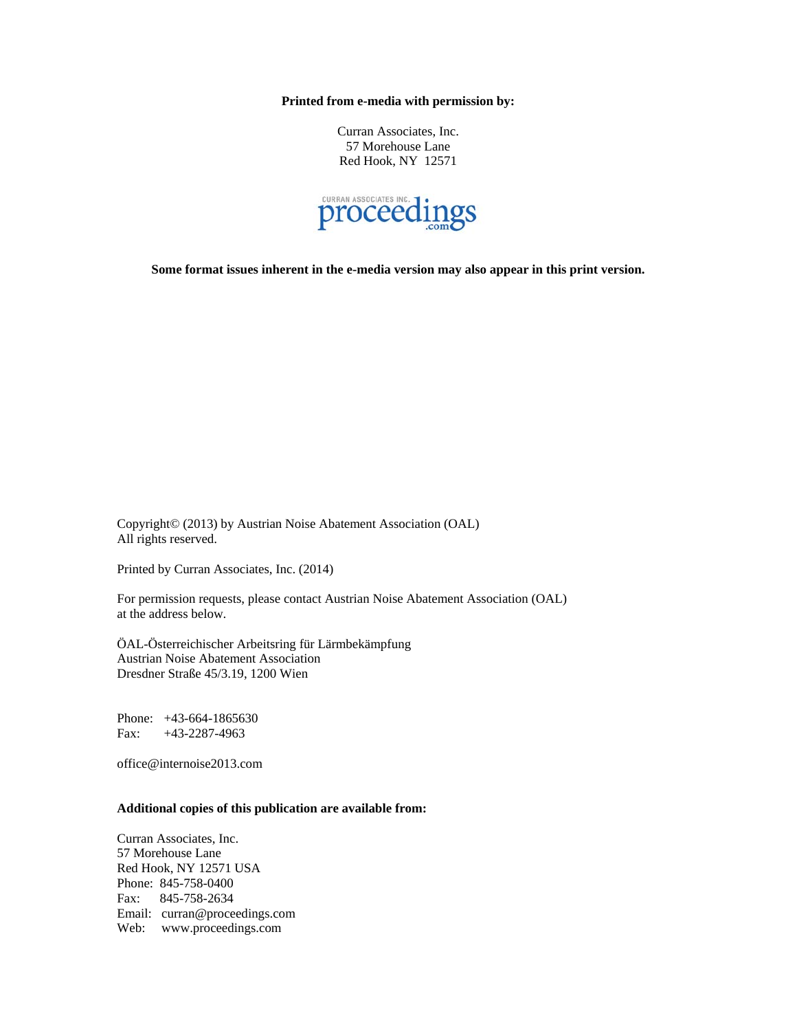**Printed from e-media with permission by:**

Curran Associates, Inc.
57 Morehouse Lane
Red Hook, NY 12571

**Some format issues inherent in the e-media version may also appear in this print version.**

Copyright© (2013) by Austrian Noise Abatement Association (OAL)
All rights reserved.

Printed by Curran Associates, Inc. (2014)

For permission requests, please contact Austrian Noise Abatement Association (OAL) at the address below.

ÖAL-Österreichischer Arbeitsring für Lärmbekämpfung
Austrian Noise Abatement Association
Dresdner Straße 45/3.19, 1200 Wien

Phone: +43-664-1865630
Fax: +43-2287-4963

office@internoise2013.com

**Additional copies of this publication are available from:**

Curran Associates, Inc.
57 Morehouse Lane
Red Hook, NY 12571 USA
Phone: 845-758-0400
Fax: 845-758-2634
Email: curran@proceedings.com
Web: www.proceedings.com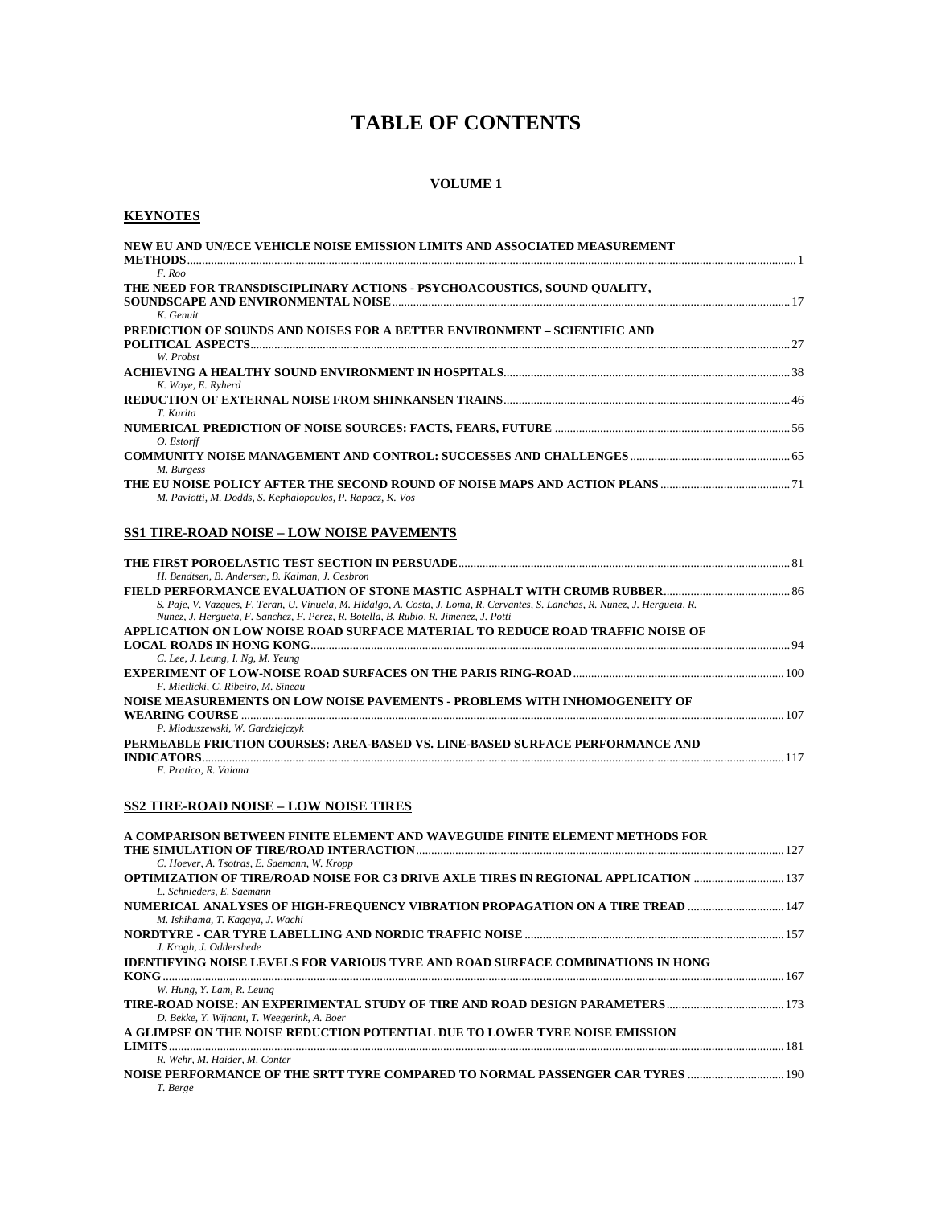# TABLE OF CONTENTS

**VOLUME 1**

## KEYNOTES

**NEW EU AND UN/ECE VEHICLE NOISE EMISSION LIMITS AND ASSOCIATED MEASUREMENT METHODS** ..... 1
*F. Roo*

**THE NEED FOR TRANSDISCIPLINARY ACTIONS - PSYCHOACOUSTICS, SOUND QUALITY, SOUNDSCAPE AND ENVIRONMENTAL NOISE** ..... 17
*K. Genuit*

**PREDICTION OF SOUNDS AND NOISES FOR A BETTER ENVIRONMENT – SCIENTIFIC AND POLITICAL ASPECTS** ..... 27
*W. Probst*

**ACHIEVING A HEALTHY SOUND ENVIRONMENT IN HOSPITALS** ..... 38
*K. Waye, E. Ryherd*

**REDUCTION OF EXTERNAL NOISE FROM SHINKANSEN TRAINS** ..... 46
*T. Kurita*

**NUMERICAL PREDICTION OF NOISE SOURCES: FACTS, FEARS, FUTURE** ..... 56
*O. Estorff*

**COMMUNITY NOISE MANAGEMENT AND CONTROL: SUCCESSES AND CHALLENGES** ..... 65
*M. Burgess*

**THE EU NOISE POLICY AFTER THE SECOND ROUND OF NOISE MAPS AND ACTION PLANS** ..... 71
*M. Paviotti, M. Dodds, S. Kephalopoulos, P. Rapacz, K. Vos*

## SS1 TIRE-ROAD NOISE – LOW NOISE PAVEMENTS

**THE FIRST POROELASTIC TEST SECTION IN PERSUADE** ..... 81
*H. Bendtsen, B. Andersen, B. Kalman, J. Cesbron*

**FIELD PERFORMANCE EVALUATION OF STONE MASTIC ASPHALT WITH CRUMB RUBBER** ..... 86
*S. Paje, V. Vazques, F. Teran, U. Vinuela, M. Hidalgo, A. Costa, J. Loma, R. Cervantes, S. Lanchas, R. Nunez, J. Hergueta, R. Nunez, J. Hergueta, F. Sanchez, F. Perez, R. Botella, B. Rubio, R. Jimenez, J. Potti*

**APPLICATION ON LOW NOISE ROAD SURFACE MATERIAL TO REDUCE ROAD TRAFFIC NOISE OF LOCAL ROADS IN HONG KONG** ..... 94
*C. Lee, J. Leung, I. Ng, M. Yeung*

**EXPERIMENT OF LOW-NOISE ROAD SURFACES ON THE PARIS RING-ROAD** ..... 100
*F. Mietlicki, C. Ribeiro, M. Sineau*

**NOISE MEASUREMENTS ON LOW NOISE PAVEMENTS - PROBLEMS WITH INHOMOGENEITY OF WEARING COURSE** ..... 107
*P. Mioduszewski, W. Gardziejczyk*

**PERMEABLE FRICTION COURSES: AREA-BASED VS. LINE-BASED SURFACE PERFORMANCE AND INDICATORS** ..... 117
*F. Pratico, R. Vaiana*

## SS2 TIRE-ROAD NOISE – LOW NOISE TIRES

**A COMPARISON BETWEEN FINITE ELEMENT AND WAVEGUIDE FINITE ELEMENT METHODS FOR THE SIMULATION OF TIRE/ROAD INTERACTION** ..... 127
*C. Hoever, A. Tsotras, E. Saemann, W. Kropp*

**OPTIMIZATION OF TIRE/ROAD NOISE FOR C3 DRIVE AXLE TIRES IN REGIONAL APPLICATION** ..... 137
*L. Schnieders, E. Saemann*

**NUMERICAL ANALYSES OF HIGH-FREQUENCY VIBRATION PROPAGATION ON A TIRE TREAD** ..... 147
*M. Ishihama, T. Kagaya, J. Wachi*

**NORDTYRE - CAR TYRE LABELLING AND NORDIC TRAFFIC NOISE** ..... 157
*J. Kragh, J. Oddershede*

**IDENTIFYING NOISE LEVELS FOR VARIOUS TYRE AND ROAD SURFACE COMBINATIONS IN HONG KONG** ..... 167
*W. Hung, Y. Lam, R. Leung*

**TIRE-ROAD NOISE: AN EXPERIMENTAL STUDY OF TIRE AND ROAD DESIGN PARAMETERS** ..... 173
*D. Bekke, Y. Wijnant, T. Weegerink, A. Boer*

**A GLIMPSE ON THE NOISE REDUCTION POTENTIAL DUE TO LOWER TYRE NOISE EMISSION LIMITS** ..... 181
*R. Wehr, M. Haider, M. Conter*

**NOISE PERFORMANCE OF THE SRTT TYRE COMPARED TO NORMAL PASSENGER CAR TYRES** ..... 190
*T. Berge*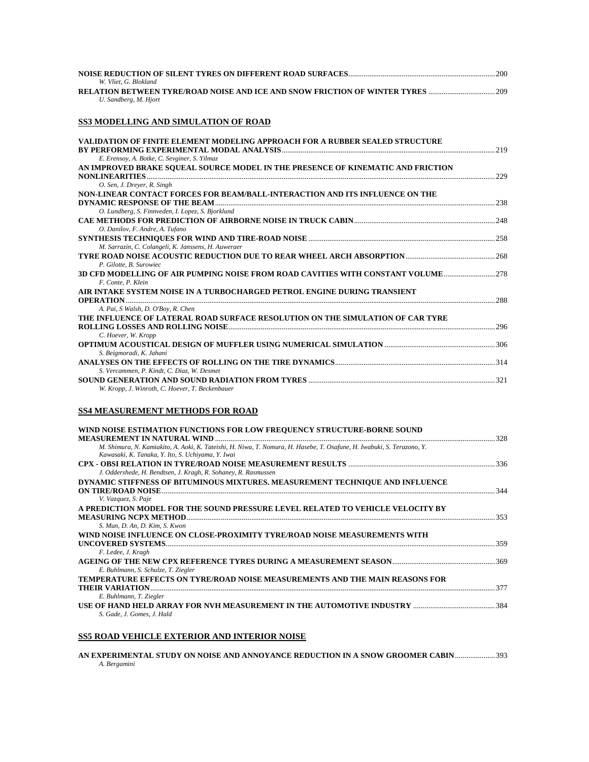**NOISE REDUCTION OF SILENT TYRES ON DIFFERENT ROAD SURFACES** ........................................ 200
*W. Vliet, G. Blokland*

**RELATION BETWEEN TYRE/ROAD NOISE AND ICE AND SNOW FRICTION OF WINTER TYRES** ........................................ 209
*U. Sandberg, M. Hjort*

## SS3 MODELLING AND SIMULATION OF ROAD

**VALIDATION OF FINITE ELEMENT MODELING APPROACH FOR A RUBBER SEALED STRUCTURE BY PERFORMING EXPERIMENTAL MODAL ANALYSIS** ........................................ 219
*E. Erensoy, A. Botke, C. Sevginer, S. Yilmaz*

**AN IMPROVED BRAKE SQUEAL SOURCE MODEL IN THE PRESENCE OF KINEMATIC AND FRICTION NONLINEARITIES** ........................................ 229
*O. Sen, J. Dreyer, R. Singh*

**NON-LINEAR CONTACT FORCES FOR BEAM/BALL-INTERACTION AND ITS INFLUENCE ON THE DYNAMIC RESPONSE OF THE BEAM** ........................................ 238
*O. Lundberg, S. Finnveden, I. Lopez, S. Bjorklund*

**CAE METHODS FOR PREDICTION OF AIRBORNE NOISE IN TRUCK CABIN** ........................................ 248
*O. Danilov, F. Andre, A. Tufano*

**SYNTHESIS TECHNIQUES FOR WIND AND TIRE-ROAD NOISE** ........................................ 258
*M. Sarrazin, C. Colangeli, K. Janssens, H. Auweraer*

**TYRE ROAD NOISE ACOUSTIC REDUCTION DUE TO REAR WHEEL ARCH ABSORPTION** ........................................ 268
*P. Gilotte, B. Surowiec*

**3D CFD MODELLING OF AIR PUMPING NOISE FROM ROAD CAVITIES WITH CONSTANT VOLUME** ........................................ 278
*F. Conte, P. Klein*

**AIR INTAKE SYSTEM NOISE IN A TURBOCHARGED PETROL ENGINE DURING TRANSIENT OPERATION** ........................................ 288
*A. Pai, S Walsh, D. O'Boy, R. Chen*

**THE INFLUENCE OF LATERAL ROAD SURFACE RESOLUTION ON THE SIMULATION OF CAR TYRE ROLLING LOSSES AND ROLLING NOISE** ........................................ 296
*C. Hoever, W. Kropp*

**OPTIMUM ACOUSTICAL DESIGN OF MUFFLER USING NUMERICAL SIMULATION** ........................................ 306
*S. Beigmoradi, K. Jahani*

**ANALYSES ON THE EFFECTS OF ROLLING ON THE TIRE DYNAMICS** ........................................ 314
*S. Vercammen, P. Kindt, C. Diaz, W. Desmet*

**SOUND GENERATION AND SOUND RADIATION FROM TYRES** ........................................ 321
*W. Kropp, J. Winroth, C. Hoever, T. Beckenbauer*

## SS4 MEASUREMENT METHODS FOR ROAD

**WIND NOISE ESTIMATION FUNCTIONS FOR LOW FREQUENCY STRUCTURE-BORNE SOUND MEASUREMENT IN NATURAL WIND** ........................................ 328
*M. Shimura, N. Kamiakito, A. Aoki, K. Tateishi, H. Niwa, T. Nomura, H. Hasebe, T. Osafune, H. Iwabuki, S. Terazono, Y. Kawasaki, K. Tanaka, Y. Ito, S. Uchiyama, Y. Iwai*

**CPX - OBSI RELATION IN TYRE/ROAD NOISE MEASUREMENT RESULTS** ........................................ 336
*J. Oddershede, H. Bendtsen, J. Kragh, R. Sohaney, R. Rasmussen*

**DYNAMIC STIFFNESS OF BITUMINOUS MIXTURES. MEASUREMENT TECHNIQUE AND INFLUENCE ON TIRE/ROAD NOISE** ........................................ 344
*V. Vazquez, S. Paje*

**A PREDICTION MODEL FOR THE SOUND PRESSURE LEVEL RELATED TO VEHICLE VELOCITY BY MEASURING NCPX METHOD** ........................................ 353
*S. Mun, D. An, D. Kim, S. Kwon*

**WIND NOISE INFLUENCE ON CLOSE-PROXIMITY TYRE/ROAD NOISE MEASUREMENTS WITH UNCOVERED SYSTEMS** ........................................ 359
*F. Ledee, J. Kragh*

**AGEING OF THE NEW CPX REFERENCE TYRES DURING A MEASUREMENT SEASON** ........................................ 369
*E. Buhlmann, S. Schulze, T. Ziegler*

**TEMPERATURE EFFECTS ON TYRE/ROAD NOISE MEASUREMENTS AND THE MAIN REASONS FOR THEIR VARIATION** ........................................ 377
*E. Buhlmann, T. Ziegler*

**USE OF HAND HELD ARRAY FOR NVH MEASUREMENT IN THE AUTOMOTIVE INDUSTRY** ........................................ 384
*S. Gade, J. Gomes, J. Hald*

## SS5 ROAD VEHICLE EXTERIOR AND INTERIOR NOISE

**AN EXPERIMENTAL STUDY ON NOISE AND ANNOYANCE REDUCTION IN A SNOW GROOMER CABIN** ........................................ 393
*A. Bergamini*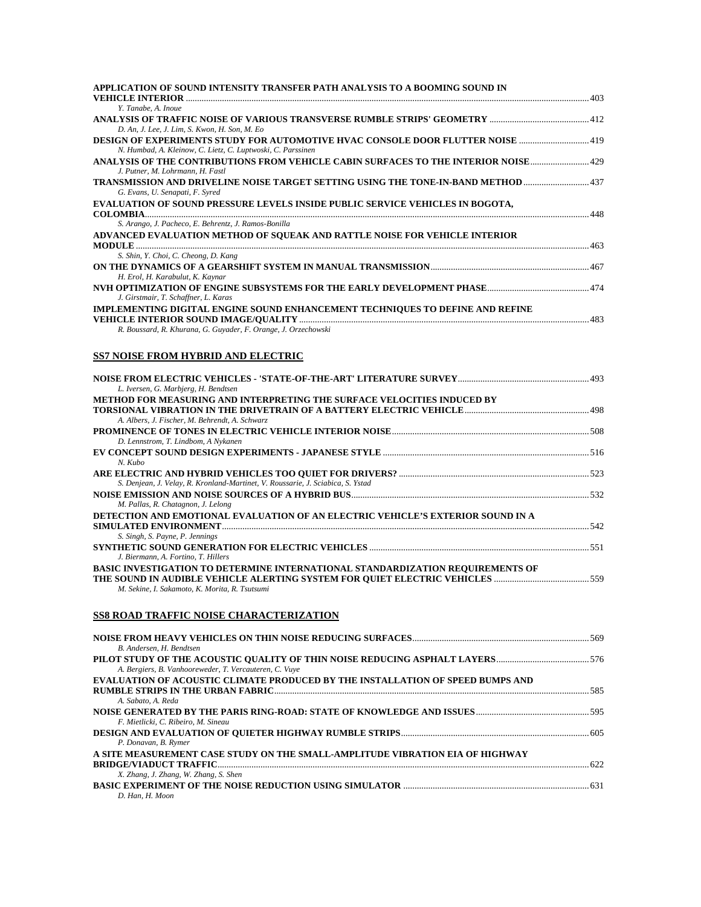**APPLICATION OF SOUND INTENSITY TRANSFER PATH ANALYSIS TO A BOOMING SOUND IN VEHICLE INTERIOR** ........ 403
*Y. Tanabe, A. Inoue*

**ANALYSIS OF TRAFFIC NOISE OF VARIOUS TRANSVERSE RUMBLE STRIPS' GEOMETRY** ........ 412
*D. An, J. Lee, J. Lim, S. Kwon, H. Son, M. Eo*

**DESIGN OF EXPERIMENTS STUDY FOR AUTOMOTIVE HVAC CONSOLE DOOR FLUTTER NOISE** ........ 419
*N. Humbad, A. Kleinow, C. Lietz, C. Luptwoski, C. Parssinen*

**ANALYSIS OF THE CONTRIBUTIONS FROM VEHICLE CABIN SURFACES TO THE INTERIOR NOISE** ........ 429
*J. Putner, M. Lohrmann, H. Fastl*

**TRANSMISSION AND DRIVELINE NOISE TARGET SETTING USING THE TONE-IN-BAND METHOD** ........ 437
*G. Evans, U. Senapati, F. Syred*

**EVALUATION OF SOUND PRESSURE LEVELS INSIDE PUBLIC SERVICE VEHICLES IN BOGOTA, COLOMBIA** ........ 448
*S. Arango, J. Pacheco, E. Behrentz, J. Ramos-Bonilla*

**ADVANCED EVALUATION METHOD OF SQUEAK AND RATTLE NOISE FOR VEHICLE INTERIOR MODULE** ........ 463
*S. Shin, Y. Choi, C. Cheong, D. Kang*

**ON THE DYNAMICS OF A GEARSHIFT SYSTEM IN MANUAL TRANSMISSION** ........ 467
*H. Erol, H. Karabulut, K. Kaynar*

**NVH OPTIMIZATION OF ENGINE SUBSYSTEMS FOR THE EARLY DEVELOPMENT PHASE** ........ 474
*J. Girstmair, T. Schaffner, L. Karas*

**IMPLEMENTING DIGITAL ENGINE SOUND ENHANCEMENT TECHNIQUES TO DEFINE AND REFINE VEHICLE INTERIOR SOUND IMAGE/QUALITY** ........ 483
*R. Boussard, R. Khurana, G. Guyader, F. Orange, J. Orzechowski*

## SS7 NOISE FROM HYBRID AND ELECTRIC

**NOISE FROM ELECTRIC VEHICLES - 'STATE-OF-THE-ART' LITERATURE SURVEY** ........ 493
*L. Iversen, G. Marbjerg, H. Bendtsen*

**METHOD FOR MEASURING AND INTERPRETING THE SURFACE VELOCITIES INDUCED BY TORSIONAL VIBRATION IN THE DRIVETRAIN OF A BATTERY ELECTRIC VEHICLE** ........ 498
*A. Albers, J. Fischer, M. Behrendt, A. Schwarz*

**PROMINENCE OF TONES IN ELECTRIC VEHICLE INTERIOR NOISE** ........ 508
*D. Lennstrom, T. Lindbom, A Nykanen*

**EV CONCEPT SOUND DESIGN EXPERIMENTS - JAPANESE STYLE** ........ 516
*N. Kubo*

**ARE ELECTRIC AND HYBRID VEHICLES TOO QUIET FOR DRIVERS?** ........ 523
*S. Denjean, J. Velay, R. Kronland-Martinet, V. Roussarie, J. Sciabica, S. Ystad*

**NOISE EMISSION AND NOISE SOURCES OF A HYBRID BUS** ........ 532
*M. Pallas, R. Chatagnon, J. Lelong*

**DETECTION AND EMOTIONAL EVALUATION OF AN ELECTRIC VEHICLE'S EXTERIOR SOUND IN A SIMULATED ENVIRONMENT** ........ 542
*S. Singh, S. Payne, P. Jennings*

**SYNTHETIC SOUND GENERATION FOR ELECTRIC VEHICLES** ........ 551
*J. Biermann, A. Fortino, T. Hillers*

**BASIC INVESTIGATION TO DETERMINE INTERNATIONAL STANDARDIZATION REQUIREMENTS OF THE SOUND IN AUDIBLE VEHICLE ALERTING SYSTEM FOR QUIET ELECTRIC VEHICLES** ........ 559
*M. Sekine, I. Sakamoto, K. Morita, R. Tsutsumi*

## SS8 ROAD TRAFFIC NOISE CHARACTERIZATION

**NOISE FROM HEAVY VEHICLES ON THIN NOISE REDUCING SURFACES** ........ 569
*B. Andersen, H. Bendtsen*

**PILOT STUDY OF THE ACOUSTIC QUALITY OF THIN NOISE REDUCING ASPHALT LAYERS** ........ 576
*A. Bergiers, B. Vanhooreweder, T. Vercauteren, C. Vuye*

**EVALUATION OF ACOUSTIC CLIMATE PRODUCED BY THE INSTALLATION OF SPEED BUMPS AND RUMBLE STRIPS IN THE URBAN FABRIC** ........ 585
*A. Sabato, A. Reda*

**NOISE GENERATED BY THE PARIS RING-ROAD: STATE OF KNOWLEDGE AND ISSUES** ........ 595
*F. Mietlicki, C. Ribeiro, M. Sineau*

**DESIGN AND EVALUATION OF QUIETER HIGHWAY RUMBLE STRIPS** ........ 605
*P. Donavan, B. Rymer*

**A SITE MEASUREMENT CASE STUDY ON THE SMALL-AMPLITUDE VIBRATION EIA OF HIGHWAY BRIDGE/VIADUCT TRAFFIC** ........ 622
*X. Zhang, J. Zhang, W. Zhang, S. Shen*

**BASIC EXPERIMENT OF THE NOISE REDUCTION USING SIMULATOR** ........ 631
*D. Han, H. Moon*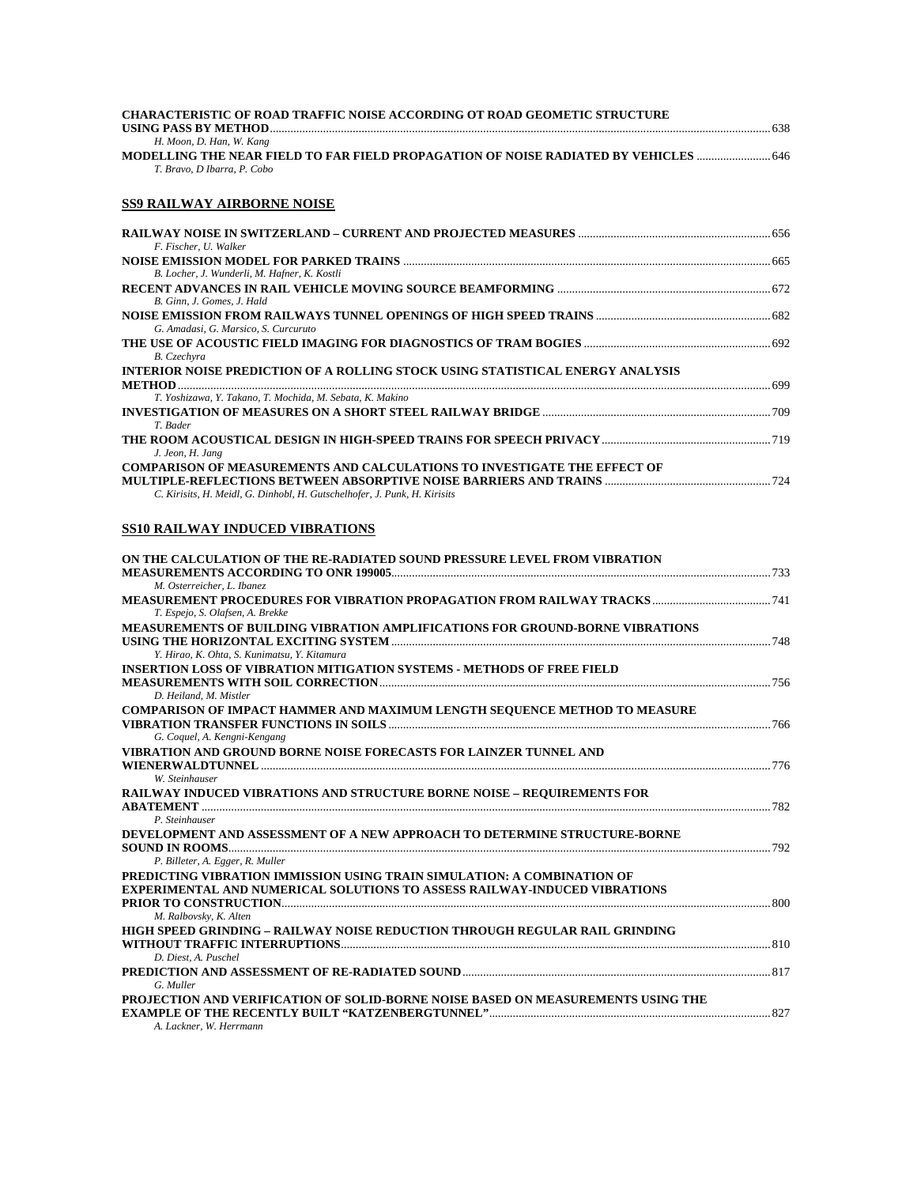**CHARACTERISTIC OF ROAD TRAFFIC NOISE ACCORDING OT ROAD GEOMETIC STRUCTURE USING PASS BY METHOD** ....... 638
*H. Moon, D. Han, W. Kang*

**MODELLING THE NEAR FIELD TO FAR FIELD PROPAGATION OF NOISE RADIATED BY VEHICLES** ....... 646
*T. Bravo, D Ibarra, P. Cobo*

## SS9 RAILWAY AIRBORNE NOISE

**RAILWAY NOISE IN SWITZERLAND – CURRENT AND PROJECTED MEASURES** ....... 656
*F. Fischer, U. Walker*

**NOISE EMISSION MODEL FOR PARKED TRAINS** ....... 665
*B. Locher, J. Wunderli, M. Hafner, K. Kostli*

**RECENT ADVANCES IN RAIL VEHICLE MOVING SOURCE BEAMFORMING** ....... 672
*B. Ginn, J. Gomes, J. Hald*

**NOISE EMISSION FROM RAILWAYS TUNNEL OPENINGS OF HIGH SPEED TRAINS** ....... 682
*G. Amadasi, G. Marsico, S. Curcuruto*

**THE USE OF ACOUSTIC FIELD IMAGING FOR DIAGNOSTICS OF TRAM BOGIES** ....... 692
*B. Czechyra*

**INTERIOR NOISE PREDICTION OF A ROLLING STOCK USING STATISTICAL ENERGY ANALYSIS METHOD** ....... 699
*T. Yoshizawa, Y. Takano, T. Mochida, M. Sebata, K. Makino*

**INVESTIGATION OF MEASURES ON A SHORT STEEL RAILWAY BRIDGE** ....... 709
*T. Bader*

**THE ROOM ACOUSTICAL DESIGN IN HIGH-SPEED TRAINS FOR SPEECH PRIVACY** ....... 719
*J. Jeon, H. Jang*

**COMPARISON OF MEASUREMENTS AND CALCULATIONS TO INVESTIGATE THE EFFECT OF MULTIPLE-REFLECTIONS BETWEEN ABSORPTIVE NOISE BARRIERS AND TRAINS** ....... 724
*C. Kirisits, H. Meidl, G. Dinhobl, H. Gutschelhofer, J. Punk, H. Kirisits*

## SS10 RAILWAY INDUCED VIBRATIONS

**ON THE CALCULATION OF THE RE-RADIATED SOUND PRESSURE LEVEL FROM VIBRATION MEASUREMENTS ACCORDING TO ONR 199005** ....... 733
*M. Osterreicher, L. Ibanez*

**MEASUREMENT PROCEDURES FOR VIBRATION PROPAGATION FROM RAILWAY TRACKS** ....... 741
*T. Espejo, S. Olafsen, A. Brekke*

**MEASUREMENTS OF BUILDING VIBRATION AMPLIFICATIONS FOR GROUND-BORNE VIBRATIONS USING THE HORIZONTAL EXCITING SYSTEM** ....... 748
*Y. Hirao, K. Ohta, S. Kunimatsu, Y. Kitamura*

**INSERTION LOSS OF VIBRATION MITIGATION SYSTEMS - METHODS OF FREE FIELD MEASUREMENTS WITH SOIL CORRECTION** ....... 756
*D. Heiland, M. Mistler*

**COMPARISON OF IMPACT HAMMER AND MAXIMUM LENGTH SEQUENCE METHOD TO MEASURE VIBRATION TRANSFER FUNCTIONS IN SOILS** ....... 766
*G. Coquel, A. Kengni-Kengang*

**VIBRATION AND GROUND BORNE NOISE FORECASTS FOR LAINZER TUNNEL AND WIENERWALDTUNNEL** ....... 776
*W. Steinhauser*

**RAILWAY INDUCED VIBRATIONS AND STRUCTURE BORNE NOISE – REQUIREMENTS FOR ABATEMENT** ....... 782
*P. Steinhauser*

**DEVELOPMENT AND ASSESSMENT OF A NEW APPROACH TO DETERMINE STRUCTURE-BORNE SOUND IN ROOMS** ....... 792
*P. Billeter, A. Egger, R. Muller*

**PREDICTING VIBRATION IMMISSION USING TRAIN SIMULATION: A COMBINATION OF EXPERIMENTAL AND NUMERICAL SOLUTIONS TO ASSESS RAILWAY-INDUCED VIBRATIONS PRIOR TO CONSTRUCTION** ....... 800
*M. Ralbovsky, K. Alten*

**HIGH SPEED GRINDING – RAILWAY NOISE REDUCTION THROUGH REGULAR RAIL GRINDING WITHOUT TRAFFIC INTERRUPTIONS** ....... 810
*D. Diest, A. Puschel*

**PREDICTION AND ASSESSMENT OF RE-RADIATED SOUND** ....... 817
*G. Muller*

**PROJECTION AND VERIFICATION OF SOLID-BORNE NOISE BASED ON MEASUREMENTS USING THE EXAMPLE OF THE RECENTLY BUILT "KATZENBERGTUNNEL"** ....... 827
*A. Lackner, W. Herrmann*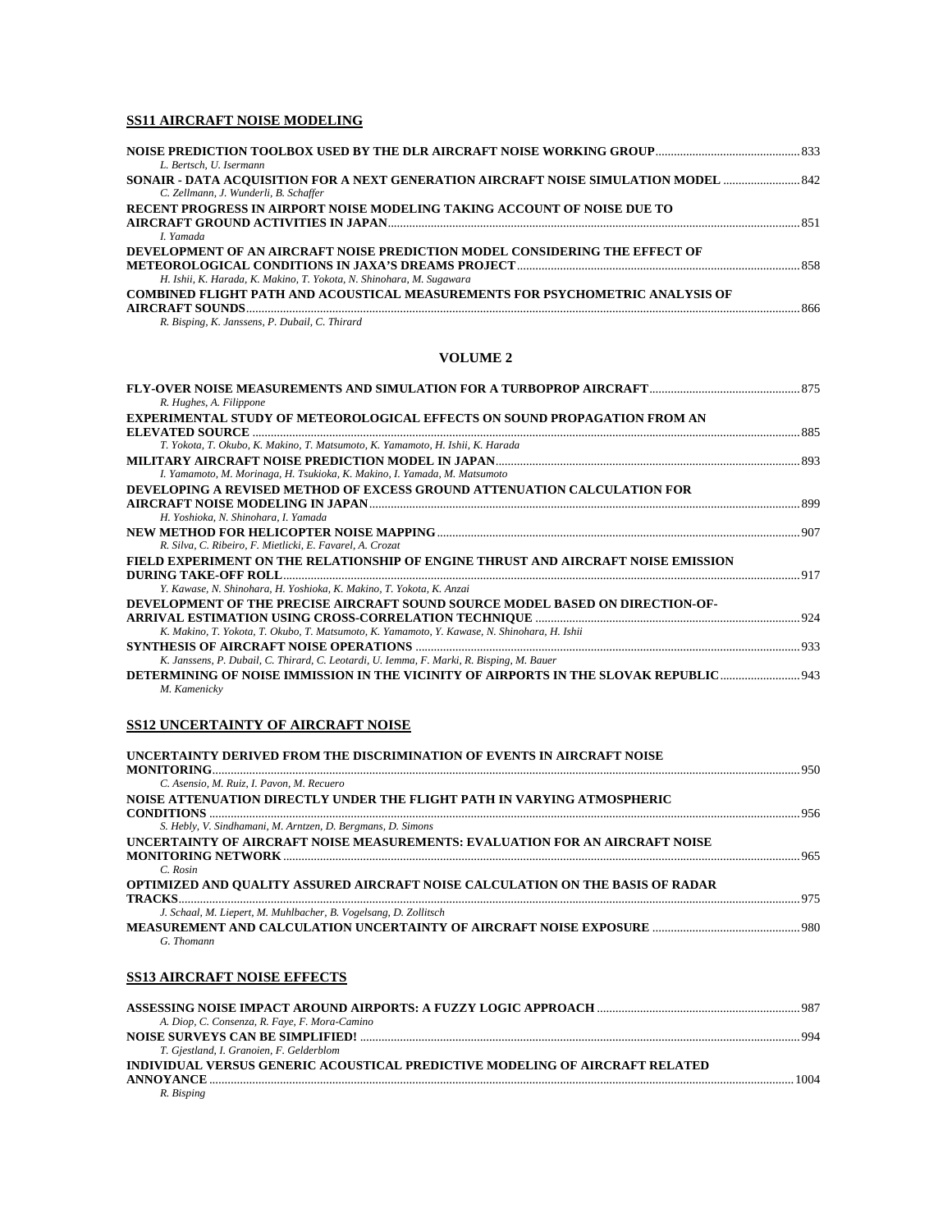## SS11 AIRCRAFT NOISE MODELING

**NOISE PREDICTION TOOLBOX USED BY THE DLR AIRCRAFT NOISE WORKING GROUP** ............ 833
*L. Bertsch, U. Isermann*

**SONAIR - DATA ACQUISITION FOR A NEXT GENERATION AIRCRAFT NOISE SIMULATION MODEL** ............ 842
*C. Zellmann, J. Wunderli, B. Schaffer*

**RECENT PROGRESS IN AIRPORT NOISE MODELING TAKING ACCOUNT OF NOISE DUE TO AIRCRAFT GROUND ACTIVITIES IN JAPAN** ............ 851
*I. Yamada*

**DEVELOPMENT OF AN AIRCRAFT NOISE PREDICTION MODEL CONSIDERING THE EFFECT OF METEOROLOGICAL CONDITIONS IN JAXA'S DREAMS PROJECT** ............ 858
*H. Ishii, K. Harada, K. Makino, T. Yokota, N. Shinohara, M. Sugawara*

**COMBINED FLIGHT PATH AND ACOUSTICAL MEASUREMENTS FOR PSYCHOMETRIC ANALYSIS OF AIRCRAFT SOUNDS** ............ 866
*R. Bisping, K. Janssens, P. Dubail, C. Thirard*

## VOLUME 2

**FLY-OVER NOISE MEASUREMENTS AND SIMULATION FOR A TURBOPROP AIRCRAFT** ............ 875
*R. Hughes, A. Filippone*

**EXPERIMENTAL STUDY OF METEOROLOGICAL EFFECTS ON SOUND PROPAGATION FROM AN ELEVATED SOURCE** ............ 885
*T. Yokota, T. Okubo, K. Makino, T. Matsumoto, K. Yamamoto, H. Ishii, K. Harada*

**MILITARY AIRCRAFT NOISE PREDICTION MODEL IN JAPAN** ............ 893
*I. Yamamoto, M. Morinaga, H. Tsukioka, K. Makino, I. Yamada, M. Matsumoto*

**DEVELOPING A REVISED METHOD OF EXCESS GROUND ATTENUATION CALCULATION FOR AIRCRAFT NOISE MODELING IN JAPAN** ............ 899
*H. Yoshioka, N. Shinohara, I. Yamada*

**NEW METHOD FOR HELICOPTER NOISE MAPPING** ............ 907
*R. Silva, C. Ribeiro, F. Mietlicki, E. Favarel, A. Crozat*

**FIELD EXPERIMENT ON THE RELATIONSHIP OF ENGINE THRUST AND AIRCRAFT NOISE EMISSION DURING TAKE-OFF ROLL** ............ 917
*Y. Kawase, N. Shinohara, H. Yoshioka, K. Makino, T. Yokota, K. Anzai*

**DEVELOPMENT OF THE PRECISE AIRCRAFT SOUND SOURCE MODEL BASED ON DIRECTION-OF-ARRIVAL ESTIMATION USING CROSS-CORRELATION TECHNIQUE** ............ 924
*K. Makino, T. Yokota, T. Okubo, T. Matsumoto, K. Yamamoto, Y. Kawase, N. Shinohara, H. Ishii*

**SYNTHESIS OF AIRCRAFT NOISE OPERATIONS** ............ 933
*K. Janssens, P. Dubail, C. Thirard, C. Leotardi, U. Iemma, F. Marki, R. Bisping, M. Bauer*

**DETERMINING OF NOISE IMMISSION IN THE VICINITY OF AIRPORTS IN THE SLOVAK REPUBLIC** ............ 943
*M. Kamenicky*

## SS12 UNCERTAINTY OF AIRCRAFT NOISE

**UNCERTAINTY DERIVED FROM THE DISCRIMINATION OF EVENTS IN AIRCRAFT NOISE MONITORING** ............ 950
*C. Asensio, M. Ruiz, I. Pavon, M. Recuero*

**NOISE ATTENUATION DIRECTLY UNDER THE FLIGHT PATH IN VARYING ATMOSPHERIC CONDITIONS** ............ 956
*S. Hebly, V. Sindhamani, M. Arntzen, D. Bergmans, D. Simons*

**UNCERTAINTY OF AIRCRAFT NOISE MEASUREMENTS: EVALUATION FOR AN AIRCRAFT NOISE MONITORING NETWORK** ............ 965
*C. Rosin*

**OPTIMIZED AND QUALITY ASSURED AIRCRAFT NOISE CALCULATION ON THE BASIS OF RADAR TRACKS** ............ 975
*J. Schaal, M. Liepert, M. Muhlbacher, B. Vogelsang, D. Zollitsch*

**MEASUREMENT AND CALCULATION UNCERTAINTY OF AIRCRAFT NOISE EXPOSURE** ............ 980
*G. Thomann*

## SS13 AIRCRAFT NOISE EFFECTS

**ASSESSING NOISE IMPACT AROUND AIRPORTS: A FUZZY LOGIC APPROACH** ............ 987
*A. Diop, C. Consenza, R. Faye, F. Mora-Camino*

**NOISE SURVEYS CAN BE SIMPLIFIED!** ............ 994
*T. Gjestland, I. Granoien, F. Gelderblom*

**INDIVIDUAL VERSUS GENERIC ACOUSTICAL PREDICTIVE MODELING OF AIRCRAFT RELATED ANNOYANCE** ............ 1004
*R. Bisping*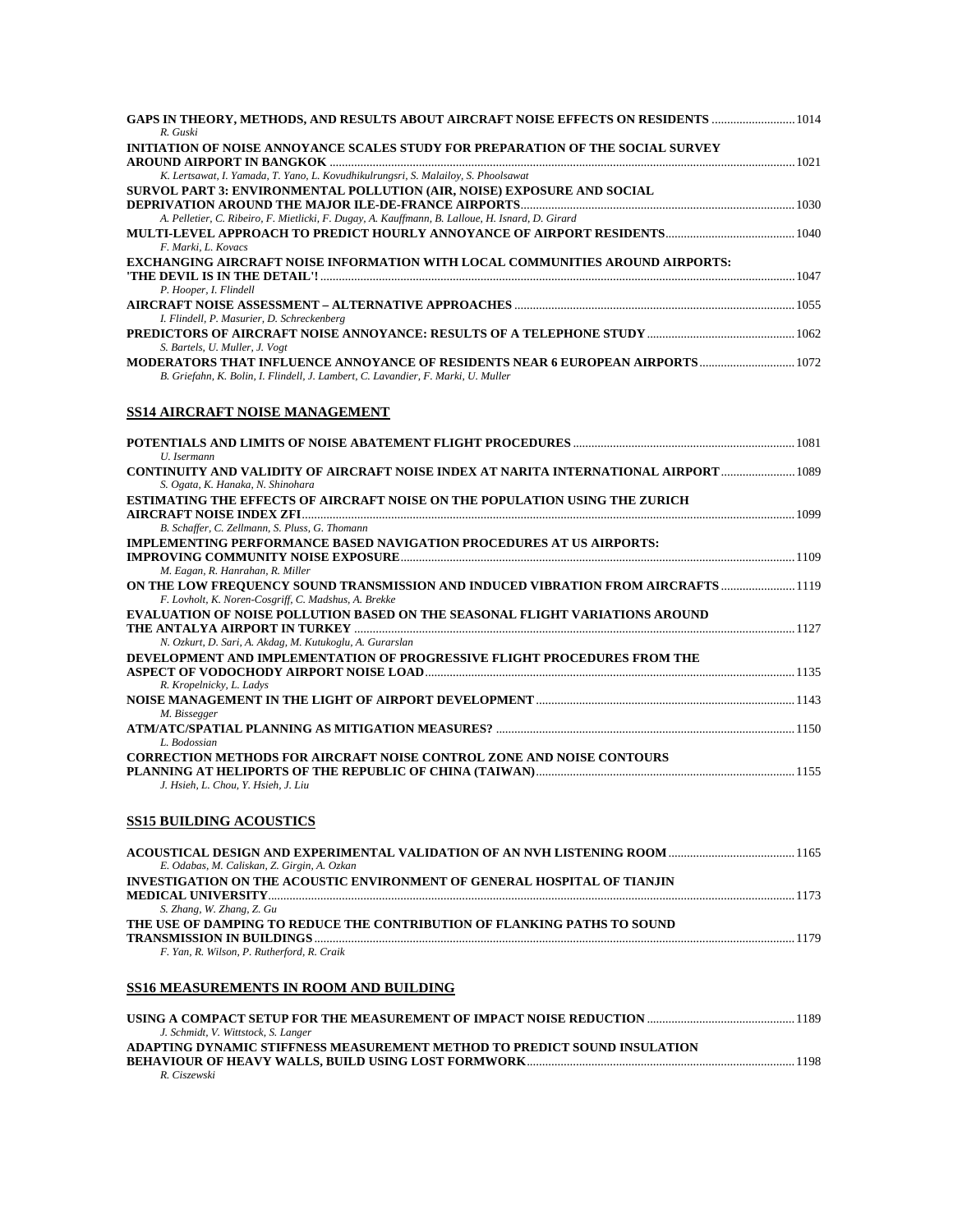**GAPS IN THEORY, METHODS, AND RESULTS ABOUT AIRCRAFT NOISE EFFECTS ON RESIDENTS** .......................... 1014
*R. Guski*

**INITIATION OF NOISE ANNOYANCE SCALES STUDY FOR PREPARATION OF THE SOCIAL SURVEY AROUND AIRPORT IN BANGKOK** .......................... 1021
*K. Lertsawat, I. Yamada, T. Yano, L. Kovudhikulrungsri, S. Malailoy, S. Phoolsawat*

**SURVOL PART 3: ENVIRONMENTAL POLLUTION (AIR, NOISE) EXPOSURE AND SOCIAL DEPRIVATION AROUND THE MAJOR ILE-DE-FRANCE AIRPORTS** .......................... 1030
*A. Pelletier, C. Ribeiro, F. Mietlicki, F. Dugay, A. Kauffmann, B. Lalloue, H. Isnard, D. Girard*

**MULTI-LEVEL APPROACH TO PREDICT HOURLY ANNOYANCE OF AIRPORT RESIDENTS** .......................... 1040
*F. Marki, L. Kovacs*

**EXCHANGING AIRCRAFT NOISE INFORMATION WITH LOCAL COMMUNITIES AROUND AIRPORTS: 'THE DEVIL IS IN THE DETAIL'!** .......................... 1047
*P. Hooper, I. Flindell*

**AIRCRAFT NOISE ASSESSMENT – ALTERNATIVE APPROACHES** .......................... 1055
*I. Flindell, P. Masurier, D. Schreckenberg*

**PREDICTORS OF AIRCRAFT NOISE ANNOYANCE: RESULTS OF A TELEPHONE STUDY** .......................... 1062
*S. Bartels, U. Muller, J. Vogt*

**MODERATORS THAT INFLUENCE ANNOYANCE OF RESIDENTS NEAR 6 EUROPEAN AIRPORTS** .......................... 1072
*B. Griefahn, K. Bolin, I. Flindell, J. Lambert, C. Lavandier, F. Marki, U. Muller*

## SS14 AIRCRAFT NOISE MANAGEMENT

**POTENTIALS AND LIMITS OF NOISE ABATEMENT FLIGHT PROCEDURES** .......................... 1081
*U. Isermann*

**CONTINUITY AND VALIDITY OF AIRCRAFT NOISE INDEX AT NARITA INTERNATIONAL AIRPORT** .......................... 1089
*S. Ogata, K. Hanaka, N. Shinohara*

**ESTIMATING THE EFFECTS OF AIRCRAFT NOISE ON THE POPULATION USING THE ZURICH AIRCRAFT NOISE INDEX ZFI** .......................... 1099
*B. Schaffer, C. Zellmann, S. Pluss, G. Thomann*

**IMPLEMENTING PERFORMANCE BASED NAVIGATION PROCEDURES AT US AIRPORTS: IMPROVING COMMUNITY NOISE EXPOSURE** .......................... 1109
*M. Eagan, R. Hanrahan, R. Miller*

**ON THE LOW FREQUENCY SOUND TRANSMISSION AND INDUCED VIBRATION FROM AIRCRAFTS** .......................... 1119
*F. Lovholt, K. Noren-Cosgriff, C. Madshus, A. Brekke*

**EVALUATION OF NOISE POLLUTION BASED ON THE SEASONAL FLIGHT VARIATIONS AROUND THE ANTALYA AIRPORT IN TURKEY** .......................... 1127
*N. Ozkurt, D. Sari, A. Akdag, M. Kutukoglu, A. Gurarslan*

**DEVELOPMENT AND IMPLEMENTATION OF PROGRESSIVE FLIGHT PROCEDURES FROM THE ASPECT OF VODOCHODY AIRPORT NOISE LOAD** .......................... 1135
*R. Kropelnicky, L. Ladys*

**NOISE MANAGEMENT IN THE LIGHT OF AIRPORT DEVELOPMENT** .......................... 1143
*M. Bissegger*

**ATM/ATC/SPATIAL PLANNING AS MITIGATION MEASURES?** .......................... 1150
*L. Bodossian*

**CORRECTION METHODS FOR AIRCRAFT NOISE CONTROL ZONE AND NOISE CONTOURS PLANNING AT HELIPORTS OF THE REPUBLIC OF CHINA (TAIWAN)** .......................... 1155
*J. Hsieh, L. Chou, Y. Hsieh, J. Liu*

## SS15 BUILDING ACOUSTICS

**ACOUSTICAL DESIGN AND EXPERIMENTAL VALIDATION OF AN NVH LISTENING ROOM** .......................... 1165
*E. Odabas, M. Caliskan, Z. Girgin, A. Ozkan*

**INVESTIGATION ON THE ACOUSTIC ENVIRONMENT OF GENERAL HOSPITAL OF TIANJIN MEDICAL UNIVERSITY** .......................... 1173
*S. Zhang, W. Zhang, Z. Gu*

**THE USE OF DAMPING TO REDUCE THE CONTRIBUTION OF FLANKING PATHS TO SOUND TRANSMISSION IN BUILDINGS** .......................... 1179
*F. Yan, R. Wilson, P. Rutherford, R. Craik*

## SS16 MEASUREMENTS IN ROOM AND BUILDING

**USING A COMPACT SETUP FOR THE MEASUREMENT OF IMPACT NOISE REDUCTION** .......................... 1189
*J. Schmidt, V. Wittstock, S. Langer*

**ADAPTING DYNAMIC STIFFNESS MEASUREMENT METHOD TO PREDICT SOUND INSULATION BEHAVIOUR OF HEAVY WALLS, BUILD USING LOST FORMWORK** .......................... 1198
*R. Ciszewski*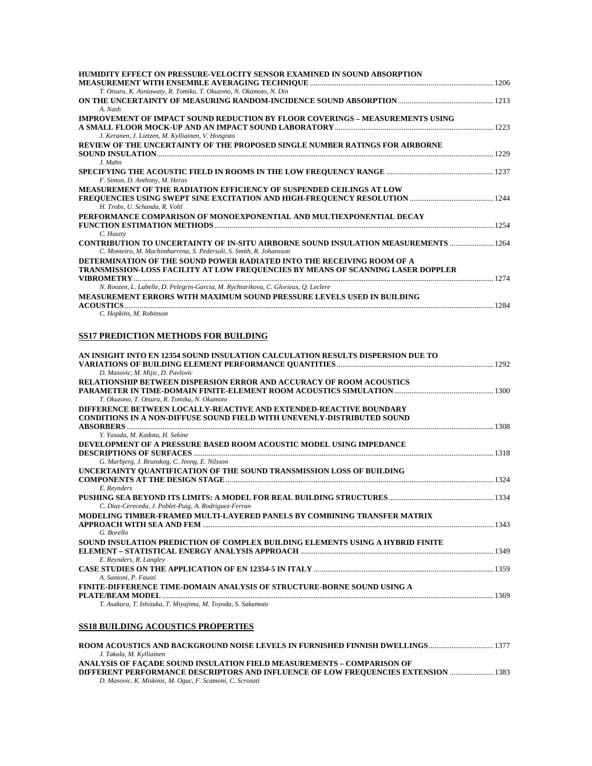**HUMIDITY EFFECT ON PRESSURE-VELOCITY SENSOR EXAMINED IN SOUND ABSORPTION MEASUREMENT WITH ENSEMBLE AVERAGING TECHNIQUE** ........ 1206
*T. Otsuru, K. Asniawaty, R. Tomiku, T. Okuzono, N. Okamoto, N. Din*

**ON THE UNCERTAINTY OF MEASURING RANDOM-INCIDENCE SOUND ABSORPTION** ........ 1213
*A. Nash*

**IMPROVEMENT OF IMPACT SOUND REDUCTION BY FLOOR COVERINGS – MEASUREMENTS USING A SMALL FLOOR MOCK-UP AND AN IMPACT SOUND LABORATORY** ........ 1223
*J. Keranen, J. Lietzen, M. Kylliainen, V. Hongisto*

**REVIEW OF THE UNCERTAINTY OF THE PROPOSED SINGLE NUMBER RATINGS FOR AIRBORNE SOUND INSULATION** ........ 1229
*J. Mahn*

**SPECIFYING THE ACOUSTIC FIELD IN ROOMS IN THE LOW FREQUENCY RANGE** ........ 1237
*F. Simon, D. Anthony, M. Heras*

**MEASUREMENT OF THE RADIATION EFFICIENCY OF SUSPENDED CEILINGS AT LOW FREQUENCIES USING SWEPT SINE EXCITATION AND HIGH-FREQUENCY RESOLUTION** ........ 1244
*H. Trobs, U. Schanda, R. Voltl*

**PERFORMANCE COMPARISON OF MONOEXPONENTIAL AND MULTIEXPONENTIAL DECAY FUNCTION ESTIMATION METHODS** ........ 1254
*C. Huszty*

**CONTRIBUTION TO UNCERTAINTY OF IN-SITU AIRBORNE SOUND INSULATION MEASUREMENTS** ........ 1264
*C. Monteiro, M. Machimbarrena, S. Pedersoli, S. Smith, R. Johansson*

**DETERMINATION OF THE SOUND POWER RADIATED INTO THE RECEIVING ROOM OF A TRANSMISSION-LOSS FACILITY AT LOW FREQUENCIES BY MEANS OF SCANNING LASER DOPPLER VIBROMETRY** ........ 1274
*N. Roozen, L. Labelle, D. Pelegrin-Garcia, M. Rychtarikova, C. Glorieux, Q. Leclere*

**MEASUREMENT ERRORS WITH MAXIMUM SOUND PRESSURE LEVELS USED IN BUILDING ACOUSTICS** ........ 1284
*C. Hopkins, M. Robinson*

## SS17 PREDICTION METHODS FOR BUILDING

**AN INSIGHT INTO EN 12354 SOUND INSULATION CALCULATION RESULTS DISPERSION DUE TO VARIATIONS OF BUILDING ELEMENT PERFORMANCE QUANTITIES** ........ 1292
*D. Masovic, M. Mijic, D. Pavlovic*

**RELATIONSHIP BETWEEN DISPERSION ERROR AND ACCURACY OF ROOM ACOUSTICS PARAMETER IN TIME-DOMAIN FINITE-ELEMENT ROOM ACOUSTICS SIMULATION** ........ 1300
*T. Okuzono, T. Otsuru, R. Tomiku, N. Okamoto*

**DIFFERENCE BETWEEN LOCALLY-REACTIVE AND EXTENDED-REACTIVE BOUNDARY CONDITIONS IN A NON-DIFFUSE SOUND FIELD WITH UNEVENLY-DISTRIBUTED SOUND ABSORBERS** ........ 1308
*Y. Yasuda, M. Kadota, H. Sekine*

**DEVELOPMENT OF A PRESSURE BASED ROOM ACOUSTIC MODEL USING IMPEDANCE DESCRIPTIONS OF SURFACES** ........ 1318
*G. Marbjerg, J. Brunskog, C. Jeong, E. Nilsson*

**UNCERTAINTY QUANTIFICATION OF THE SOUND TRANSMISSION LOSS OF BUILDING COMPONENTS AT THE DESIGN STAGE** ........ 1324
*E. Reynders*

**PUSHING SEA BEYOND ITS LIMITS: A MODEL FOR REAL BUILDING STRUCTURES** ........ 1334
*C. Diaz-Cereceda, J. Poblet-Puig, A. Rodriguez-Ferran*

**MODELING TIMBER-FRAMED MULTI-LAYERED PANELS BY COMBINING TRANSFER MATRIX APPROACH WITH SEA AND FEM** ........ 1343
*G. Borello*

**SOUND INSULATION PREDICTION OF COMPLEX BUILDING ELEMENTS USING A HYBRID FINITE ELEMENT – STATISTICAL ENERGY ANALYSIS APPROACH** ........ 1349
*E. Reynders, R. Langley*

**CASE STUDIES ON THE APPLICATION OF EN 12354-5 IN ITALY** ........ 1359
*A. Santoni, P. Fausti*

**FINITE-DIFFERENCE TIME-DOMAIN ANALYSIS OF STRUCTURE-BORNE SOUND USING A PLATE/BEAM MODEL** ........ 1369
*T. Asakura, T. Ishizuka, T. Miyajima, M. Toyoda, S. Sakamoto*

## SS18 BUILDING ACOUSTICS PROPERTIES

**ROOM ACOUSTICS AND BACKGROUND NOISE LEVELS IN FURNISHED FINNISH DWELLINGS** ........ 1377
*J. Takala, M. Kylliainen*

**ANALYSIS OF FAÇADE SOUND INSULATION FIELD MEASUREMENTS – COMPARISON OF DIFFERENT PERFORMANCE DESCRIPTORS AND INFLUENCE OF LOW FREQUENCIES EXTENSION** ........ 1383
*D. Masovic, K. Miskinis, M. Oguc, F. Scamoni, C. Scrosati*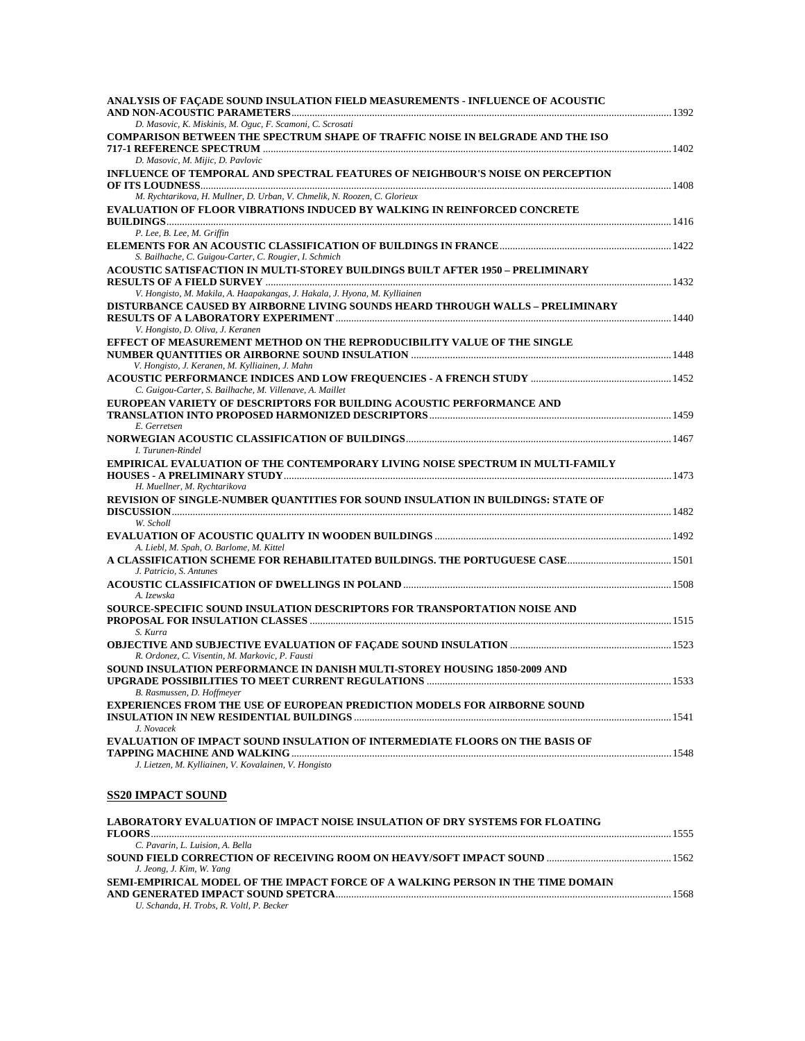**ANALYSIS OF FAÇADE SOUND INSULATION FIELD MEASUREMENTS - INFLUENCE OF ACOUSTIC AND NON-ACOUSTIC PARAMETERS** ........ 1392
*D. Masovic, K. Miskinis, M. Oguc, F. Scamoni, C. Scrosati*

**COMPARISON BETWEEN THE SPECTRUM SHAPE OF TRAFFIC NOISE IN BELGRADE AND THE ISO 717-1 REFERENCE SPECTRUM** ........ 1402
*D. Masovic, M. Mijic, D. Pavlovic*

**INFLUENCE OF TEMPORAL AND SPECTRAL FEATURES OF NEIGHBOUR'S NOISE ON PERCEPTION OF ITS LOUDNESS** ........ 1408
*M. Rychtarikova, H. Mullner, D. Urban, V. Chmelik, N. Roozen, C. Glorieux*

**EVALUATION OF FLOOR VIBRATIONS INDUCED BY WALKING IN REINFORCED CONCRETE BUILDINGS** ........ 1416
*P. Lee, B. Lee, M. Griffin*

**ELEMENTS FOR AN ACOUSTIC CLASSIFICATION OF BUILDINGS IN FRANCE** ........ 1422
*S. Bailhache, C. Guigou-Carter, C. Rougier, I. Schmich*

**ACOUSTIC SATISFACTION IN MULTI-STOREY BUILDINGS BUILT AFTER 1950 – PRELIMINARY RESULTS OF A FIELD SURVEY** ........ 1432
*V. Hongisto, M. Makila, A. Haapakangas, J. Hakala, J. Hyona, M. Kylliainen*

**DISTURBANCE CAUSED BY AIRBORNE LIVING SOUNDS HEARD THROUGH WALLS – PRELIMINARY RESULTS OF A LABORATORY EXPERIMENT** ........ 1440
*V. Hongisto, D. Oliva, J. Keranen*

**EFFECT OF MEASUREMENT METHOD ON THE REPRODUCIBILITY VALUE OF THE SINGLE NUMBER QUANTITIES OR AIRBORNE SOUND INSULATION** ........ 1448
*V. Hongisto, J. Keranen, M. Kylliainen, J. Mahn*

**ACOUSTIC PERFORMANCE INDICES AND LOW FREQUENCIES - A FRENCH STUDY** ........ 1452
*C. Guigou-Carter, S. Bailhache, M. Villenave, A. Maillet*

**EUROPEAN VARIETY OF DESCRIPTORS FOR BUILDING ACOUSTIC PERFORMANCE AND TRANSLATION INTO PROPOSED HARMONIZED DESCRIPTORS** ........ 1459
*E. Gerretsen*

**NORWEGIAN ACOUSTIC CLASSIFICATION OF BUILDINGS** ........ 1467
*I. Turunen-Rindel*

**EMPIRICAL EVALUATION OF THE CONTEMPORARY LIVING NOISE SPECTRUM IN MULTI-FAMILY HOUSES - A PRELIMINARY STUDY** ........ 1473
*H. Muellner, M. Rychtarikova*

**REVISION OF SINGLE-NUMBER QUANTITIES FOR SOUND INSULATION IN BUILDINGS: STATE OF DISCUSSION** ........ 1482
*W. Scholl*

**EVALUATION OF ACOUSTIC QUALITY IN WOODEN BUILDINGS** ........ 1492
*A. Liebl, M. Spah, O. Barlome, M. Kittel*

**A CLASSIFICATION SCHEME FOR REHABILITATED BUILDINGS. THE PORTUGUESE CASE** ........ 1501
*J. Patricio, S. Antunes*

**ACOUSTIC CLASSIFICATION OF DWELLINGS IN POLAND** ........ 1508
*A. Izewska*

**SOURCE-SPECIFIC SOUND INSULATION DESCRIPTORS FOR TRANSPORTATION NOISE AND PROPOSAL FOR INSULATION CLASSES** ........ 1515
*S. Kurra*

**OBJECTIVE AND SUBJECTIVE EVALUATION OF FAÇADE SOUND INSULATION** ........ 1523
*R. Ordonez, C. Visentin, M. Markovic, P. Fausti*

**SOUND INSULATION PERFORMANCE IN DANISH MULTI-STOREY HOUSING 1850-2009 AND UPGRADE POSSIBILITIES TO MEET CURRENT REGULATIONS** ........ 1533
*B. Rasmussen, D. Hoffmeyer*

**EXPERIENCES FROM THE USE OF EUROPEAN PREDICTION MODELS FOR AIRBORNE SOUND INSULATION IN NEW RESIDENTIAL BUILDINGS** ........ 1541
*J. Novacek*

**EVALUATION OF IMPACT SOUND INSULATION OF INTERMEDIATE FLOORS ON THE BASIS OF TAPPING MACHINE AND WALKING** ........ 1548
*J. Lietzen, M. Kylliainen, V. Kovalainen, V. Hongisto*

## SS20 IMPACT SOUND

**LABORATORY EVALUATION OF IMPACT NOISE INSULATION OF DRY SYSTEMS FOR FLOATING FLOORS** ........ 1555
*C. Pavarin, L. Luision, A. Bella*

**SOUND FIELD CORRECTION OF RECEIVING ROOM ON HEAVY/SOFT IMPACT SOUND** ........ 1562
*J. Jeong, J. Kim, W. Yang*

**SEMI-EMPIRICAL MODEL OF THE IMPACT FORCE OF A WALKING PERSON IN THE TIME DOMAIN AND GENERATED IMPACT SOUND SPETCRA** ........ 1568
*U. Schanda, H. Trobs, R. Voltl, P. Becker*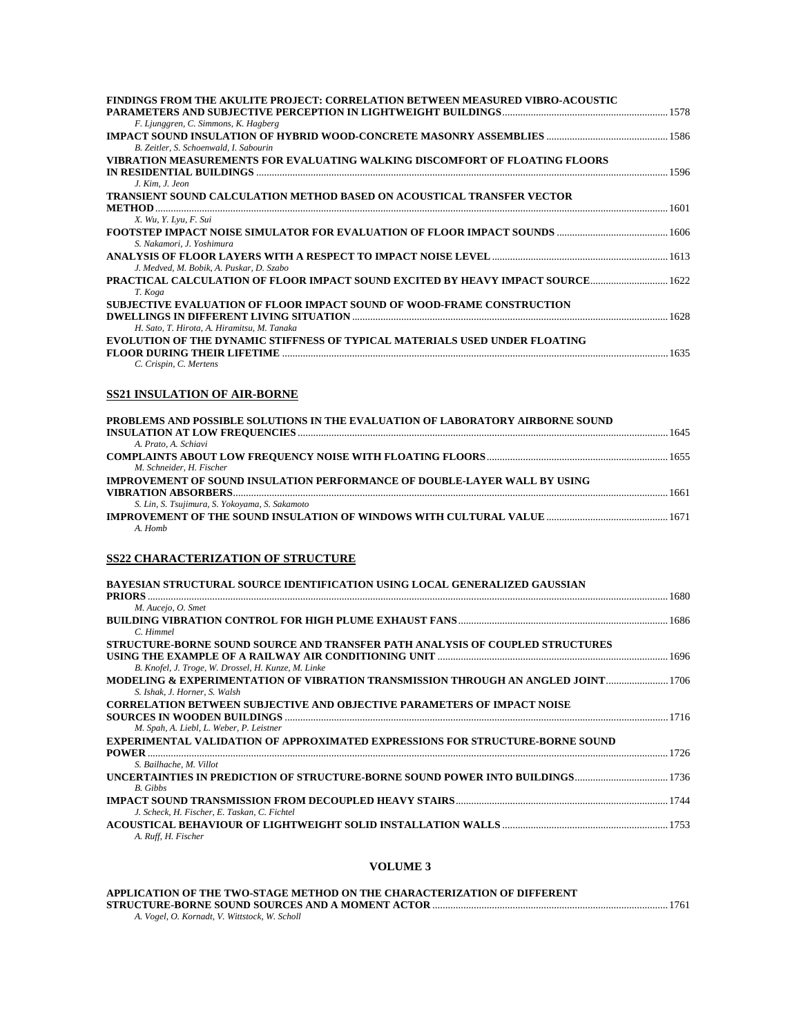**FINDINGS FROM THE AKULITE PROJECT: CORRELATION BETWEEN MEASURED VIBRO-ACOUSTIC PARAMETERS AND SUBJECTIVE PERCEPTION IN LIGHTWEIGHT BUILDINGS** ............ 1578
*F. Ljunggren, C. Simmons, K. Hagberg*

**IMPACT SOUND INSULATION OF HYBRID WOOD-CONCRETE MASONRY ASSEMBLIES** ............ 1586
*B. Zeitler, S. Schoenwald, I. Sabourin*

**VIBRATION MEASUREMENTS FOR EVALUATING WALKING DISCOMFORT OF FLOATING FLOORS IN RESIDENTIAL BUILDINGS** ............ 1596
*J. Kim, J. Jeon*

**TRANSIENT SOUND CALCULATION METHOD BASED ON ACOUSTICAL TRANSFER VECTOR METHOD** ............ 1601
*X. Wu, Y. Lyu, F. Sui*

**FOOTSTEP IMPACT NOISE SIMULATOR FOR EVALUATION OF FLOOR IMPACT SOUNDS** ............ 1606
*S. Nakamori, J. Yoshimura*

**ANALYSIS OF FLOOR LAYERS WITH A RESPECT TO IMPACT NOISE LEVEL** ............ 1613
*J. Medved, M. Bobik, A. Puskar, D. Szabo*

**PRACTICAL CALCULATION OF FLOOR IMPACT SOUND EXCITED BY HEAVY IMPACT SOURCE** ............ 1622
*T. Koga*

**SUBJECTIVE EVALUATION OF FLOOR IMPACT SOUND OF WOOD-FRAME CONSTRUCTION DWELLINGS IN DIFFERENT LIVING SITUATION** ............ 1628
*H. Sato, T. Hirota, A. Hiramitsu, M. Tanaka*

**EVOLUTION OF THE DYNAMIC STIFFNESS OF TYPICAL MATERIALS USED UNDER FLOATING FLOOR DURING THEIR LIFETIME** ............ 1635
*C. Crispin, C. Mertens*

## SS21 INSULATION OF AIR-BORNE

**PROBLEMS AND POSSIBLE SOLUTIONS IN THE EVALUATION OF LABORATORY AIRBORNE SOUND INSULATION AT LOW FREQUENCIES** ............ 1645
*A. Prato, A. Schiavi*

**COMPLAINTS ABOUT LOW FREQUENCY NOISE WITH FLOATING FLOORS** ............ 1655
*M. Schneider, H. Fischer*

**IMPROVEMENT OF SOUND INSULATION PERFORMANCE OF DOUBLE-LAYER WALL BY USING VIBRATION ABSORBERS** ............ 1661
*S. Lin, S. Tsujimura, S. Yokoyama, S. Sakamoto*

**IMPROVEMENT OF THE SOUND INSULATION OF WINDOWS WITH CULTURAL VALUE** ............ 1671
*A. Homb*

## SS22 CHARACTERIZATION OF STRUCTURE

**BAYESIAN STRUCTURAL SOURCE IDENTIFICATION USING LOCAL GENERALIZED GAUSSIAN PRIORS** ............ 1680
*M. Aucejo, O. Smet*

**BUILDING VIBRATION CONTROL FOR HIGH PLUME EXHAUST FANS** ............ 1686
*C. Himmel*

**STRUCTURE-BORNE SOUND SOURCE AND TRANSFER PATH ANALYSIS OF COUPLED STRUCTURES USING THE EXAMPLE OF A RAILWAY AIR CONDITIONING UNIT** ............ 1696
*B. Knofel, J. Troge, W. Drossel, H. Kunze, M. Linke*

**MODELING & EXPERIMENTATION OF VIBRATION TRANSMISSION THROUGH AN ANGLED JOINT** ............ 1706
*S. Ishak, J. Horner, S. Walsh*

**CORRELATION BETWEEN SUBJECTIVE AND OBJECTIVE PARAMETERS OF IMPACT NOISE SOURCES IN WOODEN BUILDINGS** ............ 1716
*M. Spah, A. Liebl, L. Weber, P. Leistner*

**EXPERIMENTAL VALIDATION OF APPROXIMATED EXPRESSIONS FOR STRUCTURE-BORNE SOUND POWER** ............ 1726
*S. Bailhache, M. Villot*

**UNCERTAINTIES IN PREDICTION OF STRUCTURE-BORNE SOUND POWER INTO BUILDINGS** ............ 1736
*B. Gibbs*

**IMPACT SOUND TRANSMISSION FROM DECOUPLED HEAVY STAIRS** ............ 1744
*J. Scheck, H. Fischer, E. Taskan, C. Fichtel*

**ACOUSTICAL BEHAVIOUR OF LIGHTWEIGHT SOLID INSTALLATION WALLS** ............ 1753
*A. Ruff, H. Fischer*

### VOLUME 3

**APPLICATION OF THE TWO-STAGE METHOD ON THE CHARACTERIZATION OF DIFFERENT STRUCTURE-BORNE SOUND SOURCES AND A MOMENT ACTOR** ............ 1761
*A. Vogel, O. Kornadt, V. Wittstock, W. Scholl*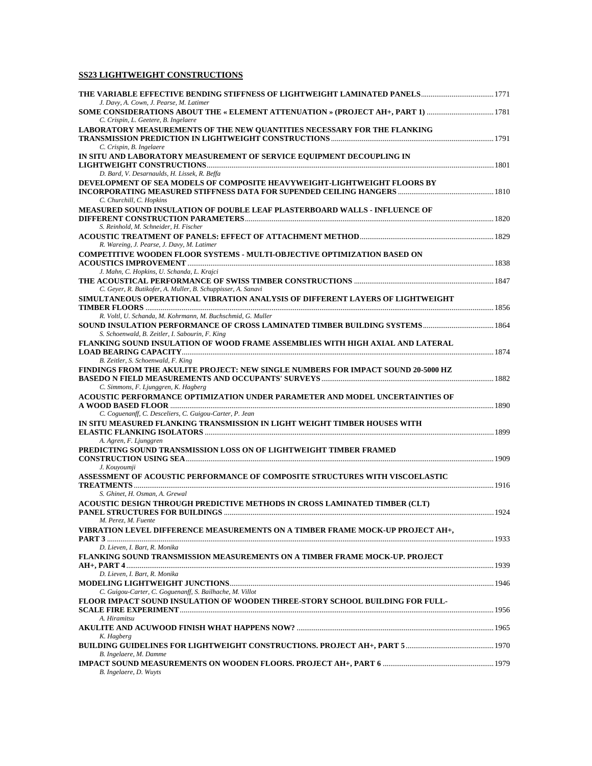## SS23 LIGHTWEIGHT CONSTRUCTIONS

**THE VARIABLE EFFECTIVE BENDING STIFFNESS OF LIGHTWEIGHT LAMINATED PANELS** ..... 1771
*J. Davy, A. Cown, J. Pearse, M. Latimer*

**SOME CONSIDERATIONS ABOUT THE « ELEMENT ATTENUATION » (PROJECT AH+, PART 1)** ..... 1781
*C. Crispin, L. Geetere, B. Ingelaere*

**LABORATORY MEASUREMENTS OF THE NEW QUANTITIES NECESSARY FOR THE FLANKING TRANSMISSION PREDICTION IN LIGHTWEIGHT CONSTRUCTIONS** ..... 1791
*C. Crispin, B. Ingelaere*

**IN SITU AND LABORATORY MEASUREMENT OF SERVICE EQUIPMENT DECOUPLING IN LIGHTWEIGHT CONSTRUCTIONS** ..... 1801
*D. Bard, V. Desarnaulds, H. Lissek, R. Beffa*

**DEVELOPMENT OF SEA MODELS OF COMPOSITE HEAVYWEIGHT-LIGHTWEIGHT FLOORS BY INCORPORATING MEASURED STIFFNESS DATA FOR SUPENDED CEILING HANGERS** ..... 1810
*C. Churchill, C. Hopkins*

**MEASURED SOUND INSULATION OF DOUBLE LEAF PLASTERBOARD WALLS - INFLUENCE OF DIFFERENT CONSTRUCTION PARAMETERS** ..... 1820
*S. Reinhold, M. Schneider, H. Fischer*

**ACOUSTIC TREATMENT OF PANELS: EFFECT OF ATTACHMENT METHOD** ..... 1829
*R. Wareing, J. Pearse, J. Davy, M. Latimer*

**COMPETITIVE WOODEN FLOOR SYSTEMS - MULTI-OBJECTIVE OPTIMIZATION BASED ON ACOUSTICS IMPROVEMENT** ..... 1838
*J. Mahn, C. Hopkins, U. Schanda, L. Krajci*

**THE ACOUSTICAL PERFORMANCE OF SWISS TIMBER CONSTRUCTIONS** ..... 1847
*C. Geyer, R. Butikofer, A. Muller, B. Schuppisser, A. Sanavi*

**SIMULTANEOUS OPERATIONAL VIBRATION ANALYSIS OF DIFFERENT LAYERS OF LIGHTWEIGHT TIMBER FLOORS** ..... 1856
*R. Voltl, U. Schanda, M. Kohrmann, M. Buchschmid, G. Muller*

**SOUND INSULATION PERFORMANCE OF CROSS LAMINATED TIMBER BUILDING SYSTEMS** ..... 1864
*S. Schoenwald, B. Zeitler, I. Sabourin, F. King*

**FLANKING SOUND INSULATION OF WOOD FRAME ASSEMBLIES WITH HIGH AXIAL AND LATERAL LOAD BEARING CAPACITY** ..... 1874
*B. Zeitler, S. Schoenwald, F. King*

**FINDINGS FROM THE AKULITE PROJECT: NEW SINGLE NUMBERS FOR IMPACT SOUND 20-5000 HZ BASEDO N FIELD MEASUREMENTS AND OCCUPANTS' SURVEYS** ..... 1882
*C. Simmons, F. Ljunggren, K. Hagberg*

**ACOUSTIC PERFORMANCE OPTIMIZATION UNDER PARAMETER AND MODEL UNCERTAINTIES OF A WOOD BASED FLOOR** ..... 1890
*C. Coguenanff, C. Desceliers, C. Guigou-Carter, P. Jean*

**IN SITU MEASURED FLANKING TRANSMISSION IN LIGHT WEIGHT TIMBER HOUSES WITH ELASTIC FLANKING ISOLATORS** ..... 1899
*A. Agren, F. Ljunggren*

**PREDICTING SOUND TRANSMISSION LOSS ON OF LIGHTWEIGHT TIMBER FRAMED CONSTRUCTION USING SEA** ..... 1909
*J. Kouyoumji*

**ASSESSMENT OF ACOUSTIC PERFORMANCE OF COMPOSITE STRUCTURES WITH VISCOELASTIC TREATMENTS** ..... 1916
*S. Ghinet, H. Osman, A. Grewal*

**ACOUSTIC DESIGN THROUGH PREDICTIVE METHODS IN CROSS LAMINATED TIMBER (CLT) PANEL STRUCTURES FOR BUILDINGS** ..... 1924
*M. Perez, M. Fuente*

**VIBRATION LEVEL DIFFERENCE MEASUREMENTS ON A TIMBER FRAME MOCK-UP PROJECT AH+, PART 3** ..... 1933
*D. Lieven, I. Bart, R. Monika*

**FLANKING SOUND TRANSMISSION MEASUREMENTS ON A TIMBER FRAME MOCK-UP. PROJECT AH+, PART 4** ..... 1939
*D. Lieven, I. Bart, R. Monika*

**MODELING LIGHTWEIGHT JUNCTIONS** ..... 1946
*C. Guigou-Carter, C. Goguenanff, S. Bailhache, M. Villot*

**FLOOR IMPACT SOUND INSULATION OF WOODEN THREE-STORY SCHOOL BUILDING FOR FULL-SCALE FIRE EXPERIMENT** ..... 1956
*A. Hiramitsu*

**AKULITE AND ACUWOOD FINISH WHAT HAPPENS NOW?** ..... 1965
*K. Hagberg*

**BUILDING GUIDELINES FOR LIGHTWEIGHT CONSTRUCTIONS. PROJECT AH+, PART 5** ..... 1970
*B. Ingelaere, M. Damme*

**IMPACT SOUND MEASUREMENTS ON WOODEN FLOORS. PROJECT AH+, PART 6** ..... 1979
*B. Ingelaere, D. Wuyts*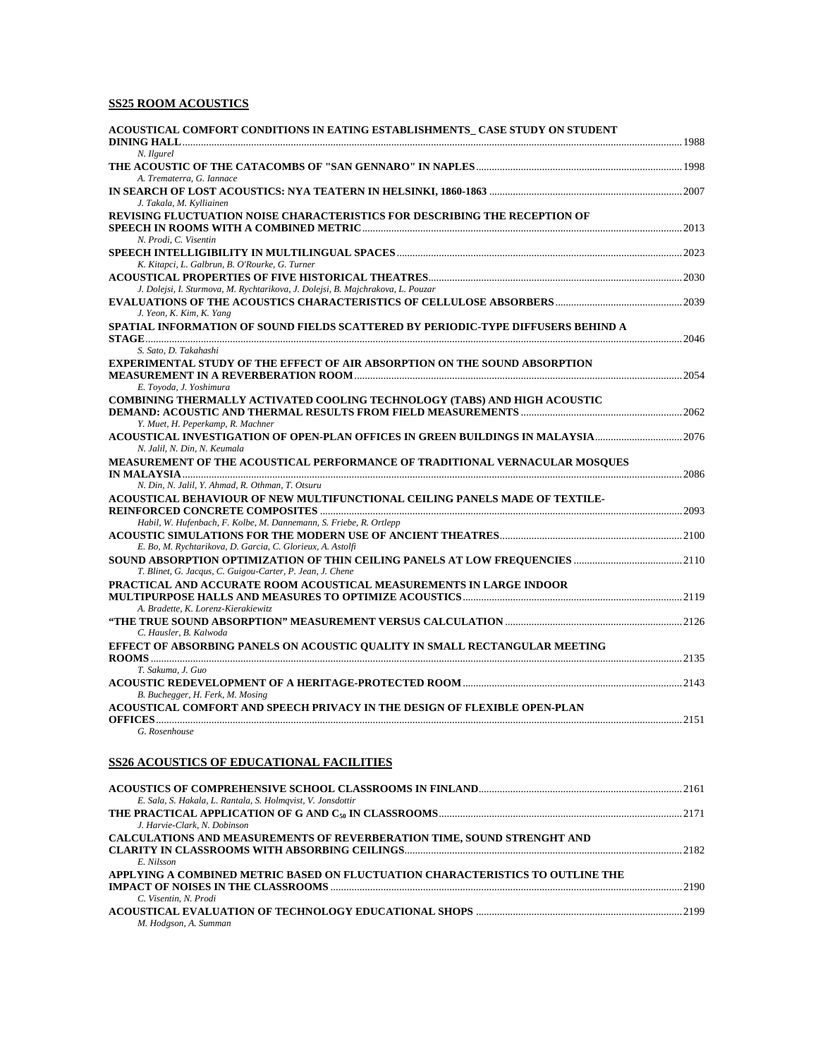## SS25 ROOM ACOUSTICS

**ACOUSTICAL COMFORT CONDITIONS IN EATING ESTABLISHMENTS_ CASE STUDY ON STUDENT DINING HALL** ........ 1988
*N. Ilgurel*

**THE ACOUSTIC OF THE CATACOMBS OF "SAN GENNARO" IN NAPLES** ........ 1998
*A. Trematerra, G. Iannace*

**IN SEARCH OF LOST ACOUSTICS: NYA TEATERN IN HELSINKI, 1860-1863** ........ 2007
*J. Takala, M. Kylliainen*

**REVISING FLUCTUATION NOISE CHARACTERISTICS FOR DESCRIBING THE RECEPTION OF SPEECH IN ROOMS WITH A COMBINED METRIC** ........ 2013
*N. Prodi, C. Visentin*

**SPEECH INTELLIGIBILITY IN MULTILINGUAL SPACES** ........ 2023
*K. Kitapci, L. Galbrun, B. O'Rourke, G. Turner*

**ACOUSTICAL PROPERTIES OF FIVE HISTORICAL THEATRES** ........ 2030
*J. Dolejsi, I. Sturmova, M. Rychtarikova, J. Dolejsi, B. Majchrakova, L. Pouzar*

**EVALUATIONS OF THE ACOUSTICS CHARACTERISTICS OF CELLULOSE ABSORBERS** ........ 2039
*J. Yeon, K. Kim, K. Yang*

**SPATIAL INFORMATION OF SOUND FIELDS SCATTERED BY PERIODIC-TYPE DIFFUSERS BEHIND A STAGE** ........ 2046
*S. Sato, D. Takahashi*

**EXPERIMENTAL STUDY OF THE EFFECT OF AIR ABSORPTION ON THE SOUND ABSORPTION MEASUREMENT IN A REVERBERATION ROOM** ........ 2054
*E. Toyoda, J. Yoshimura*

**COMBINING THERMALLY ACTIVATED COOLING TECHNOLOGY (TABS) AND HIGH ACOUSTIC DEMAND: ACOUSTIC AND THERMAL RESULTS FROM FIELD MEASUREMENTS** ........ 2062
*Y. Muet, H. Peperkamp, R. Machner*

**ACOUSTICAL INVESTIGATION OF OPEN-PLAN OFFICES IN GREEN BUILDINGS IN MALAYSIA** ........ 2076
*N. Jalil, N. Din, N. Keumala*

**MEASUREMENT OF THE ACOUSTICAL PERFORMANCE OF TRADITIONAL VERNACULAR MOSQUES IN MALAYSIA** ........ 2086
*N. Din, N. Jalil, Y. Ahmad, R. Othman, T. Otsuru*

**ACOUSTICAL BEHAVIOUR OF NEW MULTIFUNCTIONAL CEILING PANELS MADE OF TEXTILE-REINFORCED CONCRETE COMPOSITES** ........ 2093
*Habil, W. Hufenbach, F. Kolbe, M. Dannemann, S. Friebe, R. Ortlepp*

**ACOUSTIC SIMULATIONS FOR THE MODERN USE OF ANCIENT THEATRES** ........ 2100
*E. Bo, M. Rychtarikova, D. Garcia, C. Glorieux, A. Astolfi*

**SOUND ABSORPTION OPTIMIZATION OF THIN CEILING PANELS AT LOW FREQUENCIES** ........ 2110
*T. Blinet, G. Jacqus, C. Guigou-Carter, P. Jean, J. Chene*

**PRACTICAL AND ACCURATE ROOM ACOUSTICAL MEASUREMENTS IN LARGE INDOOR MULTIPURPOSE HALLS AND MEASURES TO OPTIMIZE ACOUSTICS** ........ 2119
*A. Bradette, K. Lorenz-Kierakiewitz*

**"THE TRUE SOUND ABSORPTION" MEASUREMENT VERSUS CALCULATION** ........ 2126
*C. Hausler, B. Kalwoda*

**EFFECT OF ABSORBING PANELS ON ACOUSTIC QUALITY IN SMALL RECTANGULAR MEETING ROOMS** ........ 2135
*T. Sakuma, J. Guo*

**ACOUSTIC REDEVELOPMENT OF A HERITAGE-PROTECTED ROOM** ........ 2143
*B. Buchegger, H. Ferk, M. Mosing*

**ACOUSTICAL COMFORT AND SPEECH PRIVACY IN THE DESIGN OF FLEXIBLE OPEN-PLAN OFFICES** ........ 2151
*G. Rosenhouse*

## SS26 ACOUSTICS OF EDUCATIONAL FACILITIES

**ACOUSTICS OF COMPREHENSIVE SCHOOL CLASSROOMS IN FINLAND** ........ 2161
*E. Sala, S. Hakala, L. Rantala, S. Holmqvist, V. Jonsdottir*

**THE PRACTICAL APPLICATION OF G AND $C_{50}$ IN CLASSROOMS** ........ 2171
*J. Harvie-Clark, N. Dobinson*

**CALCULATIONS AND MEASUREMENTS OF REVERBERATION TIME, SOUND STRENGHT AND CLARITY IN CLASSROOMS WITH ABSORBING CEILINGS** ........ 2182
*E. Nilsson*

**APPLYING A COMBINED METRIC BASED ON FLUCTUATION CHARACTERISTICS TO OUTLINE THE IMPACT OF NOISES IN THE CLASSROOMS** ........ 2190
*C. Visentin, N. Prodi*

**ACOUSTICAL EVALUATION OF TECHNOLOGY EDUCATIONAL SHOPS** ........ 2199
*M. Hodgson, A. Summan*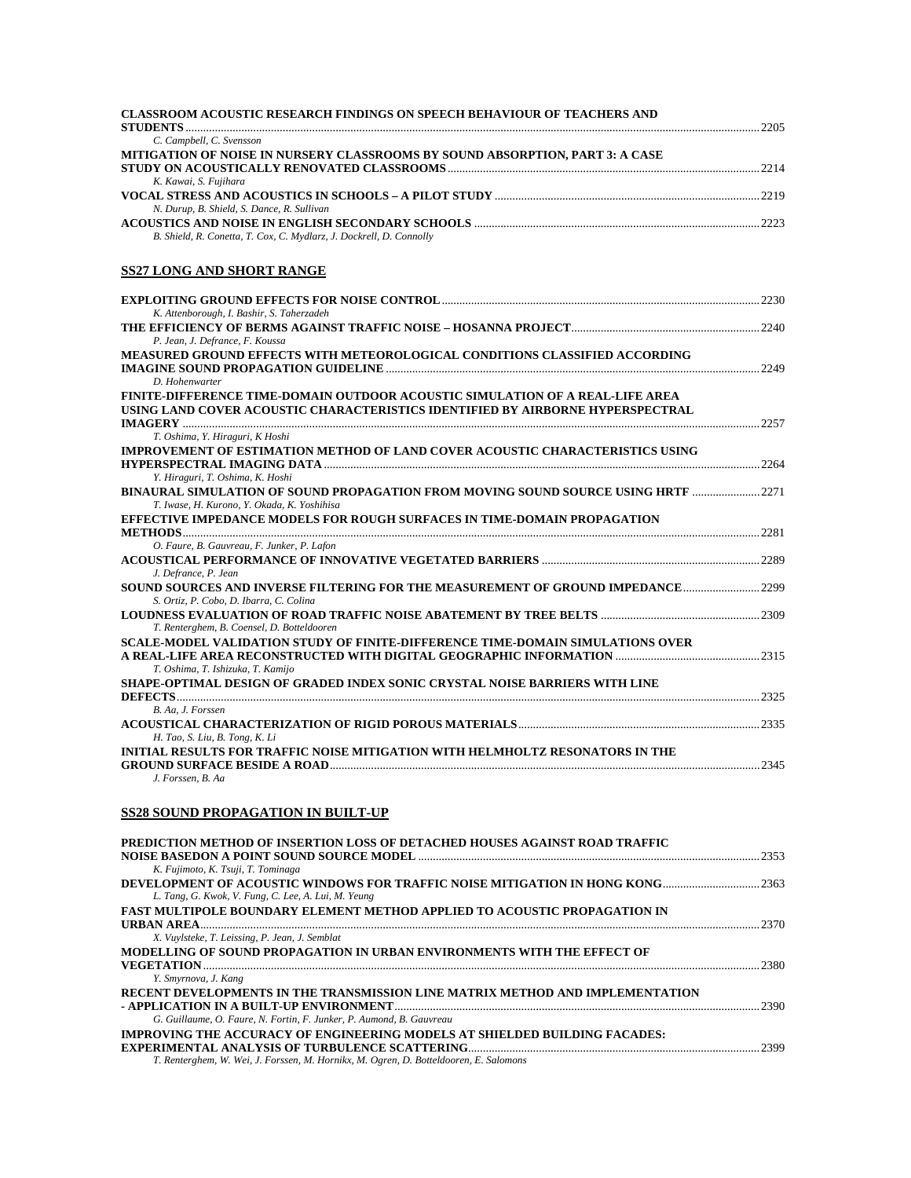**CLASSROOM ACOUSTIC RESEARCH FINDINGS ON SPEECH BEHAVIOUR OF TEACHERS AND STUDENTS** ........ 2205
*C. Campbell, C. Svensson*

**MITIGATION OF NOISE IN NURSERY CLASSROOMS BY SOUND ABSORPTION, PART 3: A CASE STUDY ON ACOUSTICALLY RENOVATED CLASSROOMS** ........ 2214
*K. Kawai, S. Fujihara*

**VOCAL STRESS AND ACOUSTICS IN SCHOOLS – A PILOT STUDY** ........ 2219
*N. Durup, B. Shield, S. Dance, R. Sullivan*

**ACOUSTICS AND NOISE IN ENGLISH SECONDARY SCHOOLS** ........ 2223
*B. Shield, R. Conetta, T. Cox, C. Mydlarz, J. Dockrell, D. Connolly*

## SS27 LONG AND SHORT RANGE

**EXPLOITING GROUND EFFECTS FOR NOISE CONTROL** ........ 2230
*K. Attenborough, I. Bashir, S. Taherzadeh*

**THE EFFICIENCY OF BERMS AGAINST TRAFFIC NOISE – HOSANNA PROJECT** ........ 2240
*P. Jean, J. Defrance, F. Koussa*

**MEASURED GROUND EFFECTS WITH METEOROLOGICAL CONDITIONS CLASSIFIED ACCORDING IMAGINE SOUND PROPAGATION GUIDELINE** ........ 2249
*D. Hohenwarter*

**FINITE-DIFFERENCE TIME-DOMAIN OUTDOOR ACOUSTIC SIMULATION OF A REAL-LIFE AREA USING LAND COVER ACOUSTIC CHARACTERISTICS IDENTIFIED BY AIRBORNE HYPERSPECTRAL IMAGERY** ........ 2257
*T. Oshima, Y. Hiraguri, K Hoshi*

**IMPROVEMENT OF ESTIMATION METHOD OF LAND COVER ACOUSTIC CHARACTERISTICS USING HYPERSPECTRAL IMAGING DATA** ........ 2264
*Y. Hiraguri, T. Oshima, K. Hoshi*

**BINAURAL SIMULATION OF SOUND PROPAGATION FROM MOVING SOUND SOURCE USING HRTF** ........ 2271
*T. Iwase, H. Kurono, Y. Okada, K. Yoshihisa*

**EFFECTIVE IMPEDANCE MODELS FOR ROUGH SURFACES IN TIME-DOMAIN PROPAGATION METHODS** ........ 2281
*O. Faure, B. Gauvreau, F. Junker, P. Lafon*

**ACOUSTICAL PERFORMANCE OF INNOVATIVE VEGETATED BARRIERS** ........ 2289
*J. Defrance, P. Jean*

**SOUND SOURCES AND INVERSE FILTERING FOR THE MEASUREMENT OF GROUND IMPEDANCE** ........ 2299
*S. Ortiz, P. Cobo, D. Ibarra, C. Colina*

**LOUDNESS EVALUATION OF ROAD TRAFFIC NOISE ABATEMENT BY TREE BELTS** ........ 2309
*T. Renterghem, B. Coensel, D. Botteldooren*

**SCALE-MODEL VALIDATION STUDY OF FINITE-DIFFERENCE TIME-DOMAIN SIMULATIONS OVER A REAL-LIFE AREA RECONSTRUCTED WITH DIGITAL GEOGRAPHIC INFORMATION** ........ 2315
*T. Oshima, T. Ishizuka, T. Kamijo*

**SHAPE-OPTIMAL DESIGN OF GRADED INDEX SONIC CRYSTAL NOISE BARRIERS WITH LINE DEFECTS** ........ 2325
*B. Aa, J. Forssen*

**ACOUSTICAL CHARACTERIZATION OF RIGID POROUS MATERIALS** ........ 2335
*H. Tao, S. Liu, B. Tong, K. Li*

**INITIAL RESULTS FOR TRAFFIC NOISE MITIGATION WITH HELMHOLTZ RESONATORS IN THE GROUND SURFACE BESIDE A ROAD** ........ 2345
*J. Forssen, B. Aa*

## SS28 SOUND PROPAGATION IN BUILT-UP

**PREDICTION METHOD OF INSERTION LOSS OF DETACHED HOUSES AGAINST ROAD TRAFFIC NOISE BASEDON A POINT SOUND SOURCE MODEL** ........ 2353
*K. Fujimoto, K. Tsuji, T. Tominaga*

**DEVELOPMENT OF ACOUSTIC WINDOWS FOR TRAFFIC NOISE MITIGATION IN HONG KONG** ........ 2363
*L. Tang, G. Kwok, V. Fung, C. Lee, A. Lui, M. Yeung*

**FAST MULTIPOLE BOUNDARY ELEMENT METHOD APPLIED TO ACOUSTIC PROPAGATION IN URBAN AREA** ........ 2370
*X. Vuylsteke, T. Leissing, P. Jean, J. Semblat*

**MODELLING OF SOUND PROPAGATION IN URBAN ENVIRONMENTS WITH THE EFFECT OF VEGETATION** ........ 2380
*Y. Smyrnova, J. Kang*

**RECENT DEVELOPMENTS IN THE TRANSMISSION LINE MATRIX METHOD AND IMPLEMENTATION - APPLICATION IN A BUILT-UP ENVIRONMENT** ........ 2390
*G. Guillaume, O. Faure, N. Fortin, F. Junker, P. Aumond, B. Gauvreau*

**IMPROVING THE ACCURACY OF ENGINEERING MODELS AT SHIELDED BUILDING FACADES: EXPERIMENTAL ANALYSIS OF TURBULENCE SCATTERING** ........ 2399
*T. Renterghem, W. Wei, J. Forssen, M. Hornikx, M. Ogren, D. Botteldooren, E. Salomons*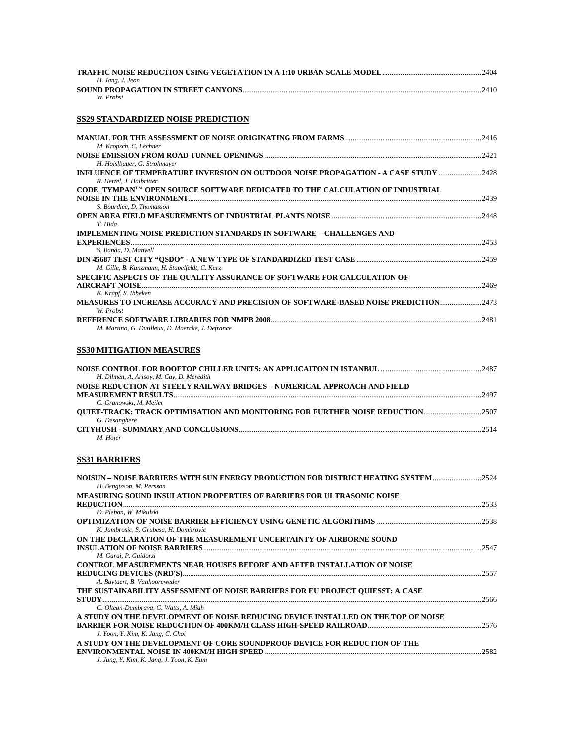**TRAFFIC NOISE REDUCTION USING VEGETATION IN A 1:10 URBAN SCALE MODEL** ........ 2404
*H. Jang, J. Jeon*

**SOUND PROPAGATION IN STREET CANYONS** ........ 2410
*W. Probst*

## SS29 STANDARDIZED NOISE PREDICTION

**MANUAL FOR THE ASSESSMENT OF NOISE ORIGINATING FROM FARMS** ........ 2416
*M. Kropsch, C. Lechner*

**NOISE EMISSION FROM ROAD TUNNEL OPENINGS** ........ 2421
*H. Hoislbauer, G. Strohmayer*

**INFLUENCE OF TEMPERATURE INVERSION ON OUTDOOR NOISE PROPAGATION - A CASE STUDY** ........ 2428
*R. Hetzel, J. Halbritter*

**CODE_TYMPAN$^{TM}$ OPEN SOURCE SOFTWARE DEDICATED TO THE CALCULATION OF INDUSTRIAL NOISE IN THE ENVIRONMENT** ........ 2439
*S. Bourdiec, D. Thomasson*

**OPEN AREA FIELD MEASUREMENTS OF INDUSTRIAL PLANTS NOISE** ........ 2448
*T. Hida*

**IMPLEMENTING NOISE PREDICTION STANDARDS IN SOFTWARE – CHALLENGES AND EXPERIENCES** ........ 2453
*S. Banda, D. Manvell*

**DIN 45687 TEST CITY "QSDO" - A NEW TYPE OF STANDARDIZED TEST CASE** ........ 2459
*M. Gille, B. Kunzmann, H. Stapelfeldt, C. Kurz*

**SPECIFIC ASPECTS OF THE QUALITY ASSURANCE OF SOFTWARE FOR CALCULATION OF AIRCRAFT NOISE** ........ 2469
*K. Krapf, S. Ibbeken*

**MEASURES TO INCREASE ACCURACY AND PRECISION OF SOFTWARE-BASED NOISE PREDICTION** ........ 2473
*W. Probst*

**REFERENCE SOFTWARE LIBRARIES FOR NMPB 2008** ........ 2481
*M. Martino, G. Dutilleux, D. Maercke, J. Defrance*

## SS30 MITIGATION MEASURES

**NOISE CONTROL FOR ROOFTOP CHILLER UNITS: AN APPLICAITON IN ISTANBUL** ........ 2487
*H. Dilmen, A. Arisoy, M. Cay, D. Meredith*

**NOISE REDUCTION AT STEELY RAILWAY BRIDGES – NUMERICAL APPROACH AND FIELD MEASUREMENT RESULTS** ........ 2497
*C. Granowski, M. Meiler*

**QUIET-TRACK: TRACK OPTIMISATION AND MONITORING FOR FURTHER NOISE REDUCTION** ........ 2507
*G. Desanghere*

**CITYHUSH - SUMMARY AND CONCLUSIONS** ........ 2514
*M. Hojer*

## SS31 BARRIERS

**NOISUN – NOISE BARRIERS WITH SUN ENERGY PRODUCTION FOR DISTRICT HEATING SYSTEM** ........ 2524
*H. Bengtsson, M. Persson*

**MEASURING SOUND INSULATION PROPERTIES OF BARRIERS FOR ULTRASONIC NOISE REDUCTION** ........ 2533
*D. Pleban, W. Mikulski*

**OPTIMIZATION OF NOISE BARRIER EFFICIENCY USING GENETIC ALGORITHMS** ........ 2538
*K. Jambrosic, S. Grubesa, H. Domitrovic*

**ON THE DECLARATION OF THE MEASUREMENT UNCERTAINTY OF AIRBORNE SOUND INSULATION OF NOISE BARRIERS** ........ 2547
*M. Garai, P. Guidorzi*

**CONTROL MEASUREMENTS NEAR HOUSES BEFORE AND AFTER INSTALLATION OF NOISE REDUCING DEVICES (NRD'S)** ........ 2557
*A. Buytaert, B. Vanhooreweder*

**THE SUSTAINABILITY ASSESSMENT OF NOISE BARRIERS FOR EU PROJECT QUIESST: A CASE STUDY** ........ 2566
*C. Oltean-Dumbrava, G. Watts, A. Miah*

**A STUDY ON THE DEVELOPMENT OF NOISE REDUCING DEVICE INSTALLED ON THE TOP OF NOISE BARRIER FOR NOISE REDUCTION OF 400KM/H CLASS HIGH-SPEED RAILROAD** ........ 2576
*J. Yoon, Y. Kim, K. Jang, C. Choi*

**A STUDY ON THE DEVELOPMENT OF CORE SOUNDPROOF DEVICE FOR REDUCTION OF THE ENVIRONMENTAL NOISE IN 400KM/H HIGH SPEED** ........ 2582
*J. Jung, Y. Kim, K. Jang, J. Yoon, K. Eum*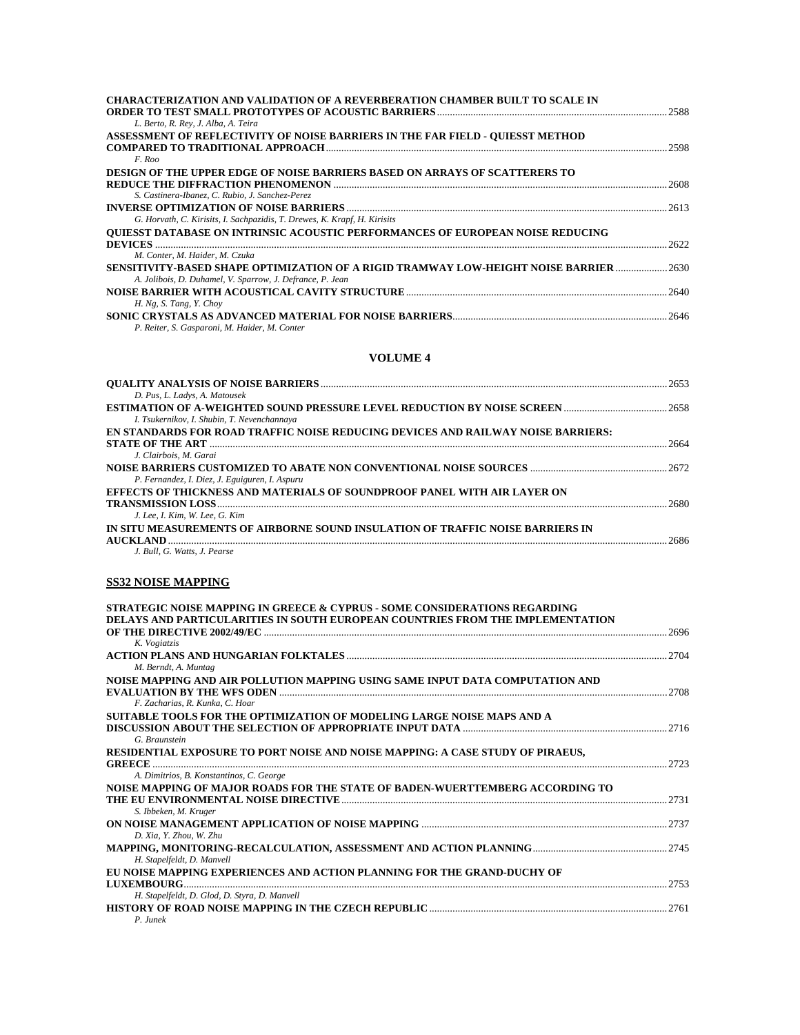**CHARACTERIZATION AND VALIDATION OF A REVERBERATION CHAMBER BUILT TO SCALE IN ORDER TO TEST SMALL PROTOTYPES OF ACOUSTIC BARRIERS** ........ 2588
*L. Berto, R. Rey, J. Alba, A. Teira*

**ASSESSMENT OF REFLECTIVITY OF NOISE BARRIERS IN THE FAR FIELD - QUIESST METHOD COMPARED TO TRADITIONAL APPROACH** ........ 2598
*F. Roo*

**DESIGN OF THE UPPER EDGE OF NOISE BARRIERS BASED ON ARRAYS OF SCATTERERS TO REDUCE THE DIFFRACTION PHENOMENON** ........ 2608
*S. Castinera-Ibanez, C. Rubio, J. Sanchez-Perez*

**INVERSE OPTIMIZATION OF NOISE BARRIERS** ........ 2613
*G. Horvath, C. Kirisits, I. Sachpazidis, T. Drewes, K. Krapf, H. Kirisits*

**QUIESST DATABASE ON INTRINSIC ACOUSTIC PERFORMANCES OF EUROPEAN NOISE REDUCING DEVICES** ........ 2622
*M. Conter, M. Haider, M. Czuka*

**SENSITIVITY-BASED SHAPE OPTIMIZATION OF A RIGID TRAMWAY LOW-HEIGHT NOISE BARRIER** ........ 2630
*A. Jolibois, D. Duhamel, V. Sparrow, J. Defrance, P. Jean*

**NOISE BARRIER WITH ACOUSTICAL CAVITY STRUCTURE** ........ 2640
*H. Ng, S. Tang, Y. Choy*

**SONIC CRYSTALS AS ADVANCED MATERIAL FOR NOISE BARRIERS** ........ 2646
*P. Reiter, S. Gasparoni, M. Haider, M. Conter*

## VOLUME 4

**QUALITY ANALYSIS OF NOISE BARRIERS** ........ 2653
*D. Pus, L. Ladys, A. Matousek*

**ESTIMATION OF A-WEIGHTED SOUND PRESSURE LEVEL REDUCTION BY NOISE SCREEN** ........ 2658
*I. Tsukernikov, I. Shubin, T. Nevenchannaya*

**EN STANDARDS FOR ROAD TRAFFIC NOISE REDUCING DEVICES AND RAILWAY NOISE BARRIERS: STATE OF THE ART** ........ 2664
*J. Clairbois, M. Garai*

**NOISE BARRIERS CUSTOMIZED TO ABATE NON CONVENTIONAL NOISE SOURCES** ........ 2672
*P. Fernandez, I. Diez, J. Eguiguren, I. Aspuru*

**EFFECTS OF THICKNESS AND MATERIALS OF SOUNDPROOF PANEL WITH AIR LAYER ON TRANSMISSION LOSS** ........ 2680
*J. Lee, I. Kim, W. Lee, G. Kim*

**IN SITU MEASUREMENTS OF AIRBORNE SOUND INSULATION OF TRAFFIC NOISE BARRIERS IN AUCKLAND** ........ 2686
*J. Bull, G. Watts, J. Pearse*

## SS32 NOISE MAPPING

**STRATEGIC NOISE MAPPING IN GREECE & CYPRUS - SOME CONSIDERATIONS REGARDING DELAYS AND PARTICULARITIES IN SOUTH EUROPEAN COUNTRIES FROM THE IMPLEMENTATION OF THE DIRECTIVE 2002/49/EC** ........ 2696
*K. Vogiatzis*

**ACTION PLANS AND HUNGARIAN FOLKTALES** ........ 2704
*M. Berndt, A. Muntag*

**NOISE MAPPING AND AIR POLLUTION MAPPING USING SAME INPUT DATA COMPUTATION AND EVALUATION BY THE WFS ODEN** ........ 2708
*F. Zacharias, R. Kunka, C. Hoar*

**SUITABLE TOOLS FOR THE OPTIMIZATION OF MODELING LARGE NOISE MAPS AND A DISCUSSION ABOUT THE SELECTION OF APPROPRIATE INPUT DATA** ........ 2716
*G. Braunstein*

**RESIDENTIAL EXPOSURE TO PORT NOISE AND NOISE MAPPING: A CASE STUDY OF PIRAEUS, GREECE** ........ 2723
*A. Dimitrios, B. Konstantinos, C. George*

**NOISE MAPPING OF MAJOR ROADS FOR THE STATE OF BADEN-WUERTTEMBERG ACCORDING TO THE EU ENVIRONMENTAL NOISE DIRECTIVE** ........ 2731
*S. Ibbeken, M. Kruger*

**ON NOISE MANAGEMENT APPLICATION OF NOISE MAPPING** ........ 2737
*D. Xia, Y. Zhou, W. Zhu*

**MAPPING, MONITORING-RECALCULATION, ASSESSMENT AND ACTION PLANNING** ........ 2745
*H. Stapelfeldt, D. Manvell*

**EU NOISE MAPPING EXPERIENCES AND ACTION PLANNING FOR THE GRAND-DUCHY OF LUXEMBOURG** ........ 2753
*H. Stapelfeldt, D. Glod, D. Styra, D. Manvell*

**HISTORY OF ROAD NOISE MAPPING IN THE CZECH REPUBLIC** ........ 2761
*P. Junek*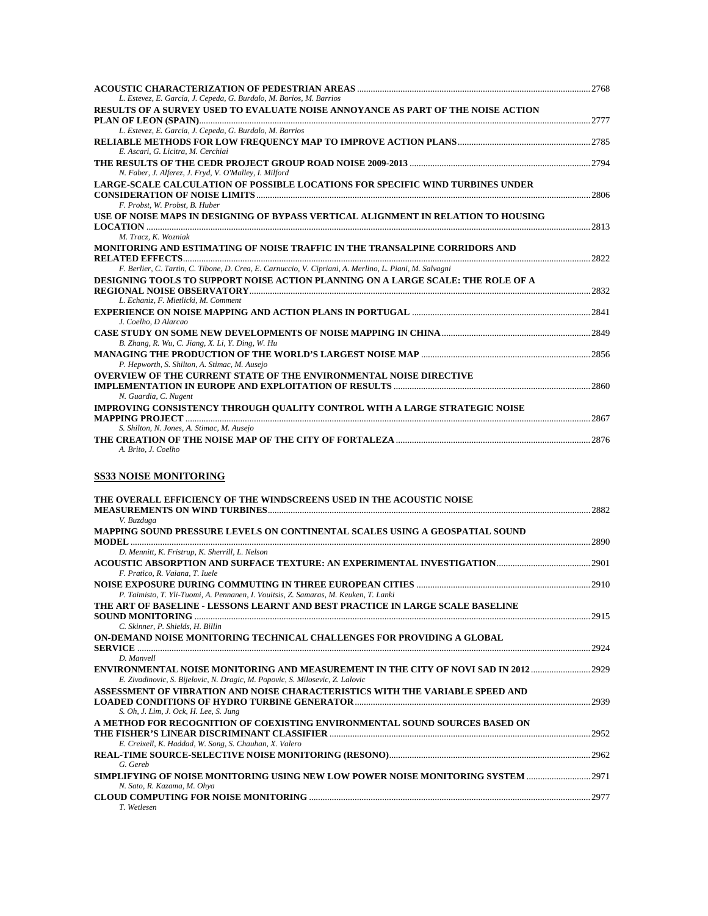**ACOUSTIC CHARACTERIZATION OF PEDESTRIAN AREAS** ..................... 2768
*L. Estevez, E. Garcia, J. Cepeda, G. Burdalo, M. Barios, M. Barrios*

**RESULTS OF A SURVEY USED TO EVALUATE NOISE ANNOYANCE AS PART OF THE NOISE ACTION PLAN OF LEON (SPAIN)** ..................... 2777
*L. Estevez, E. Garcia, J. Cepeda, G. Burdalo, M. Barrios*

**RELIABLE METHODS FOR LOW FREQUENCY MAP TO IMPROVE ACTION PLANS** ..................... 2785
*E. Ascari, G. Licitra, M. Cerchiai*

**THE RESULTS OF THE CEDR PROJECT GROUP ROAD NOISE 2009-2013** ..................... 2794
*N. Faber, J. Alferez, J. Fryd, V. O'Malley, I. Milford*

**LARGE-SCALE CALCULATION OF POSSIBLE LOCATIONS FOR SPECIFIC WIND TURBINES UNDER CONSIDERATION OF NOISE LIMITS** ..................... 2806
*F. Probst, W. Probst, B. Huber*

**USE OF NOISE MAPS IN DESIGNING OF BYPASS VERTICAL ALIGNMENT IN RELATION TO HOUSING LOCATION** ..................... 2813
*M. Tracz, K. Wozniak*

**MONITORING AND ESTIMATING OF NOISE TRAFFIC IN THE TRANSALPINE CORRIDORS AND RELATED EFFECTS** ..................... 2822
*F. Berlier, C. Tartin, C. Tibone, D. Crea, E. Carnuccio, V. Cipriani, A. Merlino, L. Piani, M. Salvagni*

**DESIGNING TOOLS TO SUPPORT NOISE ACTION PLANNING ON A LARGE SCALE: THE ROLE OF A REGIONAL NOISE OBSERVATORY** ..................... 2832
*L. Echaniz, F. Mietlicki, M. Comment*

**EXPERIENCE ON NOISE MAPPING AND ACTION PLANS IN PORTUGAL** ..................... 2841
*J. Coelho, D Alarcao*

**CASE STUDY ON SOME NEW DEVELOPMENTS OF NOISE MAPPING IN CHINA** ..................... 2849
*B. Zhang, R. Wu, C. Jiang, X. Li, Y. Ding, W. Hu*

**MANAGING THE PRODUCTION OF THE WORLD'S LARGEST NOISE MAP** ..................... 2856
*P. Hepworth, S. Shilton, A. Stimac, M. Ausejo*

**OVERVIEW OF THE CURRENT STATE OF THE ENVIRONMENTAL NOISE DIRECTIVE IMPLEMENTATION IN EUROPE AND EXPLOITATION OF RESULTS** ..................... 2860
*N. Guardia, C. Nugent*

**IMPROVING CONSISTENCY THROUGH QUALITY CONTROL WITH A LARGE STRATEGIC NOISE MAPPING PROJECT** ..................... 2867
*S. Shilton, N. Jones, A. Stimac, M. Ausejo*

**THE CREATION OF THE NOISE MAP OF THE CITY OF FORTALEZA** ..................... 2876
*A. Brito, J. Coelho*

## SS33 NOISE MONITORING

**THE OVERALL EFFICIENCY OF THE WINDSCREENS USED IN THE ACOUSTIC NOISE MEASUREMENTS ON WIND TURBINES** ..................... 2882
*V. Buzduga*

**MAPPING SOUND PRESSURE LEVELS ON CONTINENTAL SCALES USING A GEOSPATIAL SOUND MODEL** ..................... 2890
*D. Mennitt, K. Fristrup, K. Sherrill, L. Nelson*

**ACOUSTIC ABSORPTION AND SURFACE TEXTURE: AN EXPERIMENTAL INVESTIGATION** ..................... 2901
*F. Pratico, R. Vaiana, T. Iuele*

**NOISE EXPOSURE DURING COMMUTING IN THREE EUROPEAN CITIES** ..................... 2910
*P. Taimisto, T. Yli-Tuomi, A. Pennanen, I. Vouitsis, Z. Samaras, M. Keuken, T. Lanki*

**THE ART OF BASELINE - LESSONS LEARNT AND BEST PRACTICE IN LARGE SCALE BASELINE SOUND MONITORING** ..................... 2915
*C. Skinner, P. Shields, H. Billin*

**ON-DEMAND NOISE MONITORING TECHNICAL CHALLENGES FOR PROVIDING A GLOBAL SERVICE** ..................... 2924
*D. Manvell*

**ENVIRONMENTAL NOISE MONITORING AND MEASUREMENT IN THE CITY OF NOVI SAD IN 2012** ..................... 2929
*E. Zivadinovic, S. Bijelovic, N. Dragic, M. Popovic, S. Milosevic, Z. Lalovic*

**ASSESSMENT OF VIBRATION AND NOISE CHARACTERISTICS WITH THE VARIABLE SPEED AND LOADED CONDITIONS OF HYDRO TURBINE GENERATOR** ..................... 2939
*S. Oh, J. Lim, J. Ock, H. Lee, S. Jung*

**A METHOD FOR RECOGNITION OF COEXISTING ENVIRONMENTAL SOUND SOURCES BASED ON THE FISHER'S LINEAR DISCRIMINANT CLASSIFIER** ..................... 2952
*E. Creixell, K. Haddad, W. Song, S. Chauhan, X. Valero*

**REAL-TIME SOURCE-SELECTIVE NOISE MONITORING (RESONO)** ..................... 2962
*G. Gereb*

**SIMPLIFYING OF NOISE MONITORING USING NEW LOW POWER NOISE MONITORING SYSTEM** ..................... 2971
*N. Sato, R. Kazama, M. Ohya*

**CLOUD COMPUTING FOR NOISE MONITORING** ..................... 2977
*T. Wetlesen*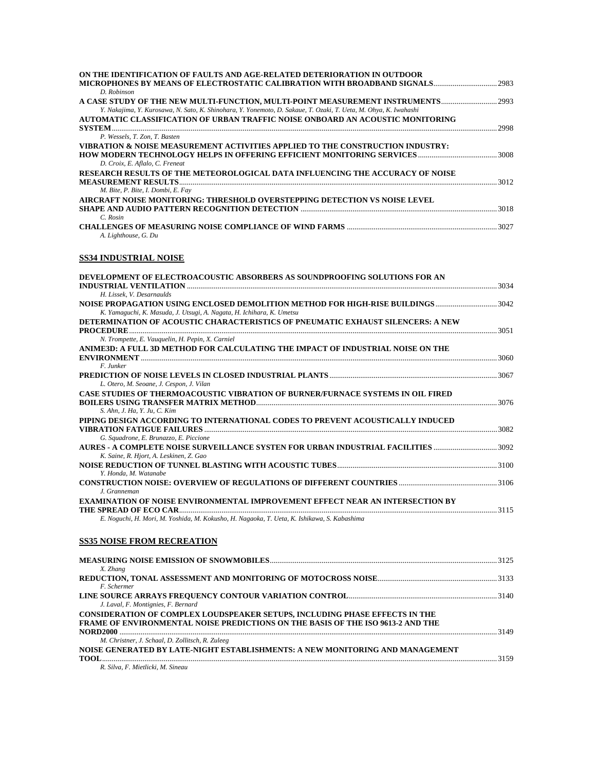**ON THE IDENTIFICATION OF FAULTS AND AGE-RELATED DETERIORATION IN OUTDOOR MICROPHONES BY MEANS OF ELECTROSTATIC CALIBRATION WITH BROADBAND SIGNALS** ... 2983
*D. Robinson*

**A CASE STUDY OF THE NEW MULTI-FUNCTION, MULTI-POINT MEASUREMENT INSTRUMENTS** ... 2993
*Y. Nakajima, Y. Kurosawa, N. Sato, K. Shinohara, Y. Yonemoto, D. Sakaue, T. Ozaki, T. Ueta, M. Ohya, K. Iwahashi*

**AUTOMATIC CLASSIFICATION OF URBAN TRAFFIC NOISE ONBOARD AN ACOUSTIC MONITORING SYSTEM** ... 2998
*P. Wessels, T. Zon, T. Basten*

**VIBRATION & NOISE MEASUREMENT ACTIVITIES APPLIED TO THE CONSTRUCTION INDUSTRY: HOW MODERN TECHNOLOGY HELPS IN OFFERING EFFICIENT MONITORING SERVICES** ... 3008
*D. Croix, E. Aflalo, C. Freneat*

**RESEARCH RESULTS OF THE METEOROLOGICAL DATA INFLUENCING THE ACCURACY OF NOISE MEASUREMENT RESULTS** ... 3012
*M. Bite, P. Bite, I. Dombi, E. Fay*

**AIRCRAFT NOISE MONITORING: THRESHOLD OVERSTEPPING DETECTION VS NOISE LEVEL SHAPE AND AUDIO PATTERN RECOGNITION DETECTION** ... 3018
*C. Rosin*

**CHALLENGES OF MEASURING NOISE COMPLIANCE OF WIND FARMS** ... 3027
*A. Lighthouse, G. Du*

## SS34 INDUSTRIAL NOISE

**DEVELOPMENT OF ELECTROACOUSTIC ABSORBERS AS SOUNDPROOFING SOLUTIONS FOR AN INDUSTRIAL VENTILATION** ... 3034
*H. Lissek, V. Desarnaulds*

**NOISE PROPAGATION USING ENCLOSED DEMOLITION METHOD FOR HIGH-RISE BUILDINGS** ... 3042
*K. Yamaguchi, K. Masuda, J. Utsugi, A. Nagata, H. Ichihara, K. Umetsu*

**DETERMINATION OF ACOUSTIC CHARACTERISTICS OF PNEUMATIC EXHAUST SILENCERS: A NEW PROCEDURE** ... 3051
*N. Trompette, E. Vauquelin, H. Pepin, X. Carniel*

**ANIME3D: A FULL 3D METHOD FOR CALCULATING THE IMPACT OF INDUSTRIAL NOISE ON THE ENVIRONMENT** ... 3060
*F. Junker*

**PREDICTION OF NOISE LEVELS IN CLOSED INDUSTRIAL PLANTS** ... 3067
*L. Otero, M. Seoane, J. Cespon, J. Vilan*

**CASE STUDIES OF THERMOACOUSTIC VIBRATION OF BURNER/FURNACE SYSTEMS IN OIL FIRED BOILERS USING TRANSFER MATRIX METHOD** ... 3076
*S. Ahn, J. Ha, Y. Ju, C. Kim*

**PIPING DESIGN ACCORDING TO INTERNATIONAL CODES TO PREVENT ACOUSTICALLY INDUCED VIBRATION FATIGUE FAILURES** ... 3082
*G. Squadrone, E. Brunazzo, E. Piccione*

**AURES - A COMPLETE NOISE SURVEILLANCE SYSTEN FOR URBAN INDUSTRIAL FACILITIES** ... 3092
*K. Saine, R. Hjort, A. Leskinen, Z. Gao*

**NOISE REDUCTION OF TUNNEL BLASTING WITH ACOUSTIC TUBES** ... 3100
*Y. Honda, M. Watanabe*

**CONSTRUCTION NOISE: OVERVIEW OF REGULATIONS OF DIFFERENT COUNTRIES** ... 3106
*J. Granneman*

**EXAMINATION OF NOISE ENVIRONMENTAL IMPROVEMENT EFFECT NEAR AN INTERSECTION BY THE SPREAD OF ECO CAR** ... 3115
*E. Noguchi, H. Mori, M. Yoshida, M. Kokusho, H. Nagaoka, T. Ueta, K. Ishikawa, S. Kabashima*

## SS35 NOISE FROM RECREATION

**MEASURING NOISE EMISSION OF SNOWMOBILES** ... 3125
*X. Zhang*

**REDUCTION, TONAL ASSESSMENT AND MONITORING OF MOTOCROSS NOISE** ... 3133
*F. Schermer*

**LINE SOURCE ARRAYS FREQUENCY CONTOUR VARIATION CONTROL** ... 3140
*J. Laval, F. Montignies, F. Bernard*

**CONSIDERATION OF COMPLEX LOUDSPEAKER SETUPS, INCLUDING PHASE EFFECTS IN THE FRAME OF ENVIRONMENTAL NOISE PREDICTIONS ON THE BASIS OF THE ISO 9613-2 AND THE NORD2000** ... 3149
*M. Christner, J. Schaal, D. Zollitsch, R. Zuleeg*

**NOISE GENERATED BY LATE-NIGHT ESTABLISHMENTS: A NEW MONITORING AND MANAGEMENT TOOL** ... 3159
*R. Silva, F. Mietlicki, M. Sineau*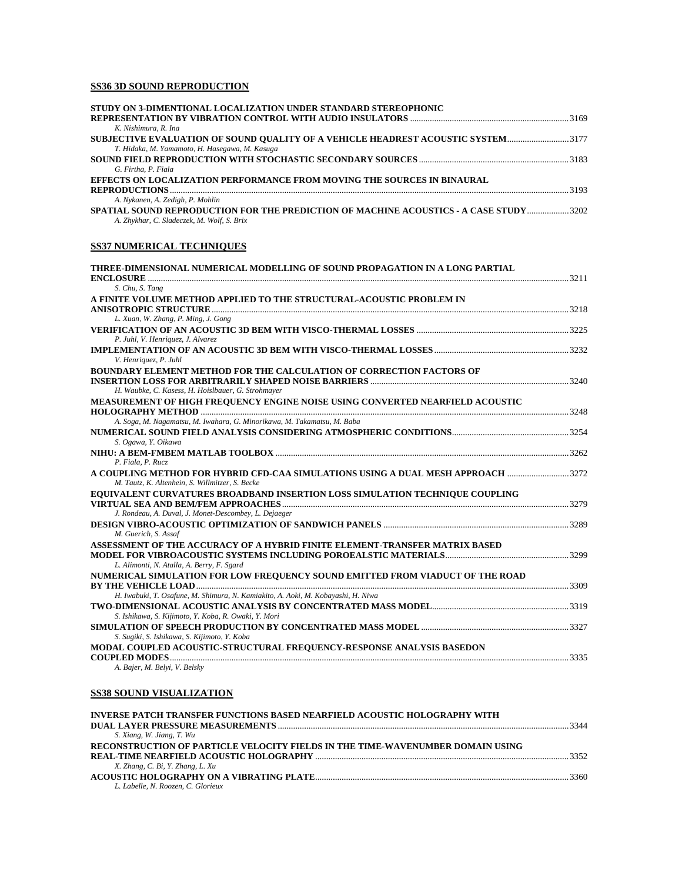## SS36 3D SOUND REPRODUCTION

**STUDY ON 3-DIMENTIONAL LOCALIZATION UNDER STANDARD STEREOPHONIC REPRESENTATION BY VIBRATION CONTROL WITH AUDIO INSULATORS** ... 3169
*K. Nishimura, R. Ina*

**SUBJECTIVE EVALUATION OF SOUND QUALITY OF A VEHICLE HEADREST ACOUSTIC SYSTEM** ... 3177
*T. Hidaka, M. Yamamoto, H. Hasegawa, M. Kasuga*

**SOUND FIELD REPRODUCTION WITH STOCHASTIC SECONDARY SOURCES** ... 3183
*G. Firtha, P. Fiala*

**EFFECTS ON LOCALIZATION PERFORMANCE FROM MOVING THE SOURCES IN BINAURAL REPRODUCTIONS** ... 3193
*A. Nykanen, A. Zedigh, P. Mohlin*

**SPATIAL SOUND REPRODUCTION FOR THE PREDICTION OF MACHINE ACOUSTICS - A CASE STUDY** ... 3202
*A. Zhykhar, C. Sladeczek, M. Wolf, S. Brix*

## SS37 NUMERICAL TECHNIQUES

**THREE-DIMENSIONAL NUMERICAL MODELLING OF SOUND PROPAGATION IN A LONG PARTIAL ENCLOSURE** ... 3211
*S. Chu, S. Tang*

**A FINITE VOLUME METHOD APPLIED TO THE STRUCTURAL-ACOUSTIC PROBLEM IN ANISOTROPIC STRUCTURE** ... 3218
*L. Xuan, W. Zhang, P. Ming, J. Gong*

**VERIFICATION OF AN ACOUSTIC 3D BEM WITH VISCO-THERMAL LOSSES** ... 3225
*P. Juhl, V. Henriquez, J. Alvarez*

**IMPLEMENTATION OF AN ACOUSTIC 3D BEM WITH VISCO-THERMAL LOSSES** ... 3232
*V. Henriquez, P. Juhl*

**BOUNDARY ELEMENT METHOD FOR THE CALCULATION OF CORRECTION FACTORS OF INSERTION LOSS FOR ARBITRARILY SHAPED NOISE BARRIERS** ... 3240
*H. Waubke, C. Kasess, H. Hoislbauer, G. Strohmayer*

**MEASUREMENT OF HIGH FREQUENCY ENGINE NOISE USING CONVERTED NEARFIELD ACOUSTIC HOLOGRAPHY METHOD** ... 3248
*A. Soga, M. Nagamatsu, M. Iwahara, G. Minorikawa, M. Takamatsu, M. Baba*

**NUMERICAL SOUND FIELD ANALYSIS CONSIDERING ATMOSPHERIC CONDITIONS** ... 3254
*S. Ogawa, Y. Oikawa*

**NIHU: A BEM-FMBEM MATLAB TOOLBOX** ... 3262
*P. Fiala, P. Rucz*

**A COUPLING METHOD FOR HYBRID CFD-CAA SIMULATIONS USING A DUAL MESH APPROACH** ... 3272
*M. Tautz, K. Altenhein, S. Willmitzer, S. Becke*

**EQUIVALENT CURVATURES BROADBAND INSERTION LOSS SIMULATION TECHNIQUE COUPLING VIRTUAL SEA AND BEM/FEM APPROACHES** ... 3279
*J. Rondeau, A. Duval, J. Monet-Descombey, L. Dejaeger*

**DESIGN VIBRO-ACOUSTIC OPTIMIZATION OF SANDWICH PANELS** ... 3289
*M. Guerich, S. Assaf*

**ASSESSMENT OF THE ACCURACY OF A HYBRID FINITE ELEMENT-TRANSFER MATRIX BASED MODEL FOR VIBROACOUSTIC SYSTEMS INCLUDING POROEALSTIC MATERIALS** ... 3299
*L. Alimonti, N. Atalla, A. Berry, F. Sgard*

**NUMERICAL SIMULATION FOR LOW FREQUENCY SOUND EMITTED FROM VIADUCT OF THE ROAD BY THE VEHICLE LOAD** ... 3309
*H. Iwabuki, T. Osafune, M. Shimura, N. Kamiakito, A. Aoki, M. Kobayashi, H. Niwa*

**TWO-DIMENSIONAL ACOUSTIC ANALYSIS BY CONCENTRATED MASS MODEL** ... 3319
*S. Ishikawa, S. Kijimoto, Y. Koba, R. Owaki, Y. Mori*

**SIMULATION OF SPEECH PRODUCTION BY CONCENTRATED MASS MODEL** ... 3327
*S. Sugiki, S. Ishikawa, S. Kijimoto, Y. Koba*

**MODAL COUPLED ACOUSTIC-STRUCTURAL FREQUENCY-RESPONSE ANALYSIS BASEDON COUPLED MODES** ... 3335
*A. Bajer, M. Belyi, V. Belsky*

## SS38 SOUND VISUALIZATION

**INVERSE PATCH TRANSFER FUNCTIONS BASED NEARFIELD ACOUSTIC HOLOGRAPHY WITH DUAL LAYER PRESSURE MEASUREMENTS** ... 3344
*S. Xiang, W. Jiang, T. Wu*

**RECONSTRUCTION OF PARTICLE VELOCITY FIELDS IN THE TIME-WAVENUMBER DOMAIN USING REAL-TIME NEARFIELD ACOUSTIC HOLOGRAPHY** ... 3352
*X. Zhang, C. Bi, Y. Zhang, L. Xu*

**ACOUSTIC HOLOGRAPHY ON A VIBRATING PLATE** ... 3360
*L. Labelle, N. Roozen, C. Glorieux*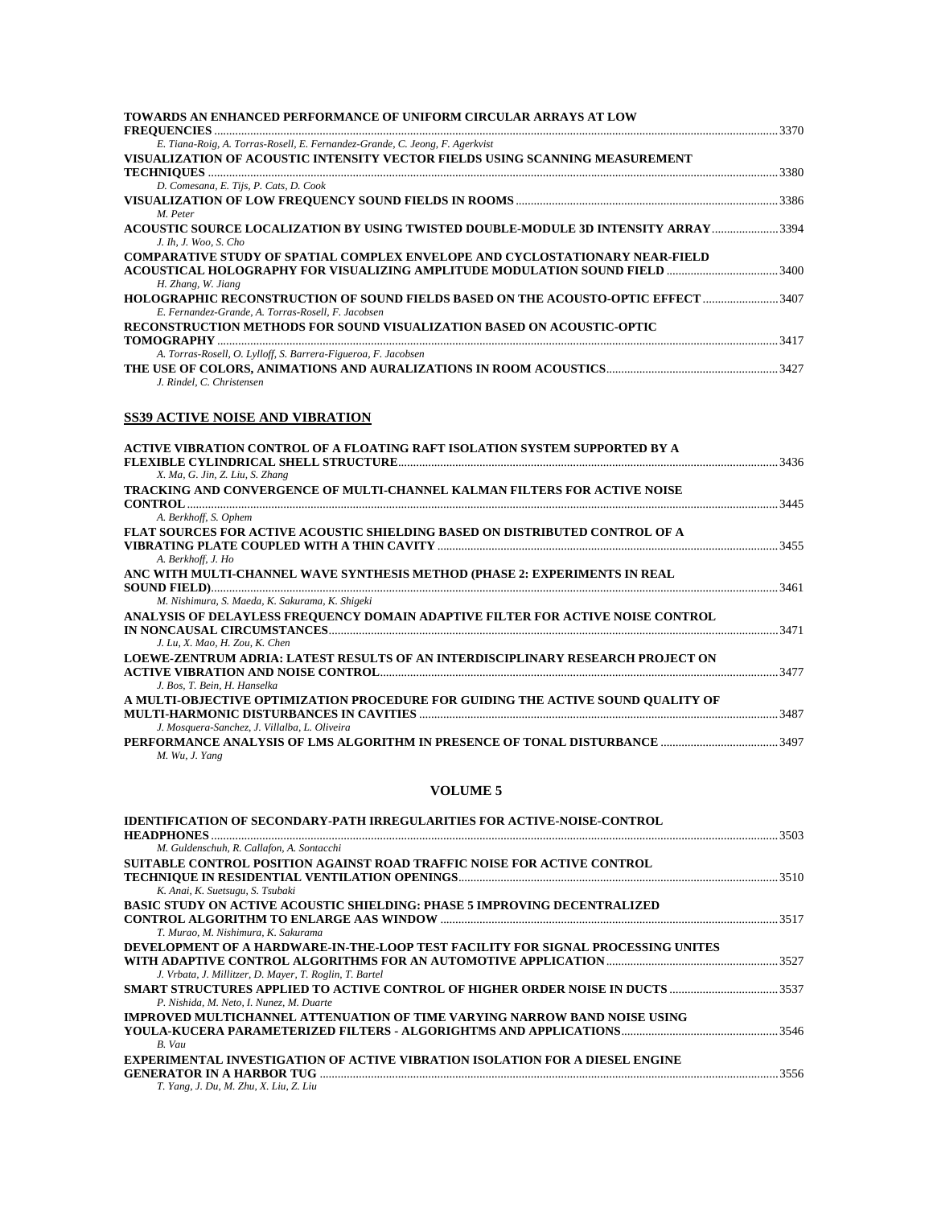**TOWARDS AN ENHANCED PERFORMANCE OF UNIFORM CIRCULAR ARRAYS AT LOW FREQUENCIES** ........ 3370
*E. Tiana-Roig, A. Torras-Rosell, E. Fernandez-Grande, C. Jeong, F. Agerkvist*

**VISUALIZATION OF ACOUSTIC INTENSITY VECTOR FIELDS USING SCANNING MEASUREMENT TECHNIQUES** ........ 3380
*D. Comesana, E. Tijs, P. Cats, D. Cook*

**VISUALIZATION OF LOW FREQUENCY SOUND FIELDS IN ROOMS** ........ 3386
*M. Peter*

**ACOUSTIC SOURCE LOCALIZATION BY USING TWISTED DOUBLE-MODULE 3D INTENSITY ARRAY** ........ 3394
*J. Ih, J. Woo, S. Cho*

**COMPARATIVE STUDY OF SPATIAL COMPLEX ENVELOPE AND CYCLOSTATIONARY NEAR-FIELD ACOUSTICAL HOLOGRAPHY FOR VISUALIZING AMPLITUDE MODULATION SOUND FIELD** ........ 3400
*H. Zhang, W. Jiang*

**HOLOGRAPHIC RECONSTRUCTION OF SOUND FIELDS BASED ON THE ACOUSTO-OPTIC EFFECT** ........ 3407
*E. Fernandez-Grande, A. Torras-Rosell, F. Jacobsen*

**RECONSTRUCTION METHODS FOR SOUND VISUALIZATION BASED ON ACOUSTIC-OPTIC TOMOGRAPHY** ........ 3417
*A. Torras-Rosell, O. Lylloff, S. Barrera-Figueroa, F. Jacobsen*

**THE USE OF COLORS, ANIMATIONS AND AURALIZATIONS IN ROOM ACOUSTICS** ........ 3427
*J. Rindel, C. Christensen*

## SS39 ACTIVE NOISE AND VIBRATION

**ACTIVE VIBRATION CONTROL OF A FLOATING RAFT ISOLATION SYSTEM SUPPORTED BY A FLEXIBLE CYLINDRICAL SHELL STRUCTURE** ........ 3436
*X. Ma, G. Jin, Z. Liu, S. Zhang*

**TRACKING AND CONVERGENCE OF MULTI-CHANNEL KALMAN FILTERS FOR ACTIVE NOISE CONTROL** ........ 3445
*A. Berkhoff, S. Ophem*

**FLAT SOURCES FOR ACTIVE ACOUSTIC SHIELDING BASED ON DISTRIBUTED CONTROL OF A VIBRATING PLATE COUPLED WITH A THIN CAVITY** ........ 3455
*A. Berkhoff, J. Ho*

**ANC WITH MULTI-CHANNEL WAVE SYNTHESIS METHOD (PHASE 2: EXPERIMENTS IN REAL SOUND FIELD)** ........ 3461
*M. Nishimura, S. Maeda, K. Sakurama, K. Shigeki*

**ANALYSIS OF DELAYLESS FREQUENCY DOMAIN ADAPTIVE FILTER FOR ACTIVE NOISE CONTROL IN NONCAUSAL CIRCUMSTANCES** ........ 3471
*J. Lu, X. Mao, H. Zou, K. Chen*

**LOEWE-ZENTRUM ADRIA: LATEST RESULTS OF AN INTERDISCIPLINARY RESEARCH PROJECT ON ACTIVE VIBRATION AND NOISE CONTROL** ........ 3477
*J. Bos, T. Bein, H. Hanselka*

**A MULTI-OBJECTIVE OPTIMIZATION PROCEDURE FOR GUIDING THE ACTIVE SOUND QUALITY OF MULTI-HARMONIC DISTURBANCES IN CAVITIES** ........ 3487
*J. Mosquera-Sanchez, J. Villalba, L. Oliveira*

**PERFORMANCE ANALYSIS OF LMS ALGORITHM IN PRESENCE OF TONAL DISTURBANCE** ........ 3497
*M. Wu, J. Yang*

## VOLUME 5

**IDENTIFICATION OF SECONDARY-PATH IRREGULARITIES FOR ACTIVE-NOISE-CONTROL HEADPHONES** ........ 3503
*M. Guldenschuh, R. Callafon, A. Sontacchi*

**SUITABLE CONTROL POSITION AGAINST ROAD TRAFFIC NOISE FOR ACTIVE CONTROL TECHNIQUE IN RESIDENTIAL VENTILATION OPENINGS** ........ 3510
*K. Anai, K. Suetsugu, S. Tsubaki*

**BASIC STUDY ON ACTIVE ACOUSTIC SHIELDING: PHASE 5 IMPROVING DECENTRALIZED CONTROL ALGORITHM TO ENLARGE AAS WINDOW** ........ 3517
*T. Murao, M. Nishimura, K. Sakurama*

**DEVELOPMENT OF A HARDWARE-IN-THE-LOOP TEST FACILITY FOR SIGNAL PROCESSING UNITES WITH ADAPTIVE CONTROL ALGORITHMS FOR AN AUTOMOTIVE APPLICATION** ........ 3527
*J. Vrbata, J. Millitzer, D. Mayer, T. Roglin, T. Bartel*

**SMART STRUCTURES APPLIED TO ACTIVE CONTROL OF HIGHER ORDER NOISE IN DUCTS** ........ 3537
*P. Nishida, M. Neto, I. Nunez, M. Duarte*

**IMPROVED MULTICHANNEL ATTENUATION OF TIME VARYING NARROW BAND NOISE USING YOULA-KUCERA PARAMETERIZED FILTERS - ALGORIGHTMS AND APPLICATIONS** ........ 3546
*B. Vau*

**EXPERIMENTAL INVESTIGATION OF ACTIVE VIBRATION ISOLATION FOR A DIESEL ENGINE GENERATOR IN A HARBOR TUG** ........ 3556
*T. Yang, J. Du, M. Zhu, X. Liu, Z. Liu*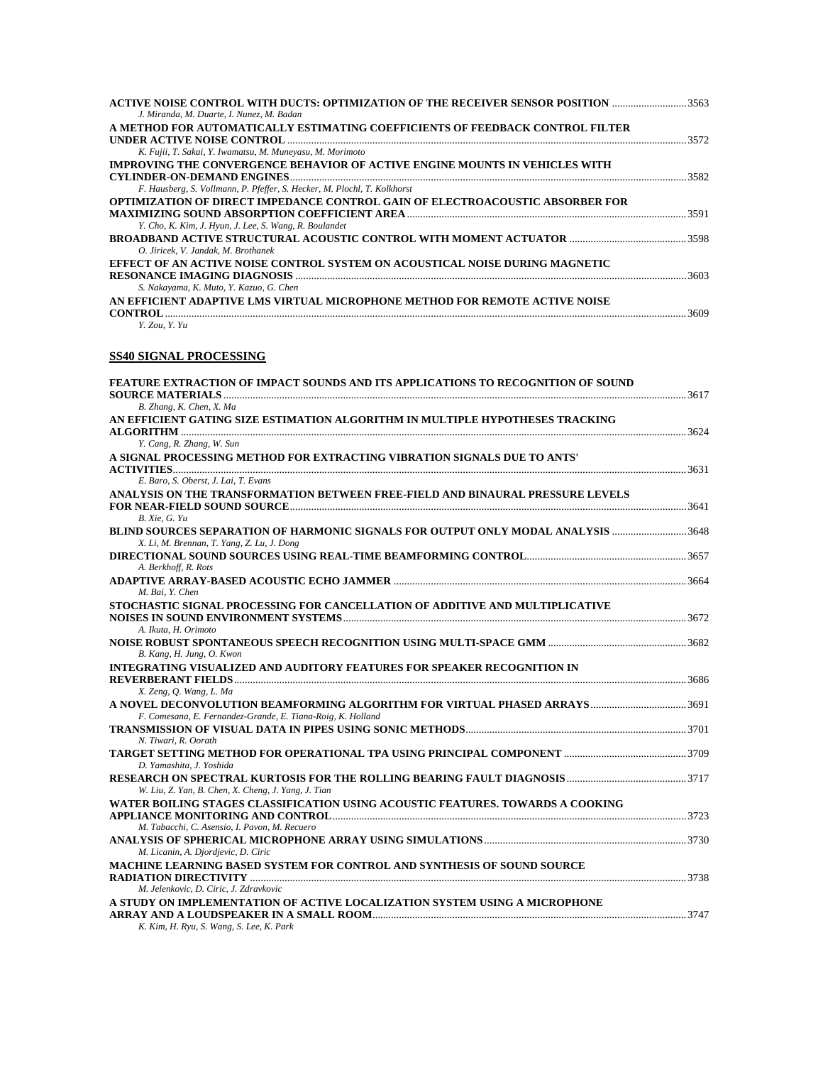**ACTIVE NOISE CONTROL WITH DUCTS: OPTIMIZATION OF THE RECEIVER SENSOR POSITION** ............................3563
*J. Miranda, M. Duarte, I. Nunez, M. Badan*

**A METHOD FOR AUTOMATICALLY ESTIMATING COEFFICIENTS OF FEEDBACK CONTROL FILTER UNDER ACTIVE NOISE CONTROL** ........................................3572
*K. Fujii, T. Sakai, Y. Iwamatsu, M. Muneyasu, M. Morimoto*

**IMPROVING THE CONVERGENCE BEHAVIOR OF ACTIVE ENGINE MOUNTS IN VEHICLES WITH CYLINDER-ON-DEMAND ENGINES** ........................................3582
*F. Hausberg, S. Vollmann, P. Pfeffer, S. Hecker, M. Plochl, T. Kolkhorst*

**OPTIMIZATION OF DIRECT IMPEDANCE CONTROL GAIN OF ELECTROACOUSTIC ABSORBER FOR MAXIMIZING SOUND ABSORPTION COEFFICIENT AREA** ........................................3591
*Y. Cho, K. Kim, J. Hyun, J. Lee, S. Wang, R. Boulandet*

**BROADBAND ACTIVE STRUCTURAL ACOUSTIC CONTROL WITH MOMENT ACTUATOR** ........................................3598
*O. Jiricek, V. Jandak, M. Brothanek*

**EFFECT OF AN ACTIVE NOISE CONTROL SYSTEM ON ACOUSTICAL NOISE DURING MAGNETIC RESONANCE IMAGING DIAGNOSIS** ........................................3603
*S. Nakayama, K. Muto, Y. Kazuo, G. Chen*

**AN EFFICIENT ADAPTIVE LMS VIRTUAL MICROPHONE METHOD FOR REMOTE ACTIVE NOISE CONTROL** ........................................3609
*Y. Zou, Y. Yu*

## SS40 SIGNAL PROCESSING

**FEATURE EXTRACTION OF IMPACT SOUNDS AND ITS APPLICATIONS TO RECOGNITION OF SOUND SOURCE MATERIALS** ........................................3617
*B. Zhang, K. Chen, X. Ma*

**AN EFFICIENT GATING SIZE ESTIMATION ALGORITHM IN MULTIPLE HYPOTHESES TRACKING ALGORITHM** ........................................3624
*Y. Cang, R. Zhang, W. Sun*

**A SIGNAL PROCESSING METHOD FOR EXTRACTING VIBRATION SIGNALS DUE TO ANTS' ACTIVITIES** ........................................3631
*E. Baro, S. Oberst, J. Lai, T. Evans*

**ANALYSIS ON THE TRANSFORMATION BETWEEN FREE-FIELD AND BINAURAL PRESSURE LEVELS FOR NEAR-FIELD SOUND SOURCE** ........................................3641
*B. Xie, G. Yu*

**BLIND SOURCES SEPARATION OF HARMONIC SIGNALS FOR OUTPUT ONLY MODAL ANALYSIS** ........................................3648
*X. Li, M. Brennan, T. Yang, Z. Lu, J. Dong*

**DIRECTIONAL SOUND SOURCES USING REAL-TIME BEAMFORMING CONTROL** ........................................3657
*A. Berkhoff, R. Rots*

**ADAPTIVE ARRAY-BASED ACOUSTIC ECHO JAMMER** ........................................3664
*M. Bai, Y. Chen*

**STOCHASTIC SIGNAL PROCESSING FOR CANCELLATION OF ADDITIVE AND MULTIPLICATIVE NOISES IN SOUND ENVIRONMENT SYSTEMS** ........................................3672
*A. Ikuta, H. Orimoto*

**NOISE ROBUST SPONTANEOUS SPEECH RECOGNITION USING MULTI-SPACE GMM** ........................................3682
*B. Kang, H. Jung, O. Kwon*

**INTEGRATING VISUALIZED AND AUDITORY FEATURES FOR SPEAKER RECOGNITION IN REVERBERANT FIELDS** ........................................3686
*X. Zeng, Q. Wang, L. Ma*

**A NOVEL DECONVOLUTION BEAMFORMING ALGORITHM FOR VIRTUAL PHASED ARRAYS** ........................................3691
*F. Comesana, E. Fernandez-Grande, E. Tiana-Roig, K. Holland*

**TRANSMISSION OF VISUAL DATA IN PIPES USING SONIC METHODS** ........................................3701
*N. Tiwari, R. Oorath*

**TARGET SETTING METHOD FOR OPERATIONAL TPA USING PRINCIPAL COMPONENT** ........................................3709
*D. Yamashita, J. Yoshida*

**RESEARCH ON SPECTRAL KURTOSIS FOR THE ROLLING BEARING FAULT DIAGNOSIS** ........................................3717
*W. Liu, Z. Yan, B. Chen, X. Cheng, J. Yang, J. Tian*

**WATER BOILING STAGES CLASSIFICATION USING ACOUSTIC FEATURES. TOWARDS A COOKING APPLIANCE MONITORING AND CONTROL** ........................................3723
*M. Tabacchi, C. Asensio, I. Pavon, M. Recuero*

**ANALYSIS OF SPHERICAL MICROPHONE ARRAY USING SIMULATIONS** ........................................3730
*M. Licanin, A. Djordjevic, D. Ciric*

**MACHINE LEARNING BASED SYSTEM FOR CONTROL AND SYNTHESIS OF SOUND SOURCE RADIATION DIRECTIVITY** ........................................3738
*M. Jelenkovic, D. Ciric, J. Zdravkovic*

**A STUDY ON IMPLEMENTATION OF ACTIVE LOCALIZATION SYSTEM USING A MICROPHONE ARRAY AND A LOUDSPEAKER IN A SMALL ROOM** ........................................3747
*K. Kim, H. Ryu, S. Wang, S. Lee, K. Park*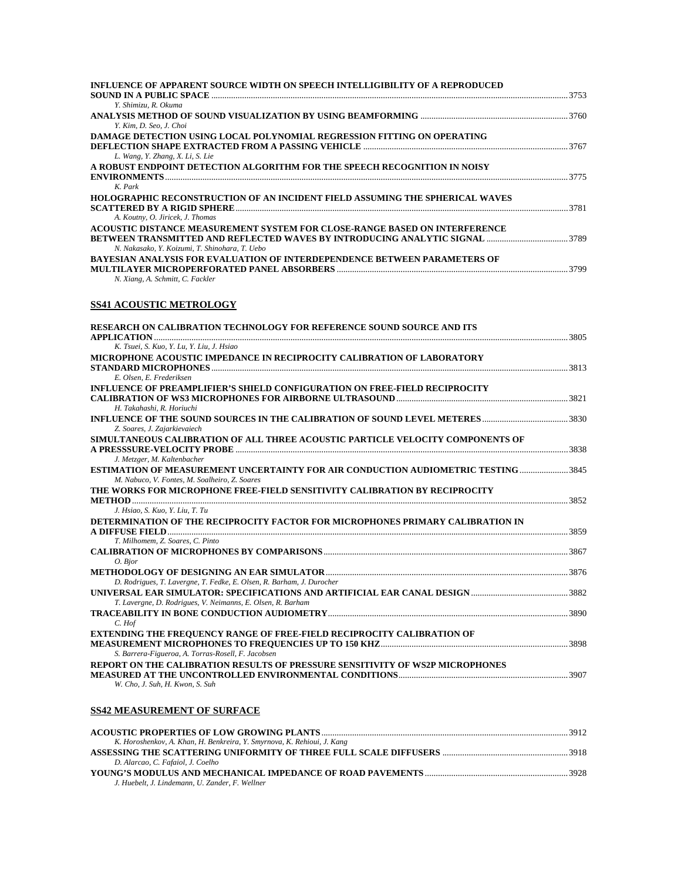**INFLUENCE OF APPARENT SOURCE WIDTH ON SPEECH INTELLIGIBILITY OF A REPRODUCED SOUND IN A PUBLIC SPACE** ........ 3753
*Y. Shimizu, R. Okuma*

**ANALYSIS METHOD OF SOUND VISUALIZATION BY USING BEAMFORMING** ........ 3760
*Y. Kim, D. Seo, J. Choi*

**DAMAGE DETECTION USING LOCAL POLYNOMIAL REGRESSION FITTING ON OPERATING DEFLECTION SHAPE EXTRACTED FROM A PASSING VEHICLE** ........ 3767
*L. Wang, Y. Zhang, X. Li, S. Lie*

**A ROBUST ENDPOINT DETECTION ALGORITHM FOR THE SPEECH RECOGNITION IN NOISY ENVIRONMENTS** ........ 3775
*K. Park*

**HOLOGRAPHIC RECONSTRUCTION OF AN INCIDENT FIELD ASSUMING THE SPHERICAL WAVES SCATTERED BY A RIGID SPHERE** ........ 3781
*A. Koutny, O. Jiricek, J. Thomas*

**ACOUSTIC DISTANCE MEASUREMENT SYSTEM FOR CLOSE-RANGE BASED ON INTERFERENCE BETWEEN TRANSMITTED AND REFLECTED WAVES BY INTRODUCING ANALYTIC SIGNAL** ........ 3789
*N. Nakasako, Y. Koizumi, T. Shinohara, T. Uebo*

**BAYESIAN ANALYSIS FOR EVALUATION OF INTERDEPENDENCE BETWEEN PARAMETERS OF MULTILAYER MICROPERFORATED PANEL ABSORBERS** ........ 3799
*N. Xiang, A. Schmitt, C. Fackler*

## SS41 ACOUSTIC METROLOGY

**RESEARCH ON CALIBRATION TECHNOLOGY FOR REFERENCE SOUND SOURCE AND ITS APPLICATION** ........ 3805
*K. Tsuei, S. Kuo, Y. Lu, Y. Liu, J. Hsiao*

**MICROPHONE ACOUSTIC IMPEDANCE IN RECIPROCITY CALIBRATION OF LABORATORY STANDARD MICROPHONES** ........ 3813
*E. Olsen, E. Frederiksen*

**INFLUENCE OF PREAMPLIFIER'S SHIELD CONFIGURATION ON FREE-FIELD RECIPROCITY CALIBRATION OF WS3 MICROPHONES FOR AIRBORNE ULTRASOUND** ........ 3821
*H. Takahashi, R. Horiuchi*

**INFLUENCE OF THE SOUND SOURCES IN THE CALIBRATION OF SOUND LEVEL METERES** ........ 3830
*Z. Soares, J. Zajarkievaiech*

**SIMULTANEOUS CALIBRATION OF ALL THREE ACOUSTIC PARTICLE VELOCITY COMPONENTS OF A PRESSSURE-VELOCITY PROBE** ........ 3838
*J. Metzger, M. Kaltenbacher*

**ESTIMATION OF MEASUREMENT UNCERTAINTY FOR AIR CONDUCTION AUDIOMETRIC TESTING** ........ 3845
*M. Nabuco, V. Fontes, M. Soalheiro, Z. Soares*

**THE WORKS FOR MICROPHONE FREE-FIELD SENSITIVITY CALIBRATION BY RECIPROCITY METHOD** ........ 3852
*J. Hsiao, S. Kuo, Y. Liu, T. Tu*

**DETERMINATION OF THE RECIPROCITY FACTOR FOR MICROPHONES PRIMARY CALIBRATION IN A DIFFUSE FIELD** ........ 3859
*T. Milhomem, Z. Soares, C. Pinto*

**CALIBRATION OF MICROPHONES BY COMPARISONS** ........ 3867
*O. Bjor*

**METHODOLOGY OF DESIGNING AN EAR SIMULATOR** ........ 3876
*D. Rodrigues, T. Lavergne, T. Fedke, E. Olsen, R. Barham, J. Durocher*

**UNIVERSAL EAR SIMULATOR: SPECIFICATIONS AND ARTIFICIAL EAR CANAL DESIGN** ........ 3882
*T. Lavergne, D. Rodrigues, V. Neimanns, E. Olsen, R. Barham*

**TRACEABILITY IN BONE CONDUCTION AUDIOMETRY** ........ 3890
*C. Hof*

**EXTENDING THE FREQUENCY RANGE OF FREE-FIELD RECIPROCITY CALIBRATION OF MEASUREMENT MICROPHONES TO FREQUENCIES UP TO 150 KHZ** ........ 3898
*S. Barrera-Figueroa, A. Torras-Rosell, F. Jacobsen*

**REPORT ON THE CALIBRATION RESULTS OF PRESSURE SENSITIVITY OF WS2P MICROPHONES MEASURED AT THE UNCONTROLLED ENVIRONMENTAL CONDITIONS** ........ 3907
*W. Cho, J. Suh, H. Kwon, S. Suh*

## SS42 MEASUREMENT OF SURFACE

**ACOUSTIC PROPERTIES OF LOW GROWING PLANTS** ........ 3912
*K. Horoshenkov, A. Khan, H. Benkreira, Y. Smyrnova, K. Rehioui, J. Kang*

**ASSESSING THE SCATTERING UNIFORMITY OF THREE FULL SCALE DIFFUSERS** ........ 3918
*D. Alarcao, C. Fafaiol, J. Coelho*

**YOUNG'S MODULUS AND MECHANICAL IMPEDANCE OF ROAD PAVEMENTS** ........ 3928
*J. Huebelt, J. Lindemann, U. Zander, F. Wellner*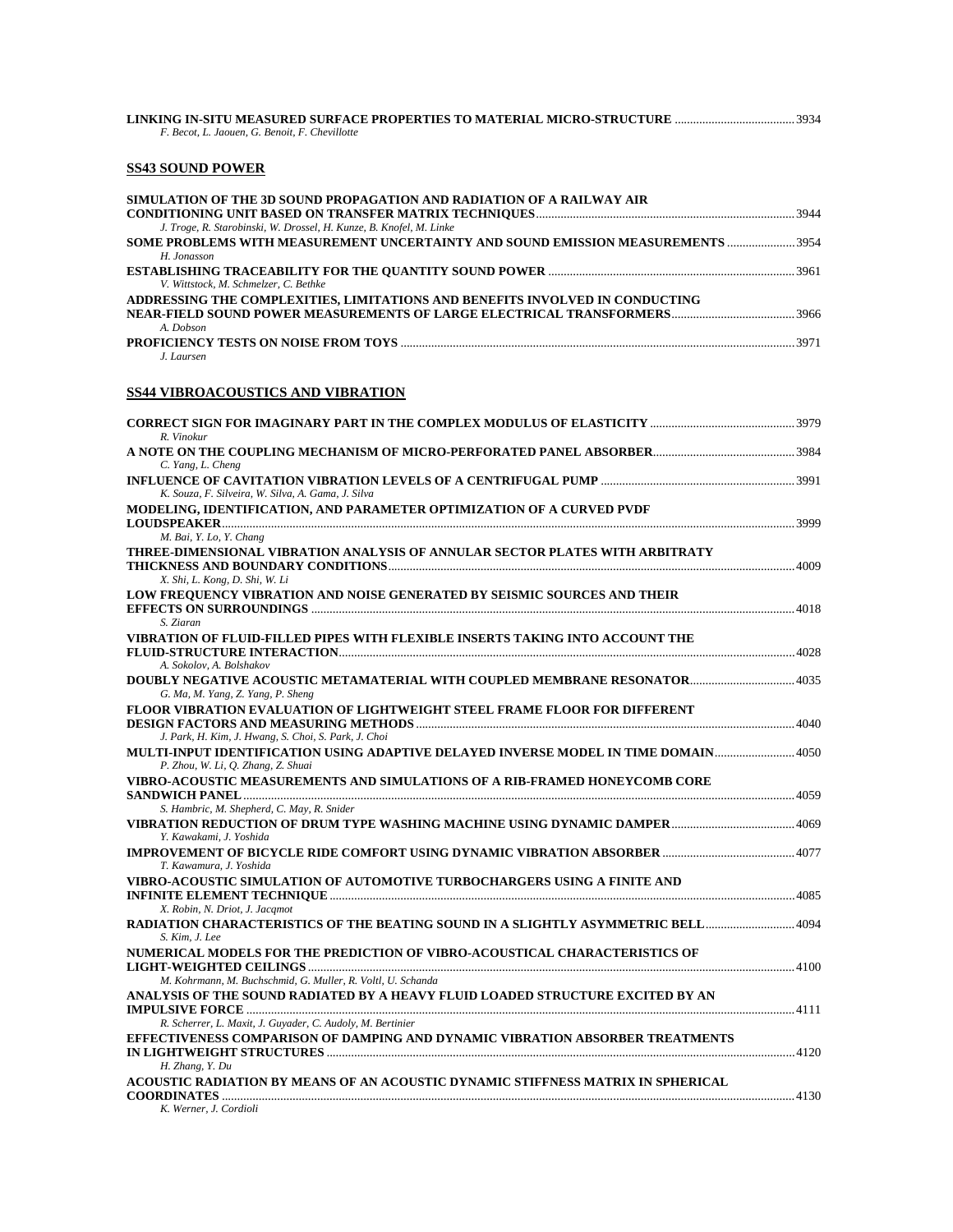**LINKING IN-SITU MEASURED SURFACE PROPERTIES TO MATERIAL MICRO-STRUCTURE** ....................................... 3934
*F. Becot, L. Jaouen, G. Benoit, F. Chevillotte*

## SS43 SOUND POWER

**SIMULATION OF THE 3D SOUND PROPAGATION AND RADIATION OF A RAILWAY AIR CONDITIONING UNIT BASED ON TRANSFER MATRIX TECHNIQUES** ....................................... 3944
*J. Troge, R. Starobinski, W. Drossel, H. Kunze, B. Knofel, M. Linke*

**SOME PROBLEMS WITH MEASUREMENT UNCERTAINTY AND SOUND EMISSION MEASUREMENTS** ....................... 3954
*H. Jonasson*

**ESTABLISHING TRACEABILITY FOR THE QUANTITY SOUND POWER** ....................................... 3961
*V. Wittstock, M. Schmelzer, C. Bethke*

**ADDRESSING THE COMPLEXITIES, LIMITATIONS AND BENEFITS INVOLVED IN CONDUCTING NEAR-FIELD SOUND POWER MEASUREMENTS OF LARGE ELECTRICAL TRANSFORMERS** ....................................... 3966
*A. Dobson*

**PROFICIENCY TESTS ON NOISE FROM TOYS** ....................................... 3971
*J. Laursen*

## SS44 VIBROACOUSTICS AND VIBRATION

**CORRECT SIGN FOR IMAGINARY PART IN THE COMPLEX MODULUS OF ELASTICITY** ....................................... 3979
*R. Vinokur*

**A NOTE ON THE COUPLING MECHANISM OF MICRO-PERFORATED PANEL ABSORBER** ....................................... 3984
*C. Yang, L. Cheng*

**INFLUENCE OF CAVITATION VIBRATION LEVELS OF A CENTRIFUGAL PUMP** ....................................... 3991
*K. Souza, F. Silveira, W. Silva, A. Gama, J. Silva*

**MODELING, IDENTIFICATION, AND PARAMETER OPTIMIZATION OF A CURVED PVDF LOUDSPEAKER** ....................................... 3999
*M. Bai, Y. Lo, Y. Chang*

**THREE-DIMENSIONAL VIBRATION ANALYSIS OF ANNULAR SECTOR PLATES WITH ARBITRATY THICKNESS AND BOUNDARY CONDITIONS** ....................................... 4009
*X. Shi, L. Kong, D. Shi, W. Li*

**LOW FREQUENCY VIBRATION AND NOISE GENERATED BY SEISMIC SOURCES AND THEIR EFFECTS ON SURROUNDINGS** ....................................... 4018
*S. Ziaran*

**VIBRATION OF FLUID-FILLED PIPES WITH FLEXIBLE INSERTS TAKING INTO ACCOUNT THE FLUID-STRUCTURE INTERACTION** ....................................... 4028
*A. Sokolov, A. Bolshakov*

**DOUBLY NEGATIVE ACOUSTIC METAMATERIAL WITH COUPLED MEMBRANE RESONATOR** ....................................... 4035
*G. Ma, M. Yang, Z. Yang, P. Sheng*

**FLOOR VIBRATION EVALUATION OF LIGHTWEIGHT STEEL FRAME FLOOR FOR DIFFERENT DESIGN FACTORS AND MEASURING METHODS** ....................................... 4040
*J. Park, H. Kim, J. Hwang, S. Choi, S. Park, J. Choi*

**MULTI-INPUT IDENTIFICATION USING ADAPTIVE DELAYED INVERSE MODEL IN TIME DOMAIN** ....................................... 4050
*P. Zhou, W. Li, Q. Zhang, Z. Shuai*

**VIBRO-ACOUSTIC MEASUREMENTS AND SIMULATIONS OF A RIB-FRAMED HONEYCOMB CORE SANDWICH PANEL** ....................................... 4059
*S. Hambric, M. Shepherd, C. May, R. Snider*

**VIBRATION REDUCTION OF DRUM TYPE WASHING MACHINE USING DYNAMIC DAMPER** ....................................... 4069
*Y. Kawakami, J. Yoshida*

**IMPROVEMENT OF BICYCLE RIDE COMFORT USING DYNAMIC VIBRATION ABSORBER** ....................................... 4077
*T. Kawamura, J. Yoshida*

**VIBRO-ACOUSTIC SIMULATION OF AUTOMOTIVE TURBOCHARGERS USING A FINITE AND INFINITE ELEMENT TECHNIQUE** ....................................... 4085
*X. Robin, N. Driot, J. Jacqmot*

**RADIATION CHARACTERISTICS OF THE BEATING SOUND IN A SLIGHTLY ASYMMETRIC BELL** ....................................... 4094
*S. Kim, J. Lee*

**NUMERICAL MODELS FOR THE PREDICTION OF VIBRO-ACOUSTICAL CHARACTERISTICS OF LIGHT-WEIGHTED CEILINGS** ....................................... 4100
*M. Kohrmann, M. Buchschmid, G. Muller, R. Voltl, U. Schanda*

**ANALYSIS OF THE SOUND RADIATED BY A HEAVY FLUID LOADED STRUCTURE EXCITED BY AN IMPULSIVE FORCE** ....................................... 4111
*R. Scherrer, L. Maxit, J. Guyader, C. Audoly, M. Bertinier*

**EFFECTIVENESS COMPARISON OF DAMPING AND DYNAMIC VIBRATION ABSORBER TREATMENTS IN LIGHTWEIGHT STRUCTURES** ....................................... 4120
*H. Zhang, Y. Du*

**ACOUSTIC RADIATION BY MEANS OF AN ACOUSTIC DYNAMIC STIFFNESS MATRIX IN SPHERICAL COORDINATES** ....................................... 4130
*K. Werner, J. Cordioli*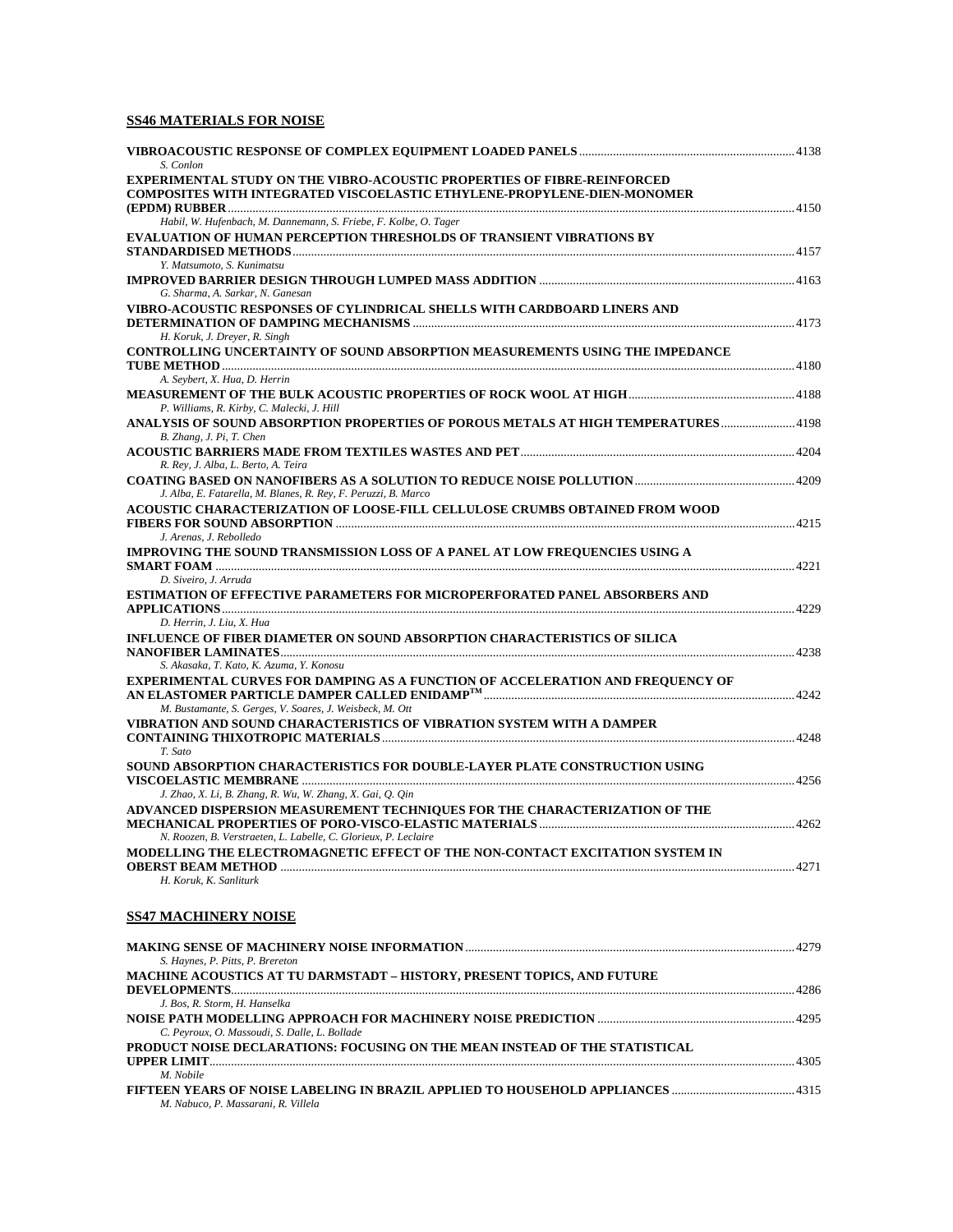## SS46 MATERIALS FOR NOISE

**VIBROACOUSTIC RESPONSE OF COMPLEX EQUIPMENT LOADED PANELS** ..... 4138
*S. Conlon*

**EXPERIMENTAL STUDY ON THE VIBRO-ACOUSTIC PROPERTIES OF FIBRE-REINFORCED COMPOSITES WITH INTEGRATED VISCOELASTIC ETHYLENE-PROPYLENE-DIEN-MONOMER (EPDM) RUBBER** ..... 4150
*Habil, W. Hufenbach, M. Dannemann, S. Friebe, F. Kolbe, O. Tager*

**EVALUATION OF HUMAN PERCEPTION THRESHOLDS OF TRANSIENT VIBRATIONS BY STANDARDISED METHODS** ..... 4157
*Y. Matsumoto, S. Kunimatsu*

**IMPROVED BARRIER DESIGN THROUGH LUMPED MASS ADDITION** ..... 4163
*G. Sharma, A. Sarkar, N. Ganesan*

**VIBRO-ACOUSTIC RESPONSES OF CYLINDRICAL SHELLS WITH CARDBOARD LINERS AND DETERMINATION OF DAMPING MECHANISMS** ..... 4173
*H. Koruk, J. Dreyer, R. Singh*

**CONTROLLING UNCERTAINTY OF SOUND ABSORPTION MEASUREMENTS USING THE IMPEDANCE TUBE METHOD** ..... 4180
*A. Seybert, X. Hua, D. Herrin*

**MEASUREMENT OF THE BULK ACOUSTIC PROPERTIES OF ROCK WOOL AT HIGH** ..... 4188
*P. Williams, R. Kirby, C. Malecki, J. Hill*

**ANALYSIS OF SOUND ABSORPTION PROPERTIES OF POROUS METALS AT HIGH TEMPERATURES** ..... 4198
*B. Zhang, J. Pi, T. Chen*

**ACOUSTIC BARRIERS MADE FROM TEXTILES WASTES AND PET** ..... 4204
*R. Rey, J. Alba, L. Berto, A. Teira*

**COATING BASED ON NANOFIBERS AS A SOLUTION TO REDUCE NOISE POLLUTION** ..... 4209
*J. Alba, E. Fatarella, M. Blanes, R. Rey, F. Peruzzi, B. Marco*

**ACOUSTIC CHARACTERIZATION OF LOOSE-FILL CELLULOSE CRUMBS OBTAINED FROM WOOD FIBERS FOR SOUND ABSORPTION** ..... 4215
*J. Arenas, J. Rebolledo*

**IMPROVING THE SOUND TRANSMISSION LOSS OF A PANEL AT LOW FREQUENCIES USING A SMART FOAM** ..... 4221
*D. Siveiro, J. Arruda*

**ESTIMATION OF EFFECTIVE PARAMETERS FOR MICROPERFORATED PANEL ABSORBERS AND APPLICATIONS** ..... 4229
*D. Herrin, J. Liu, X. Hua*

**INFLUENCE OF FIBER DIAMETER ON SOUND ABSORPTION CHARACTERISTICS OF SILICA NANOFIBER LAMINATES** ..... 4238
*S. Akasaka, T. Kato, K. Azuma, Y. Konosu*

**EXPERIMENTAL CURVES FOR DAMPING AS A FUNCTION OF ACCELERATION AND FREQUENCY OF AN ELASTOMER PARTICLE DAMPER CALLED ENIDAMP™** ..... 4242
*M. Bustamante, S. Gerges, V. Soares, J. Weisbeck, M. Ott*

**VIBRATION AND SOUND CHARACTERISTICS OF VIBRATION SYSTEM WITH A DAMPER CONTAINING THIXOTROPIC MATERIALS** ..... 4248
*T. Sato*

**SOUND ABSORPTION CHARACTERISTICS FOR DOUBLE-LAYER PLATE CONSTRUCTION USING VISCOELASTIC MEMBRANE** ..... 4256
*J. Zhao, X. Li, B. Zhang, R. Wu, W. Zhang, X. Gai, Q. Qin*

**ADVANCED DISPERSION MEASUREMENT TECHNIQUES FOR THE CHARACTERIZATION OF THE MECHANICAL PROPERTIES OF PORO-VISCO-ELASTIC MATERIALS** ..... 4262
*N. Roozen, B. Verstraeten, L. Labelle, C. Glorieux, P. Leclaire*

**MODELLING THE ELECTROMAGNETIC EFFECT OF THE NON-CONTACT EXCITATION SYSTEM IN OBERST BEAM METHOD** ..... 4271
*H. Koruk, K. Sanliturk*

## SS47 MACHINERY NOISE

**MAKING SENSE OF MACHINERY NOISE INFORMATION** ..... 4279
*S. Haynes, P. Pitts, P. Brereton*

**MACHINE ACOUSTICS AT TU DARMSTADT – HISTORY, PRESENT TOPICS, AND FUTURE DEVELOPMENTS** ..... 4286
*J. Bos, R. Storm, H. Hanselka*

**NOISE PATH MODELLING APPROACH FOR MACHINERY NOISE PREDICTION** ..... 4295
*C. Peyroux, O. Massoudi, S. Dalle, L. Bollade*

**PRODUCT NOISE DECLARATIONS: FOCUSING ON THE MEAN INSTEAD OF THE STATISTICAL UPPER LIMIT** ..... 4305
*M. Nobile*

**FIFTEEN YEARS OF NOISE LABELING IN BRAZIL APPLIED TO HOUSEHOLD APPLIANCES** ..... 4315
*M. Nabuco, P. Massarani, R. Villela*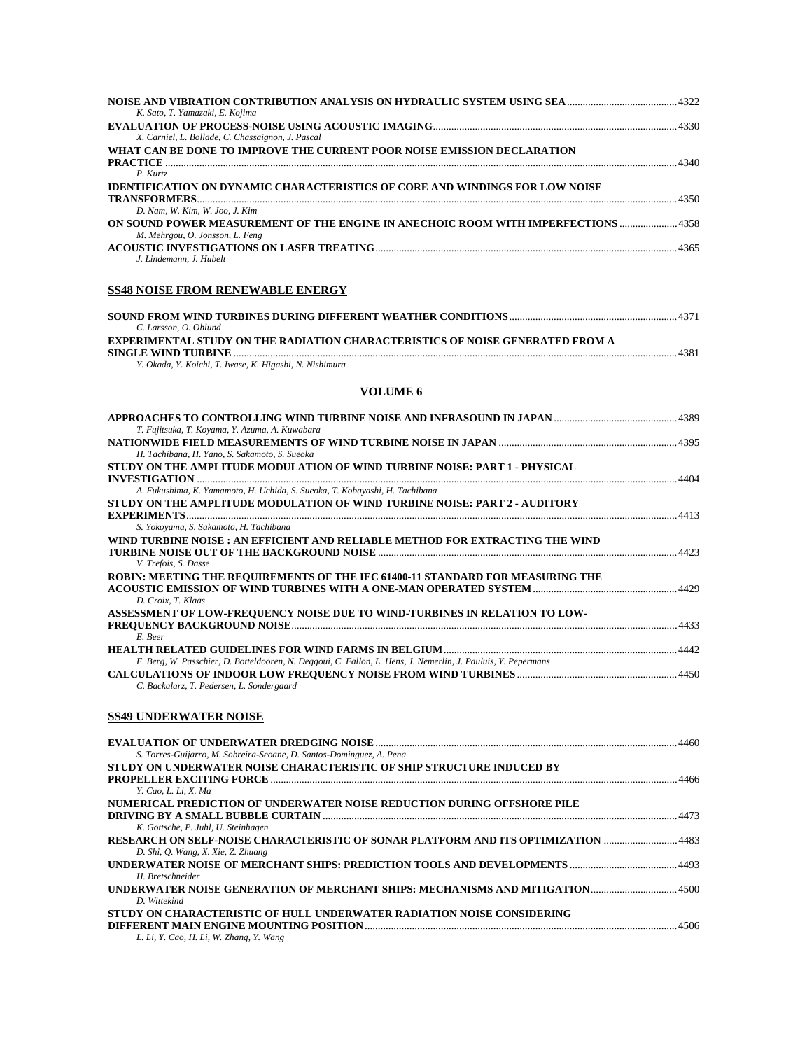**NOISE AND VIBRATION CONTRIBUTION ANALYSIS ON HYDRAULIC SYSTEM USING SEA** .......... 4322
*K. Sato, T. Yamazaki, E. Kojima*

**EVALUATION OF PROCESS-NOISE USING ACOUSTIC IMAGING** .......... 4330
*X. Carniel, L. Bollade, C. Chassaignon, J. Pascal*

**WHAT CAN BE DONE TO IMPROVE THE CURRENT POOR NOISE EMISSION DECLARATION PRACTICE** .......... 4340
*P. Kurtz*

**IDENTIFICATION ON DYNAMIC CHARACTERISTICS OF CORE AND WINDINGS FOR LOW NOISE TRANSFORMERS** .......... 4350
*D. Nam, W. Kim, W. Joo, J. Kim*

**ON SOUND POWER MEASUREMENT OF THE ENGINE IN ANECHOIC ROOM WITH IMPERFECTIONS** .......... 4358
*M. Mehrgou, O. Jonsson, L. Feng*

**ACOUSTIC INVESTIGATIONS ON LASER TREATING** .......... 4365
*J. Lindemann, J. Hubelt*

## SS48 NOISE FROM RENEWABLE ENERGY

**SOUND FROM WIND TURBINES DURING DIFFERENT WEATHER CONDITIONS** .......... 4371
*C. Larsson, O. Ohlund*

**EXPERIMENTAL STUDY ON THE RADIATION CHARACTERISTICS OF NOISE GENERATED FROM A SINGLE WIND TURBINE** .......... 4381
*Y. Okada, Y. Koichi, T. Iwase, K. Higashi, N. Nishimura*

# VOLUME 6

**APPROACHES TO CONTROLLING WIND TURBINE NOISE AND INFRASOUND IN JAPAN** .......... 4389
*T. Fujitsuka, T. Koyama, Y. Azuma, A. Kuwabara*

**NATIONWIDE FIELD MEASUREMENTS OF WIND TURBINE NOISE IN JAPAN** .......... 4395
*H. Tachibana, H. Yano, S. Sakamoto, S. Sueoka*

**STUDY ON THE AMPLITUDE MODULATION OF WIND TURBINE NOISE: PART 1 - PHYSICAL INVESTIGATION** .......... 4404
*A. Fukushima, K. Yamamoto, H. Uchida, S. Sueoka, T. Kobayashi, H. Tachibana*

**STUDY ON THE AMPLITUDE MODULATION OF WIND TURBINE NOISE: PART 2 - AUDITORY EXPERIMENTS** .......... 4413
*S. Yokoyama, S. Sakamoto, H. Tachibana*

**WIND TURBINE NOISE : AN EFFICIENT AND RELIABLE METHOD FOR EXTRACTING THE WIND TURBINE NOISE OUT OF THE BACKGROUND NOISE** .......... 4423
*V. Trefois, S. Dasse*

**ROBIN: MEETING THE REQUIREMENTS OF THE IEC 61400-11 STANDARD FOR MEASURING THE ACOUSTIC EMISSION OF WIND TURBINES WITH A ONE-MAN OPERATED SYSTEM** .......... 4429
*D. Croix, T. Klaas*

**ASSESSMENT OF LOW-FREQUENCY NOISE DUE TO WIND-TURBINES IN RELATION TO LOW-FREQUENCY BACKGROUND NOISE** .......... 4433
*E. Beer*

**HEALTH RELATED GUIDELINES FOR WIND FARMS IN BELGIUM** .......... 4442
*F. Berg, W. Passchier, D. Botteldooren, N. Deggoui, C. Fallon, L. Hens, J. Nemerlin, J. Pauluis, Y. Pepermans*

**CALCULATIONS OF INDOOR LOW FREQUENCY NOISE FROM WIND TURBINES** .......... 4450
*C. Backalarz, T. Pedersen, L. Sondergaard*

## SS49 UNDERWATER NOISE

**EVALUATION OF UNDERWATER DREDGING NOISE** .......... 4460
*S. Torres-Guijarro, M. Sobreira-Seoane, D. Santos-Dominguez, A. Pena*

**STUDY ON UNDERWATER NOISE CHARACTERISTIC OF SHIP STRUCTURE INDUCED BY PROPELLER EXCITING FORCE** .......... 4466
*Y. Cao, L. Li, X. Ma*

**NUMERICAL PREDICTION OF UNDERWATER NOISE REDUCTION DURING OFFSHORE PILE DRIVING BY A SMALL BUBBLE CURTAIN** .......... 4473
*K. Gottsche, P. Juhl, U. Steinhagen*

**RESEARCH ON SELF-NOISE CHARACTERISTIC OF SONAR PLATFORM AND ITS OPTIMIZATION** .......... 4483
*D. Shi, Q. Wang, X. Xie, Z. Zhuang*

**UNDERWATER NOISE OF MERCHANT SHIPS: PREDICTION TOOLS AND DEVELOPMENTS** .......... 4493
*H. Bretschneider*

**UNDERWATER NOISE GENERATION OF MERCHANT SHIPS: MECHANISMS AND MITIGATION** .......... 4500
*D. Wittekind*

**STUDY ON CHARACTERISTIC OF HULL UNDERWATER RADIATION NOISE CONSIDERING DIFFERENT MAIN ENGINE MOUNTING POSITION** .......... 4506
*L. Li, Y. Cao, H. Li, W. Zhang, Y. Wang*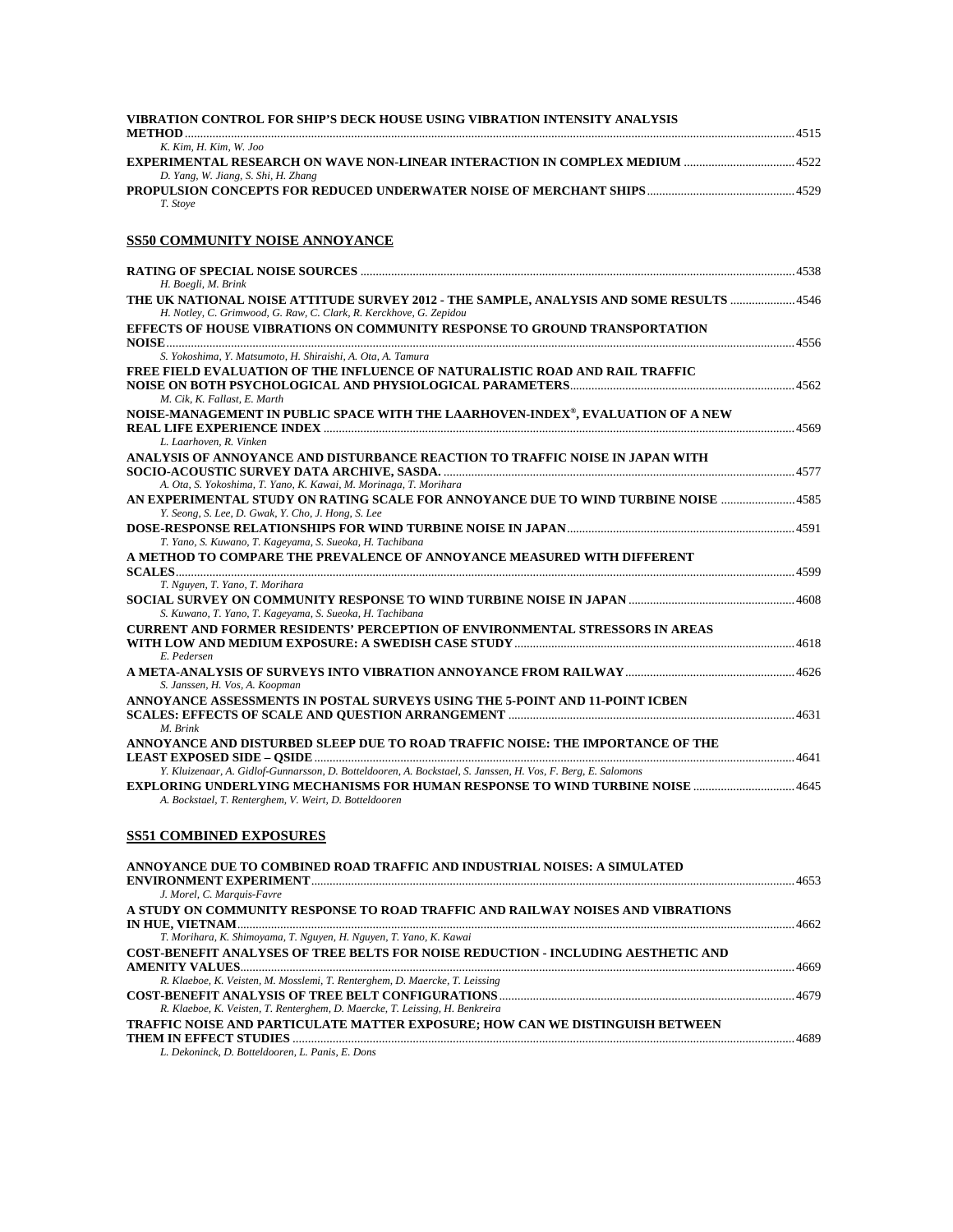**VIBRATION CONTROL FOR SHIP'S DECK HOUSE USING VIBRATION INTENSITY ANALYSIS METHOD** ..... 4515
*K. Kim, H. Kim, W. Joo*

**EXPERIMENTAL RESEARCH ON WAVE NON-LINEAR INTERACTION IN COMPLEX MEDIUM** ..... 4522
*D. Yang, W. Jiang, S. Shi, H. Zhang*

**PROPULSION CONCEPTS FOR REDUCED UNDERWATER NOISE OF MERCHANT SHIPS** ..... 4529
*T. Stoye*

## SS50 COMMUNITY NOISE ANNOYANCE

**RATING OF SPECIAL NOISE SOURCES** ..... 4538
*H. Boegli, M. Brink*

**THE UK NATIONAL NOISE ATTITUDE SURVEY 2012 - THE SAMPLE, ANALYSIS AND SOME RESULTS** ..... 4546
*H. Notley, C. Grimwood, G. Raw, C. Clark, R. Kerckhove, G. Zepidou*

**EFFECTS OF HOUSE VIBRATIONS ON COMMUNITY RESPONSE TO GROUND TRANSPORTATION NOISE** ..... 4556
*S. Yokoshima, Y. Matsumoto, H. Shiraishi, A. Ota, A. Tamura*

**FREE FIELD EVALUATION OF THE INFLUENCE OF NATURALISTIC ROAD AND RAIL TRAFFIC NOISE ON BOTH PSYCHOLOGICAL AND PHYSIOLOGICAL PARAMETERS** ..... 4562
*M. Cik, K. Fallast, E. Marth*

**NOISE-MANAGEMENT IN PUBLIC SPACE WITH THE LAARHOVEN-INDEX®, EVALUATION OF A NEW REAL LIFE EXPERIENCE INDEX** ..... 4569
*L. Laarhoven, R. Vinken*

**ANALYSIS OF ANNOYANCE AND DISTURBANCE REACTION TO TRAFFIC NOISE IN JAPAN WITH SOCIO-ACOUSTIC SURVEY DATA ARCHIVE, SASDA.** ..... 4577
*A. Ota, S. Yokoshima, T. Yano, K. Kawai, M. Morinaga, T. Morihara*

**AN EXPERIMENTAL STUDY ON RATING SCALE FOR ANNOYANCE DUE TO WIND TURBINE NOISE** ..... 4585
*Y. Seong, S. Lee, D. Gwak, Y. Cho, J. Hong, S. Lee*

**DOSE-RESPONSE RELATIONSHIPS FOR WIND TURBINE NOISE IN JAPAN** ..... 4591
*T. Yano, S. Kuwano, T. Kageyama, S. Sueoka, H. Tachibana*

**A METHOD TO COMPARE THE PREVALENCE OF ANNOYANCE MEASURED WITH DIFFERENT SCALES** ..... 4599
*T. Nguyen, T. Yano, T. Morihara*

**SOCIAL SURVEY ON COMMUNITY RESPONSE TO WIND TURBINE NOISE IN JAPAN** ..... 4608
*S. Kuwano, T. Yano, T. Kageyama, S. Sueoka, H. Tachibana*

**CURRENT AND FORMER RESIDENTS' PERCEPTION OF ENVIRONMENTAL STRESSORS IN AREAS WITH LOW AND MEDIUM EXPOSURE: A SWEDISH CASE STUDY** ..... 4618
*E. Pedersen*

**A META-ANALYSIS OF SURVEYS INTO VIBRATION ANNOYANCE FROM RAILWAY** ..... 4626
*S. Janssen, H. Vos, A. Koopman*

**ANNOYANCE ASSESSMENTS IN POSTAL SURVEYS USING THE 5-POINT AND 11-POINT ICBEN SCALES: EFFECTS OF SCALE AND QUESTION ARRANGEMENT** ..... 4631
*M. Brink*

**ANNOYANCE AND DISTURBED SLEEP DUE TO ROAD TRAFFIC NOISE: THE IMPORTANCE OF THE LEAST EXPOSED SIDE – QSIDE** ..... 4641
*Y. Kluizenaar, A. Gidlof-Gunnarsson, D. Botteldooren, A. Bockstael, S. Janssen, H. Vos, F. Berg, E. Salomons*

**EXPLORING UNDERLYING MECHANISMS FOR HUMAN RESPONSE TO WIND TURBINE NOISE** ..... 4645
*A. Bockstael, T. Renterghem, V. Weirt, D. Botteldooren*

## SS51 COMBINED EXPOSURES

**ANNOYANCE DUE TO COMBINED ROAD TRAFFIC AND INDUSTRIAL NOISES: A SIMULATED ENVIRONMENT EXPERIMENT** ..... 4653
*J. Morel, C. Marquis-Favre*

**A STUDY ON COMMUNITY RESPONSE TO ROAD TRAFFIC AND RAILWAY NOISES AND VIBRATIONS IN HUE, VIETNAM** ..... 4662
*T. Morihara, K. Shimoyama, T. Nguyen, H. Nguyen, T. Yano, K. Kawai*

**COST-BENEFIT ANALYSES OF TREE BELTS FOR NOISE REDUCTION - INCLUDING AESTHETIC AND AMENITY VALUES** ..... 4669
*R. Klaeboe, K. Veisten, M. Mosslemi, T. Renterghem, D. Maercke, T. Leissing*

**COST-BENEFIT ANALYSIS OF TREE BELT CONFIGURATIONS** ..... 4679
*R. Klaeboe, K. Veisten, T. Renterghem, D. Maercke, T. Leissing, H. Benkreira*

**TRAFFIC NOISE AND PARTICULATE MATTER EXPOSURE; HOW CAN WE DISTINGUISH BETWEEN THEM IN EFFECT STUDIES** ..... 4689
*L. Dekoninck, D. Botteldooren, L. Panis, E. Dons*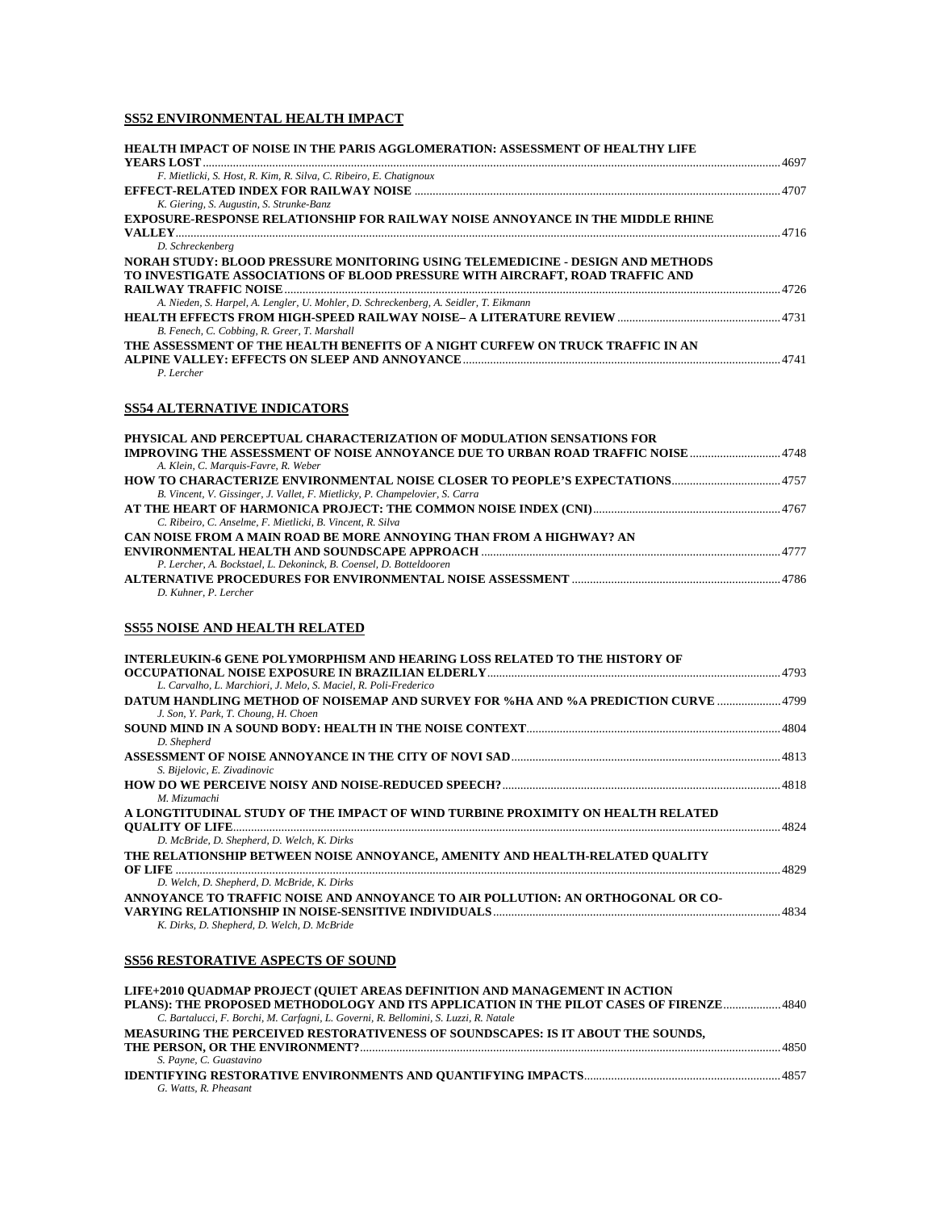## SS52 ENVIRONMENTAL HEALTH IMPACT

**HEALTH IMPACT OF NOISE IN THE PARIS AGGLOMERATION: ASSESSMENT OF HEALTHY LIFE YEARS LOST** ........ 4697
*F. Mietlicki, S. Host, R. Kim, R. Silva, C. Ribeiro, E. Chatignoux*

**EFFECT-RELATED INDEX FOR RAILWAY NOISE** ........ 4707
*K. Giering, S. Augustin, S. Strunke-Banz*

**EXPOSURE-RESPONSE RELATIONSHIP FOR RAILWAY NOISE ANNOYANCE IN THE MIDDLE RHINE VALLEY** ........ 4716
*D. Schreckenberg*

**NORAH STUDY: BLOOD PRESSURE MONITORING USING TELEMEDICINE - DESIGN AND METHODS TO INVESTIGATE ASSOCIATIONS OF BLOOD PRESSURE WITH AIRCRAFT, ROAD TRAFFIC AND RAILWAY TRAFFIC NOISE** ........ 4726
*A. Nieden, S. Harpel, A. Lengler, U. Mohler, D. Schreckenberg, A. Seidler, T. Eikmann*

**HEALTH EFFECTS FROM HIGH-SPEED RAILWAY NOISE– A LITERATURE REVIEW** ........ 4731
*B. Fenech, C. Cobbing, R. Greer, T. Marshall*

**THE ASSESSMENT OF THE HEALTH BENEFITS OF A NIGHT CURFEW ON TRUCK TRAFFIC IN AN ALPINE VALLEY: EFFECTS ON SLEEP AND ANNOYANCE** ........ 4741
*P. Lercher*

## SS54 ALTERNATIVE INDICATORS

**PHYSICAL AND PERCEPTUAL CHARACTERIZATION OF MODULATION SENSATIONS FOR IMPROVING THE ASSESSMENT OF NOISE ANNOYANCE DUE TO URBAN ROAD TRAFFIC NOISE** ........ 4748
*A. Klein, C. Marquis-Favre, R. Weber*

**HOW TO CHARACTERIZE ENVIRONMENTAL NOISE CLOSER TO PEOPLE'S EXPECTATIONS** ........ 4757
*B. Vincent, V. Gissinger, J. Vallet, F. Mietlicky, P. Champelovier, S. Carra*

**AT THE HEART OF HARMONICA PROJECT: THE COMMON NOISE INDEX (CNI)** ........ 4767
*C. Ribeiro, C. Anselme, F. Mietlicki, B. Vincent, R. Silva*

**CAN NOISE FROM A MAIN ROAD BE MORE ANNOYING THAN FROM A HIGHWAY? AN ENVIRONMENTAL HEALTH AND SOUNDSCAPE APPROACH** ........ 4777
*P. Lercher, A. Bockstael, L. Dekoninck, B. Coensel, D. Botteldooren*

**ALTERNATIVE PROCEDURES FOR ENVIRONMENTAL NOISE ASSESSMENT** ........ 4786
*D. Kuhner, P. Lercher*

## SS55 NOISE AND HEALTH RELATED

**INTERLEUKIN-6 GENE POLYMORPHISM AND HEARING LOSS RELATED TO THE HISTORY OF OCCUPATIONAL NOISE EXPOSURE IN BRAZILIAN ELDERLY** ........ 4793
*L. Carvalho, L. Marchiori, J. Melo, S. Maciel, R. Poli-Frederico*

**DATUM HANDLING METHOD OF NOISEMAP AND SURVEY FOR %HA AND %A PREDICTION CURVE** ........ 4799
*J. Son, Y. Park, T. Choung, H. Choen*

**SOUND MIND IN A SOUND BODY: HEALTH IN THE NOISE CONTEXT** ........ 4804
*D. Shepherd*

**ASSESSMENT OF NOISE ANNOYANCE IN THE CITY OF NOVI SAD** ........ 4813
*S. Bijelovic, E. Zivadinovic*

**HOW DO WE PERCEIVE NOISY AND NOISE-REDUCED SPEECH?** ........ 4818
*M. Mizumachi*

**A LONGTITUDINAL STUDY OF THE IMPACT OF WIND TURBINE PROXIMITY ON HEALTH RELATED QUALITY OF LIFE** ........ 4824
*D. McBride, D. Shepherd, D. Welch, K. Dirks*

**THE RELATIONSHIP BETWEEN NOISE ANNOYANCE, AMENITY AND HEALTH-RELATED QUALITY OF LIFE** ........ 4829
*D. Welch, D. Shepherd, D. McBride, K. Dirks*

**ANNOYANCE TO TRAFFIC NOISE AND ANNOYANCE TO AIR POLLUTION: AN ORTHOGONAL OR CO-VARYING RELATIONSHIP IN NOISE-SENSITIVE INDIVIDUALS** ........ 4834
*K. Dirks, D. Shepherd, D. Welch, D. McBride*

## SS56 RESTORATIVE ASPECTS OF SOUND

**LIFE+2010 QUADMAP PROJECT (QUIET AREAS DEFINITION AND MANAGEMENT IN ACTION PLANS): THE PROPOSED METHODOLOGY AND ITS APPLICATION IN THE PILOT CASES OF FIRENZE** ........ 4840
*C. Bartalucci, F. Borchi, M. Carfagni, L. Governi, R. Bellomini, S. Luzzi, R. Natale*

**MEASURING THE PERCEIVED RESTORATIVENESS OF SOUNDSCAPES: IS IT ABOUT THE SOUNDS, THE PERSON, OR THE ENVIRONMENT?** ........ 4850
*S. Payne, C. Guastavino*

**IDENTIFYING RESTORATIVE ENVIRONMENTS AND QUANTIFYING IMPACTS** ........ 4857
*G. Watts, R. Pheasant*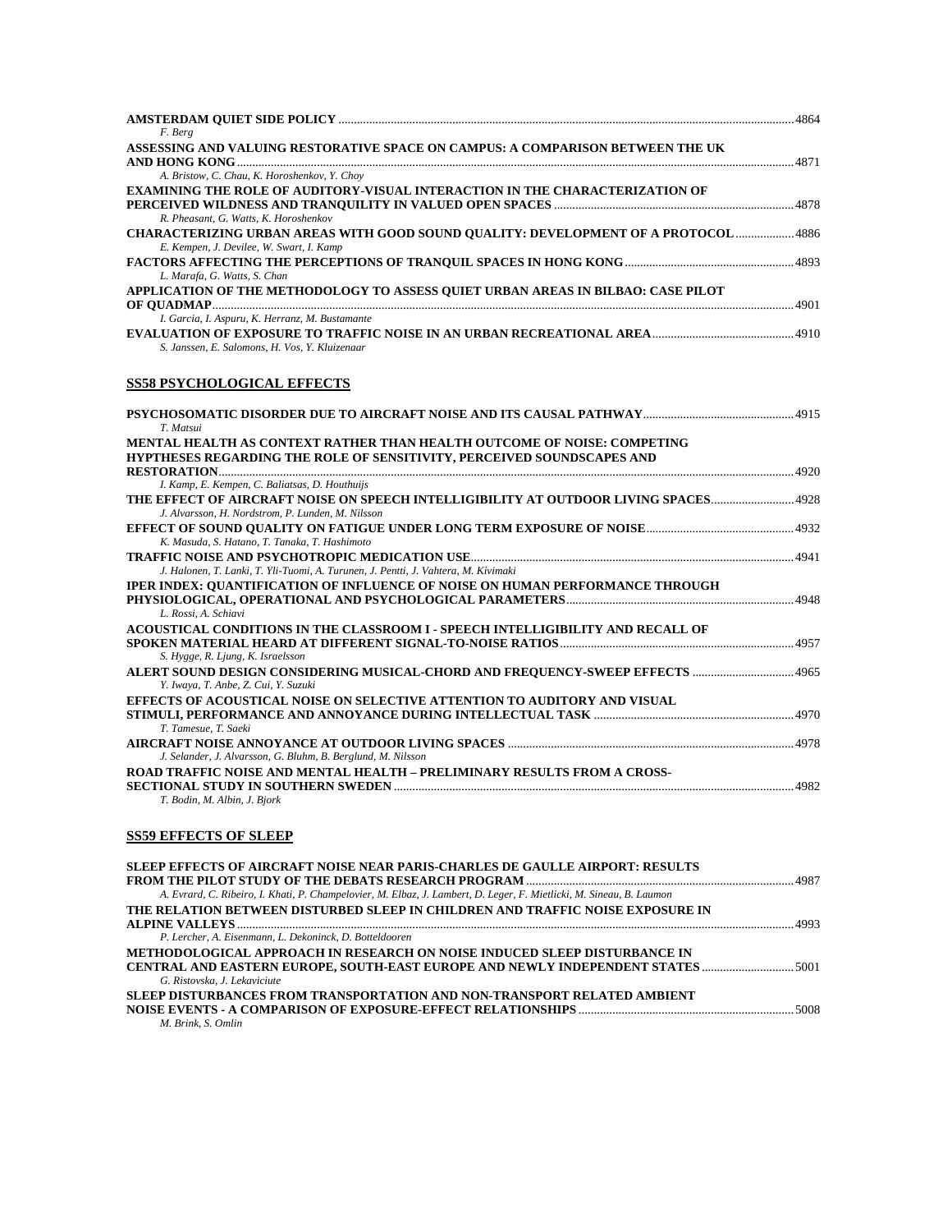**AMSTERDAM QUIET SIDE POLICY** .......... 4864
*F. Berg*

**ASSESSING AND VALUING RESTORATIVE SPACE ON CAMPUS: A COMPARISON BETWEEN THE UK AND HONG KONG** .......... 4871
*A. Bristow, C. Chau, K. Horoshenkov, Y. Choy*

**EXAMINING THE ROLE OF AUDITORY-VISUAL INTERACTION IN THE CHARACTERIZATION OF PERCEIVED WILDNESS AND TRANQUILITY IN VALUED OPEN SPACES** .......... 4878
*R. Pheasant, G. Watts, K. Horoshenkov*

**CHARACTERIZING URBAN AREAS WITH GOOD SOUND QUALITY: DEVELOPMENT OF A PROTOCOL** .......... 4886
*E. Kempen, J. Devilee, W. Swart, I. Kamp*

**FACTORS AFFECTING THE PERCEPTIONS OF TRANQUIL SPACES IN HONG KONG** .......... 4893
*L. Marafa, G. Watts, S. Chan*

**APPLICATION OF THE METHODOLOGY TO ASSESS QUIET URBAN AREAS IN BILBAO: CASE PILOT OF QUADMAP** .......... 4901
*I. Garcia, I. Aspuru, K. Herranz, M. Bustamante*

**EVALUATION OF EXPOSURE TO TRAFFIC NOISE IN AN URBAN RECREATIONAL AREA** .......... 4910
*S. Janssen, E. Salomons, H. Vos, Y. Kluizenaar*

## SS58 PSYCHOLOGICAL EFFECTS

**PSYCHOSOMATIC DISORDER DUE TO AIRCRAFT NOISE AND ITS CAUSAL PATHWAY** .......... 4915
*T. Matsui*

**MENTAL HEALTH AS CONTEXT RATHER THAN HEALTH OUTCOME OF NOISE: COMPETING HYPTHESES REGARDING THE ROLE OF SENSITIVITY, PERCEIVED SOUNDSCAPES AND RESTORATION** .......... 4920
*I. Kamp, E. Kempen, C. Baliatsas, D. Houthuijs*

**THE EFFECT OF AIRCRAFT NOISE ON SPEECH INTELLIGIBILITY AT OUTDOOR LIVING SPACES** .......... 4928
*J. Alvarsson, H. Nordstrom, P. Lunden, M. Nilsson*

**EFFECT OF SOUND QUALITY ON FATIGUE UNDER LONG TERM EXPOSURE OF NOISE** .......... 4932
*K. Masuda, S. Hatano, T. Tanaka, T. Hashimoto*

**TRAFFIC NOISE AND PSYCHOTROPIC MEDICATION USE** .......... 4941
*J. Halonen, T. Lanki, T. Yli-Tuomi, A. Turunen, J. Pentti, J. Vahtera, M. Kivimaki*

**IPER INDEX: QUANTIFICATION OF INFLUENCE OF NOISE ON HUMAN PERFORMANCE THROUGH PHYSIOLOGICAL, OPERATIONAL AND PSYCHOLOGICAL PARAMETERS** .......... 4948
*L. Rossi, A. Schiavi*

**ACOUSTICAL CONDITIONS IN THE CLASSROOM I - SPEECH INTELLIGIBILITY AND RECALL OF SPOKEN MATERIAL HEARD AT DIFFERENT SIGNAL-TO-NOISE RATIOS** .......... 4957
*S. Hygge, R. Ljung, K. Israelsson*

**ALERT SOUND DESIGN CONSIDERING MUSICAL-CHORD AND FREQUENCY-SWEEP EFFECTS** .......... 4965
*Y. Iwaya, T. Anbe, Z. Cui, Y. Suzuki*

**EFFECTS OF ACOUSTICAL NOISE ON SELECTIVE ATTENTION TO AUDITORY AND VISUAL STIMULI, PERFORMANCE AND ANNOYANCE DURING INTELLECTUAL TASK** .......... 4970
*T. Tamesue, T. Saeki*

**AIRCRAFT NOISE ANNOYANCE AT OUTDOOR LIVING SPACES** .......... 4978
*J. Selander, J. Alvarsson, G. Bluhm, B. Berglund, M. Nilsson*

**ROAD TRAFFIC NOISE AND MENTAL HEALTH – PRELIMINARY RESULTS FROM A CROSS-SECTIONAL STUDY IN SOUTHERN SWEDEN** .......... 4982
*T. Bodin, M. Albin, J. Bjork*

## SS59 EFFECTS OF SLEEP

**SLEEP EFFECTS OF AIRCRAFT NOISE NEAR PARIS-CHARLES DE GAULLE AIRPORT: RESULTS FROM THE PILOT STUDY OF THE DEBATS RESEARCH PROGRAM** .......... 4987
*A. Evrard, C. Ribeiro, I. Khati, P. Champelovier, M. Elbaz, J. Lambert, D. Leger, F. Mietlicki, M. Sineau, B. Laumon*

**THE RELATION BETWEEN DISTURBED SLEEP IN CHILDREN AND TRAFFIC NOISE EXPOSURE IN ALPINE VALLEYS** .......... 4993
*P. Lercher, A. Eisenmann, L. Dekoninck, D. Botteldooren*

**METHODOLOGICAL APPROACH IN RESEARCH ON NOISE INDUCED SLEEP DISTURBANCE IN CENTRAL AND EASTERN EUROPE, SOUTH-EAST EUROPE AND NEWLY INDEPENDENT STATES** .......... 5001
*G. Ristovska, J. Lekaviciute*

**SLEEP DISTURBANCES FROM TRANSPORTATION AND NON-TRANSPORT RELATED AMBIENT NOISE EVENTS - A COMPARISON OF EXPOSURE-EFFECT RELATIONSHIPS** .......... 5008
*M. Brink, S. Omlin*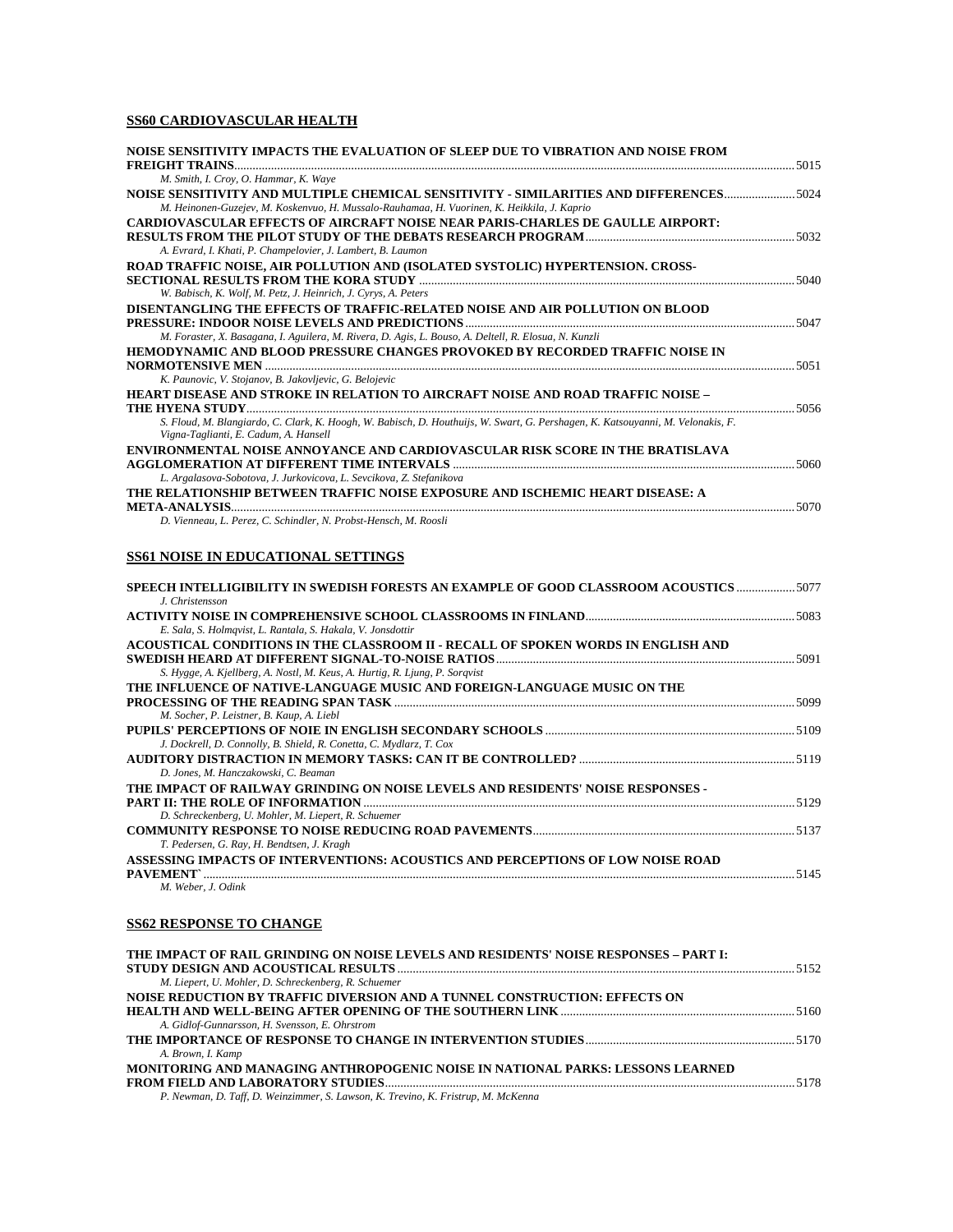## SS60 CARDIOVASCULAR HEALTH

**NOISE SENSITIVITY IMPACTS THE EVALUATION OF SLEEP DUE TO VIBRATION AND NOISE FROM FREIGHT TRAINS** ..... 5015
*M. Smith, I. Croy, O. Hammar, K. Waye*

**NOISE SENSITIVITY AND MULTIPLE CHEMICAL SENSITIVITY - SIMILARITIES AND DIFFERENCES** ..... 5024
*M. Heinonen-Guzejev, M. Koskenvuo, H. Mussalo-Rauhamaa, H. Vuorinen, K. Heikkila, J. Kaprio*

**CARDIOVASCULAR EFFECTS OF AIRCRAFT NOISE NEAR PARIS-CHARLES DE GAULLE AIRPORT: RESULTS FROM THE PILOT STUDY OF THE DEBATS RESEARCH PROGRAM** ..... 5032
*A. Evrard, I. Khati, P. Champelovier, J. Lambert, B. Laumon*

**ROAD TRAFFIC NOISE, AIR POLLUTION AND (ISOLATED SYSTOLIC) HYPERTENSION. CROSS-SECTIONAL RESULTS FROM THE KORA STUDY** ..... 5040
*W. Babisch, K. Wolf, M. Petz, J. Heinrich, J. Cyrys, A. Peters*

**DISENTANGLING THE EFFECTS OF TRAFFIC-RELATED NOISE AND AIR POLLUTION ON BLOOD PRESSURE: INDOOR NOISE LEVELS AND PREDICTIONS** ..... 5047
*M. Foraster, X. Basagana, I. Aguilera, M. Rivera, D. Agis, L. Bouso, A. Deltell, R. Elosua, N. Kunzli*

**HEMODYNAMIC AND BLOOD PRESSURE CHANGES PROVOKED BY RECORDED TRAFFIC NOISE IN NORMOTENSIVE MEN** ..... 5051
*K. Paunovic, V. Stojanov, B. Jakovljevic, G. Belojevic*

**HEART DISEASE AND STROKE IN RELATION TO AIRCRAFT NOISE AND ROAD TRAFFIC NOISE – THE HYENA STUDY** ..... 5056
*S. Floud, M. Blangiardo, C. Clark, K. Hoogh, W. Babisch, D. Houthuijs, W. Swart, G. Pershagen, K. Katsouyanni, M. Velonakis, F. Vigna-Taglianti, E. Cadum, A. Hansell*

**ENVIRONMENTAL NOISE ANNOYANCE AND CARDIOVASCULAR RISK SCORE IN THE BRATISLAVA AGGLOMERATION AT DIFFERENT TIME INTERVALS** ..... 5060
*L. Argalasova-Sobotova, J. Jurkovicova, L. Sevcikova, Z. Stefanikova*

**THE RELATIONSHIP BETWEEN TRAFFIC NOISE EXPOSURE AND ISCHEMIC HEART DISEASE: A META-ANALYSIS** ..... 5070
*D. Vienneau, L. Perez, C. Schindler, N. Probst-Hensch, M. Roosli*

## SS61 NOISE IN EDUCATIONAL SETTINGS

**SPEECH INTELLIGIBILITY IN SWEDISH FORESTS AN EXAMPLE OF GOOD CLASSROOM ACOUSTICS** ..... 5077
*J. Christensson*

**ACTIVITY NOISE IN COMPREHENSIVE SCHOOL CLASSROOMS IN FINLAND** ..... 5083
*E. Sala, S. Holmqvist, L. Rantala, S. Hakala, V. Jonsdottir*

**ACOUSTICAL CONDITIONS IN THE CLASSROOM II - RECALL OF SPOKEN WORDS IN ENGLISH AND SWEDISH HEARD AT DIFFERENT SIGNAL-TO-NOISE RATIOS** ..... 5091
*S. Hygge, A. Kjellberg, A. Nostl, M. Keus, A. Hurtig, R. Ljung, P. Sorqvist*

**THE INFLUENCE OF NATIVE-LANGUAGE MUSIC AND FOREIGN-LANGUAGE MUSIC ON THE PROCESSING OF THE READING SPAN TASK** ..... 5099
*M. Socher, P. Leistner, B. Kaup, A. Liebl*

**PUPILS' PERCEPTIONS OF NOIE IN ENGLISH SECONDARY SCHOOLS** ..... 5109
*J. Dockrell, D. Connolly, B. Shield, R. Conetta, C. Mydlarz, T. Cox*

**AUDITORY DISTRACTION IN MEMORY TASKS: CAN IT BE CONTROLLED?** ..... 5119
*D. Jones, M. Hanczakowski, C. Beaman*

**THE IMPACT OF RAILWAY GRINDING ON NOISE LEVELS AND RESIDENTS' NOISE RESPONSES - PART II: THE ROLE OF INFORMATION** ..... 5129
*D. Schreckenberg, U. Mohler, M. Liepert, R. Schuemer*

**COMMUNITY RESPONSE TO NOISE REDUCING ROAD PAVEMENTS** ..... 5137
*T. Pedersen, G. Ray, H. Bendtsen, J. Kragh*

**ASSESSING IMPACTS OF INTERVENTIONS: ACOUSTICS AND PERCEPTIONS OF LOW NOISE ROAD PAVEMENT`** ..... 5145
*M. Weber, J. Odink*

## SS62 RESPONSE TO CHANGE

**THE IMPACT OF RAIL GRINDING ON NOISE LEVELS AND RESIDENTS' NOISE RESPONSES – PART I: STUDY DESIGN AND ACOUSTICAL RESULTS** ..... 5152
*M. Liepert, U. Mohler, D. Schreckenberg, R. Schuemer*

**NOISE REDUCTION BY TRAFFIC DIVERSION AND A TUNNEL CONSTRUCTION: EFFECTS ON HEALTH AND WELL-BEING AFTER OPENING OF THE SOUTHERN LINK** ..... 5160
*A. Gidlof-Gunnarsson, H. Svensson, E. Ohrstrom*

**THE IMPORTANCE OF RESPONSE TO CHANGE IN INTERVENTION STUDIES** ..... 5170
*A. Brown, I. Kamp*

**MONITORING AND MANAGING ANTHROPOGENIC NOISE IN NATIONAL PARKS: LESSONS LEARNED FROM FIELD AND LABORATORY STUDIES** ..... 5178
*P. Newman, D. Taff, D. Weinzimmer, S. Lawson, K. Trevino, K. Fristrup, M. McKenna*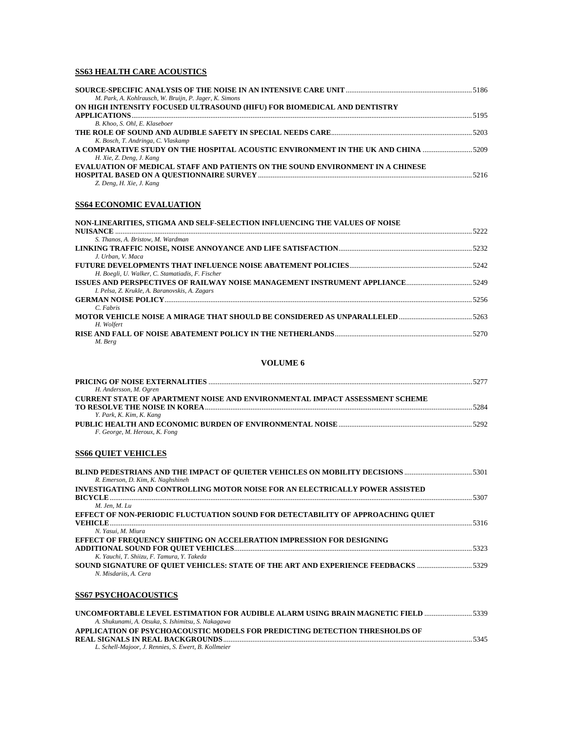## SS63 HEALTH CARE ACOUSTICS

**SOURCE-SPECIFIC ANALYSIS OF THE NOISE IN AN INTENSIVE CARE UNIT** ..................... 5186
*M. Park, A. Kohlrausch, W. Bruijn, P. Jager, K. Simons*

**ON HIGH INTENSITY FOCUSED ULTRASOUND (HIFU) FOR BIOMEDICAL AND DENTISTRY APPLICATIONS** ..................... 5195
*B. Khoo, S. Ohl, E. Klaseboer*

**THE ROLE OF SOUND AND AUDIBLE SAFETY IN SPECIAL NEEDS CARE** ..................... 5203
*K. Bosch, T. Andringa, C. Vlaskamp*

**A COMPARATIVE STUDY ON THE HOSPITAL ACOUSTIC ENVIRONMENT IN THE UK AND CHINA** ..................... 5209
*H. Xie, Z. Deng, J. Kang*

**EVALUATION OF MEDICAL STAFF AND PATIENTS ON THE SOUND ENVIRONMENT IN A CHINESE HOSPITAL BASED ON A QUESTIONNAIRE SURVEY** ..................... 5216
*Z. Deng, H. Xie, J. Kang*

## SS64 ECONOMIC EVALUATION

**NON-LINEARITIES, STIGMA AND SELF-SELECTION INFLUENCING THE VALUES OF NOISE NUISANCE** ..................... 5222
*S. Thanos, A. Bristow, M. Wardman*

**LINKING TRAFFIC NOISE, NOISE ANNOYANCE AND LIFE SATISFACTION** ..................... 5232
*J. Urban, V. Maca*

**FUTURE DEVELOPMENTS THAT INFLUENCE NOISE ABATEMENT POLICIES** ..................... 5242
*H. Boegli, U. Walker, C. Stamatiadis, F. Fischer*

**ISSUES AND PERSPECTIVES OF RAILWAY NOISE MANAGEMENT INSTRUMENT APPLIANCE** ..................... 5249
*I. Pelsa, Z. Krukle, A. Baranovskis, A. Zagars*

**GERMAN NOISE POLICY** ..................... 5256
*C. Fabris*

**MOTOR VEHICLE NOISE A MIRAGE THAT SHOULD BE CONSIDERED AS UNPARALLELED** ..................... 5263
*H. Wolfert*

**RISE AND FALL OF NOISE ABATEMENT POLICY IN THE NETHERLANDS** ..................... 5270
*M. Berg*

# VOLUME 6

**PRICING OF NOISE EXTERNALITIES** ..................... 5277
*H. Andersson, M. Ogren*

**CURRENT STATE OF APARTMENT NOISE AND ENVIRONMENTAL IMPACT ASSESSMENT SCHEME TO RESOLVE THE NOISE IN KOREA** ..................... 5284
*Y. Park, K. Kim, K. Kang*

**PUBLIC HEALTH AND ECONOMIC BURDEN OF ENVIRONMENTAL NOISE** ..................... 5292
*F. George, M. Heroux, K. Fong*

## SS66 QUIET VEHICLES

**BLIND PEDESTRIANS AND THE IMPACT OF QUIETER VEHICLES ON MOBILITY DECISIONS** ..................... 5301
*R. Emerson, D. Kim, K. Naghshineh*

**INVESTIGATING AND CONTROLLING MOTOR NOISE FOR AN ELECTRICALLY POWER ASSISTED BICYCLE** ..................... 5307
*M. Jen, M. Lu*

**EFFECT OF NON-PERIODIC FLUCTUATION SOUND FOR DETECTABILITY OF APPROACHING QUIET VEHICLE** ..................... 5316
*N. Yasui, M. Miura*

**EFFECT OF FREQUENCY SHIFTING ON ACCELERATION IMPRESSION FOR DESIGNING ADDITIONAL SOUND FOR QUIET VEHICLES** ..................... 5323
*K. Yauchi, T. Shiizu, F. Tamura, Y. Takeda*

**SOUND SIGNATURE OF QUIET VEHICLES: STATE OF THE ART AND EXPERIENCE FEEDBACKS** ..................... 5329
*N. Misdariis, A. Cera*

## SS67 PSYCHOACOUSTICS

**UNCOMFORTABLE LEVEL ESTIMATION FOR AUDIBLE ALARM USING BRAIN MAGNETIC FIELD** ..................... 5339
*A. Shukunami, A. Otsuka, S. Ishimitsu, S. Nakagawa*

**APPLICATION OF PSYCHOACOUSTIC MODELS FOR PREDICTING DETECTION THRESHOLDS OF REAL SIGNALS IN REAL BACKGROUNDS** ..................... 5345
*L. Schell-Majoor, J. Rennies, S. Ewert, B. Kollmeier*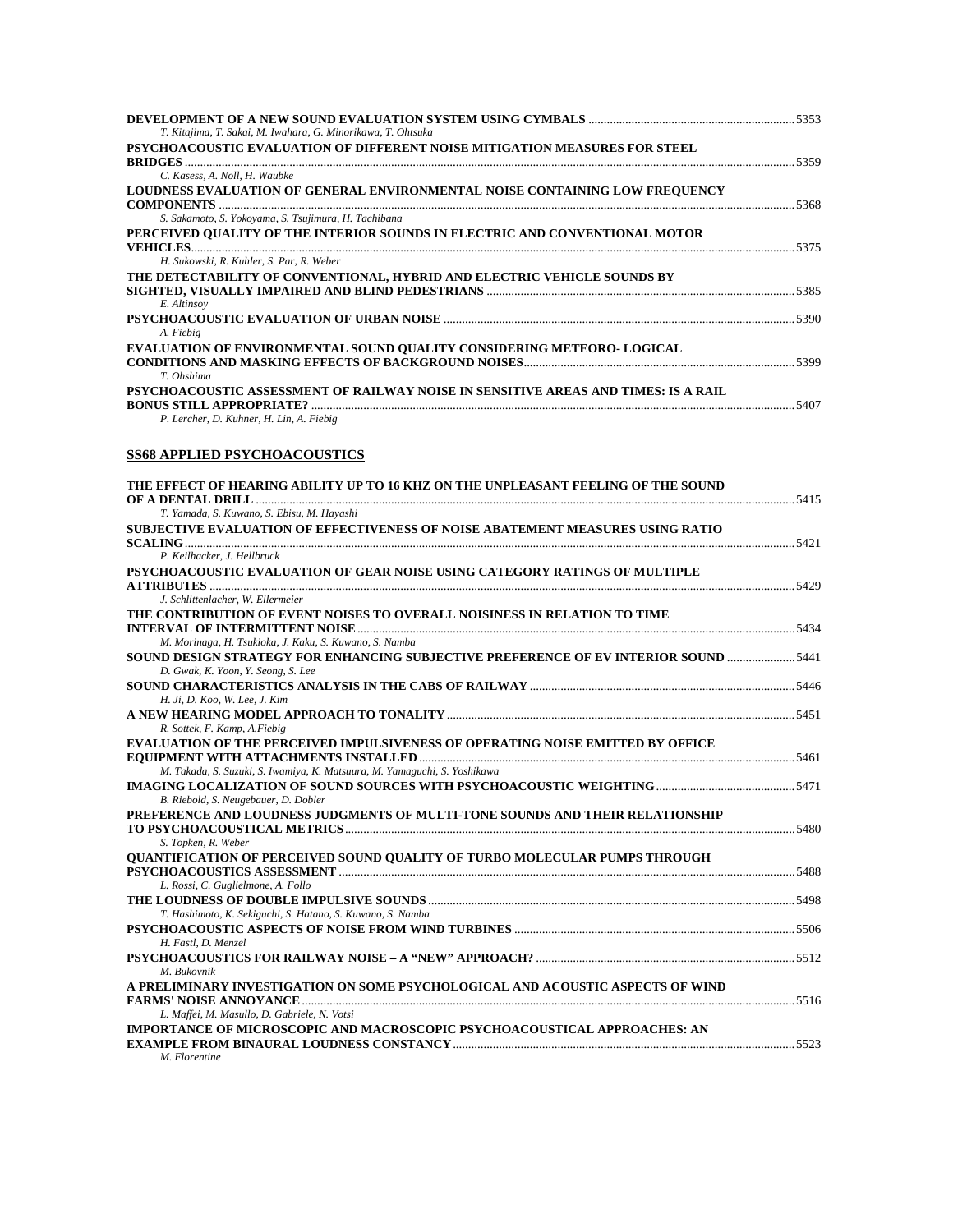**DEVELOPMENT OF A NEW SOUND EVALUATION SYSTEM USING CYMBALS** .......... 5353
*T. Kitajima, T. Sakai, M. Iwahara, G. Minorikawa, T. Ohtsuka*

**PSYCHOACOUSTIC EVALUATION OF DIFFERENT NOISE MITIGATION MEASURES FOR STEEL BRIDGES** .......... 5359
*C. Kasess, A. Noll, H. Waubke*

**LOUDNESS EVALUATION OF GENERAL ENVIRONMENTAL NOISE CONTAINING LOW FREQUENCY COMPONENTS** .......... 5368
*S. Sakamoto, S. Yokoyama, S. Tsujimura, H. Tachibana*

**PERCEIVED QUALITY OF THE INTERIOR SOUNDS IN ELECTRIC AND CONVENTIONAL MOTOR VEHICLES** .......... 5375
*H. Sukowski, R. Kuhler, S. Par, R. Weber*

**THE DETECTABILITY OF CONVENTIONAL, HYBRID AND ELECTRIC VEHICLE SOUNDS BY SIGHTED, VISUALLY IMPAIRED AND BLIND PEDESTRIANS** .......... 5385
*E. Altinsoy*

**PSYCHOACOUSTIC EVALUATION OF URBAN NOISE** .......... 5390
*A. Fiebig*

**EVALUATION OF ENVIRONMENTAL SOUND QUALITY CONSIDERING METEORO- LOGICAL CONDITIONS AND MASKING EFFECTS OF BACKGROUND NOISES** .......... 5399
*T. Ohshima*

**PSYCHOACOUSTIC ASSESSMENT OF RAILWAY NOISE IN SENSITIVE AREAS AND TIMES: IS A RAIL BONUS STILL APPROPRIATE?** .......... 5407
*P. Lercher, D. Kuhner, H. Lin, A. Fiebig*

## SS68 APPLIED PSYCHOACOUSTICS

**THE EFFECT OF HEARING ABILITY UP TO 16 KHZ ON THE UNPLEASANT FEELING OF THE SOUND OF A DENTAL DRILL** .......... 5415
*T. Yamada, S. Kuwano, S. Ebisu, M. Hayashi*

**SUBJECTIVE EVALUATION OF EFFECTIVENESS OF NOISE ABATEMENT MEASURES USING RATIO SCALING** .......... 5421
*P. Keilhacker, J. Hellbruck*

**PSYCHOACOUSTIC EVALUATION OF GEAR NOISE USING CATEGORY RATINGS OF MULTIPLE ATTRIBUTES** .......... 5429
*J. Schlittenlacher, W. Ellermeier*

**THE CONTRIBUTION OF EVENT NOISES TO OVERALL NOISINESS IN RELATION TO TIME INTERVAL OF INTERMITTENT NOISE** .......... 5434
*M. Morinaga, H. Tsukioka, J. Kaku, S. Kuwano, S. Namba*

**SOUND DESIGN STRATEGY FOR ENHANCING SUBJECTIVE PREFERENCE OF EV INTERIOR SOUND** .......... 5441
*D. Gwak, K. Yoon, Y. Seong, S. Lee*

**SOUND CHARACTERISTICS ANALYSIS IN THE CABS OF RAILWAY** .......... 5446
*H. Ji, D. Koo, W. Lee, J. Kim*

**A NEW HEARING MODEL APPROACH TO TONALITY** .......... 5451
*R. Sottek, F. Kamp, A.Fiebig*

**EVALUATION OF THE PERCEIVED IMPULSIVENESS OF OPERATING NOISE EMITTED BY OFFICE EQUIPMENT WITH ATTACHMENTS INSTALLED** .......... 5461
*M. Takada, S. Suzuki, S. Iwamiya, K. Matsuura, M. Yamaguchi, S. Yoshikawa*

**IMAGING LOCALIZATION OF SOUND SOURCES WITH PSYCHOACOUSTIC WEIGHTING** .......... 5471
*B. Riebold, S. Neugebauer, D. Dobler*

**PREFERENCE AND LOUDNESS JUDGMENTS OF MULTI-TONE SOUNDS AND THEIR RELATIONSHIP TO PSYCHOACOUSTICAL METRICS** .......... 5480
*S. Topken, R. Weber*

**QUANTIFICATION OF PERCEIVED SOUND QUALITY OF TURBO MOLECULAR PUMPS THROUGH PSYCHOACOUSTICS ASSESSMENT** .......... 5488
*L. Rossi, C. Guglielmone, A. Follo*

**THE LOUDNESS OF DOUBLE IMPULSIVE SOUNDS** .......... 5498
*T. Hashimoto, K. Sekiguchi, S. Hatano, S. Kuwano, S. Namba*

**PSYCHOACOUSTIC ASPECTS OF NOISE FROM WIND TURBINES** .......... 5506
*H. Fastl, D. Menzel*

**PSYCHOACOUSTICS FOR RAILWAY NOISE – A "NEW" APPROACH?** .......... 5512
*M. Bukovnik*

**A PRELIMINARY INVESTIGATION ON SOME PSYCHOLOGICAL AND ACOUSTIC ASPECTS OF WIND FARMS' NOISE ANNOYANCE** .......... 5516
*L. Maffei, M. Masullo, D. Gabriele, N. Votsi*

**IMPORTANCE OF MICROSCOPIC AND MACROSCOPIC PSYCHOACOUSTICAL APPROACHES: AN EXAMPLE FROM BINAURAL LOUDNESS CONSTANCY** .......... 5523
*M. Florentine*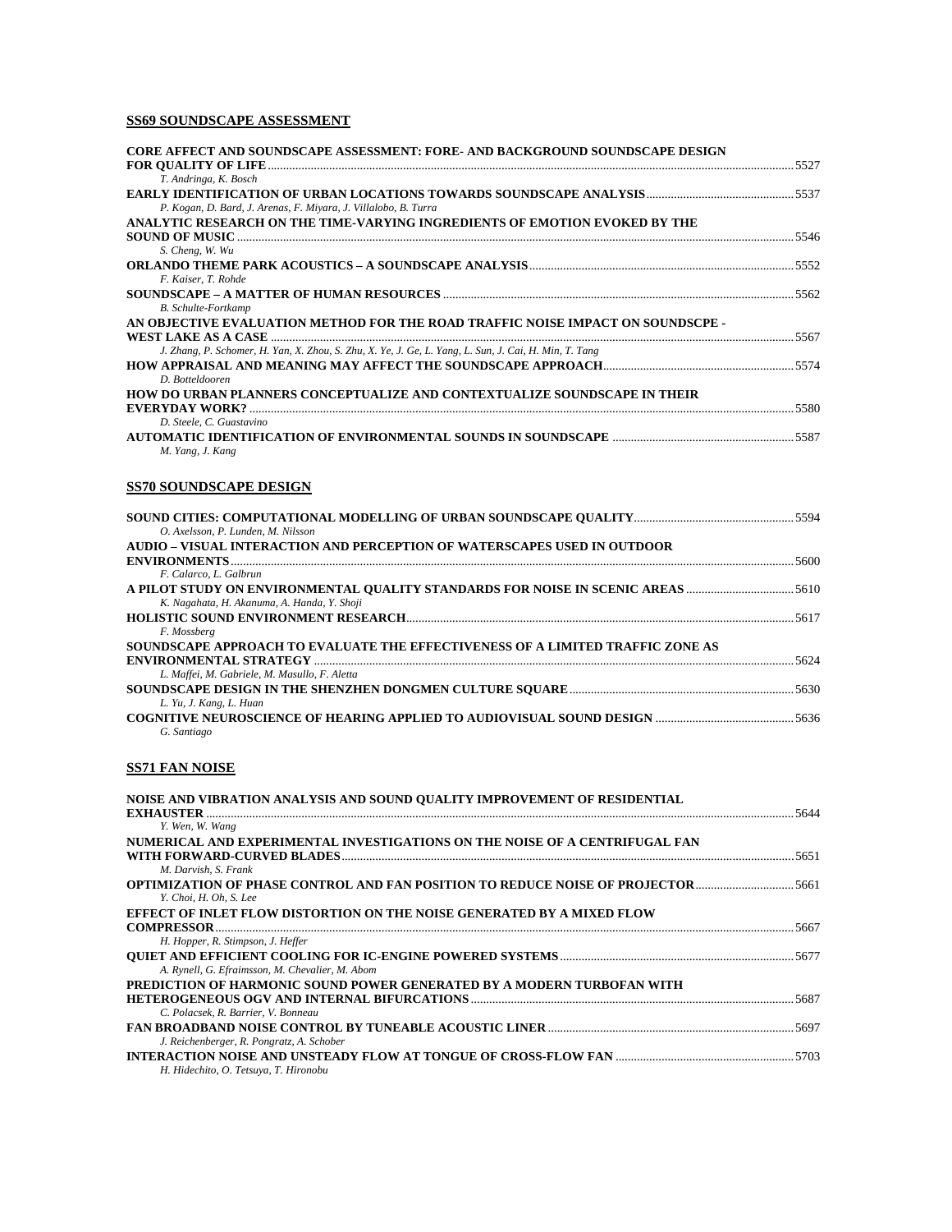## SS69 SOUNDSCAPE ASSESSMENT

**CORE AFFECT AND SOUNDSCAPE ASSESSMENT: FORE- AND BACKGROUND SOUNDSCAPE DESIGN FOR QUALITY OF LIFE** ..... 5527
*T. Andringa, K. Bosch*

**EARLY IDENTIFICATION OF URBAN LOCATIONS TOWARDS SOUNDSCAPE ANALYSIS** ..... 5537
*P. Kogan, D. Bard, J. Arenas, F. Miyara, J. Villalobo, B. Turra*

**ANALYTIC RESEARCH ON THE TIME-VARYING INGREDIENTS OF EMOTION EVOKED BY THE SOUND OF MUSIC** ..... 5546
*S. Cheng, W. Wu*

**ORLANDO THEME PARK ACOUSTICS – A SOUNDSCAPE ANALYSIS** ..... 5552
*F. Kaiser, T. Rohde*

**SOUNDSCAPE – A MATTER OF HUMAN RESOURCES** ..... 5562
*B. Schulte-Fortkamp*

**AN OBJECTIVE EVALUATION METHOD FOR THE ROAD TRAFFIC NOISE IMPACT ON SOUNDSCPE - WEST LAKE AS A CASE** ..... 5567
*J. Zhang, P. Schomer, H. Yan, X. Zhou, S. Zhu, X. Ye, J. Ge, L. Yang, L. Sun, J. Cai, H. Min, T. Tang*

**HOW APPRAISAL AND MEANING MAY AFFECT THE SOUNDSCAPE APPROACH** ..... 5574
*D. Botteldooren*

**HOW DO URBAN PLANNERS CONCEPTUALIZE AND CONTEXTUALIZE SOUNDSCAPE IN THEIR EVERYDAY WORK?** ..... 5580
*D. Steele, C. Guastavino*

**AUTOMATIC IDENTIFICATION OF ENVIRONMENTAL SOUNDS IN SOUNDSCAPE** ..... 5587
*M. Yang, J. Kang*

## SS70 SOUNDSCAPE DESIGN

**SOUND CITIES: COMPUTATIONAL MODELLING OF URBAN SOUNDSCAPE QUALITY** ..... 5594
*O. Axelsson, P. Lunden, M. Nilsson*

**AUDIO – VISUAL INTERACTION AND PERCEPTION OF WATERSCAPES USED IN OUTDOOR ENVIRONMENTS** ..... 5600
*F. Calarco, L. Galbrun*

**A PILOT STUDY ON ENVIRONMENTAL QUALITY STANDARDS FOR NOISE IN SCENIC AREAS** ..... 5610
*K. Nagahata, H. Akanuma, A. Handa, Y. Shoji*

**HOLISTIC SOUND ENVIRONMENT RESEARCH** ..... 5617
*F. Mossberg*

**SOUNDSCAPE APPROACH TO EVALUATE THE EFFECTIVENESS OF A LIMITED TRAFFIC ZONE AS ENVIRONMENTAL STRATEGY** ..... 5624
*L. Maffei, M. Gabriele, M. Masullo, F. Aletta*

**SOUNDSCAPE DESIGN IN THE SHENZHEN DONGMEN CULTURE SQUARE** ..... 5630
*L. Yu, J. Kang, L. Huan*

**COGNITIVE NEUROSCIENCE OF HEARING APPLIED TO AUDIOVISUAL SOUND DESIGN** ..... 5636
*G. Santiago*

## SS71 FAN NOISE

**NOISE AND VIBRATION ANALYSIS AND SOUND QUALITY IMPROVEMENT OF RESIDENTIAL EXHAUSTER** ..... 5644
*Y. Wen, W. Wang*

**NUMERICAL AND EXPERIMENTAL INVESTIGATIONS ON THE NOISE OF A CENTRIFUGAL FAN WITH FORWARD-CURVED BLADES** ..... 5651
*M. Darvish, S. Frank*

**OPTIMIZATION OF PHASE CONTROL AND FAN POSITION TO REDUCE NOISE OF PROJECTOR** ..... 5661
*Y. Choi, H. Oh, S. Lee*

**EFFECT OF INLET FLOW DISTORTION ON THE NOISE GENERATED BY A MIXED FLOW COMPRESSOR** ..... 5667
*H. Hopper, R. Stimpson, J. Heffer*

**QUIET AND EFFICIENT COOLING FOR IC-ENGINE POWERED SYSTEMS** ..... 5677
*A. Rynell, G. Efraimsson, M. Chevalier, M. Abom*

**PREDICTION OF HARMONIC SOUND POWER GENERATED BY A MODERN TURBOFAN WITH HETEROGENEOUS OGV AND INTERNAL BIFURCATIONS** ..... 5687
*C. Polacsek, R. Barrier, V. Bonneau*

**FAN BROADBAND NOISE CONTROL BY TUNEABLE ACOUSTIC LINER** ..... 5697
*J. Reichenberger, R. Pongratz, A. Schober*

**INTERACTION NOISE AND UNSTEADY FLOW AT TONGUE OF CROSS-FLOW FAN** ..... 5703
*H. Hidechito, O. Tetsuya, T. Hironobu*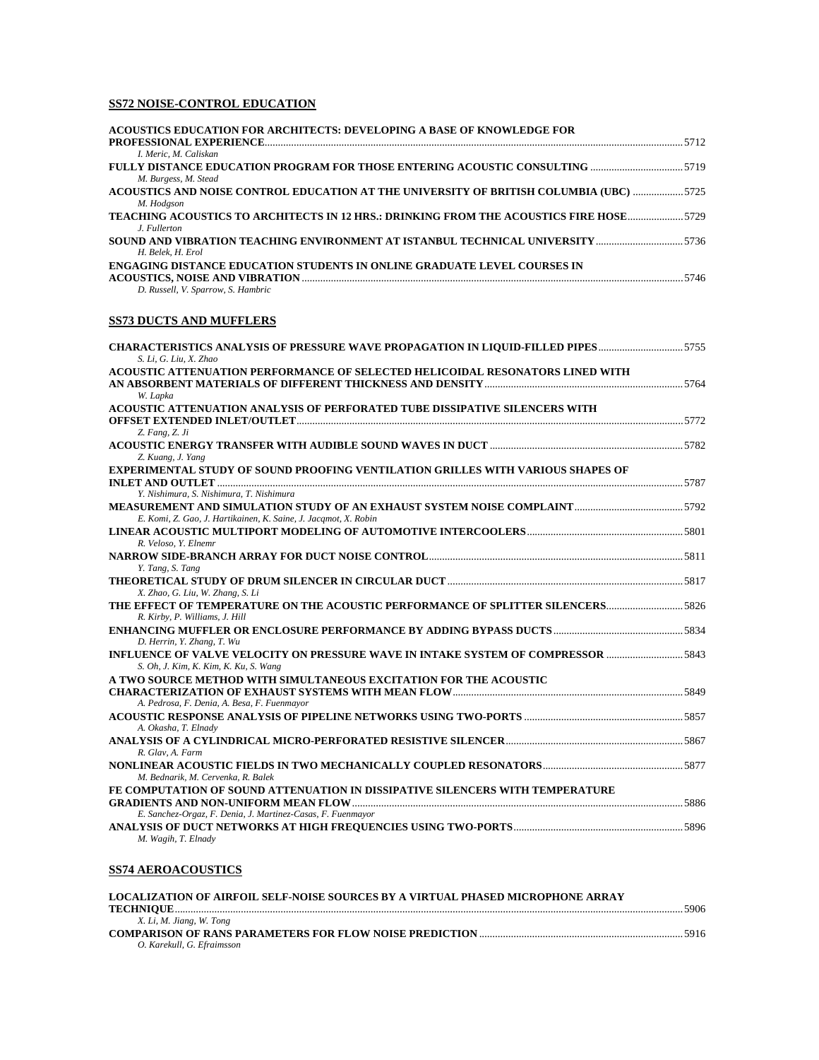## SS72 NOISE-CONTROL EDUCATION

**ACOUSTICS EDUCATION FOR ARCHITECTS: DEVELOPING A BASE OF KNOWLEDGE FOR PROFESSIONAL EXPERIENCE** ..... 5712
*I. Meric, M. Caliskan*

**FULLY DISTANCE EDUCATION PROGRAM FOR THOSE ENTERING ACOUSTIC CONSULTING** ..... 5719
*M. Burgess, M. Stead*

**ACOUSTICS AND NOISE CONTROL EDUCATION AT THE UNIVERSITY OF BRITISH COLUMBIA (UBC)** ..... 5725
*M. Hodgson*

**TEACHING ACOUSTICS TO ARCHITECTS IN 12 HRS.: DRINKING FROM THE ACOUSTICS FIRE HOSE** ..... 5729
*J. Fullerton*

**SOUND AND VIBRATION TEACHING ENVIRONMENT AT ISTANBUL TECHNICAL UNIVERSITY** ..... 5736
*H. Belek, H. Erol*

**ENGAGING DISTANCE EDUCATION STUDENTS IN ONLINE GRADUATE LEVEL COURSES IN ACOUSTICS, NOISE AND VIBRATION** ..... 5746
*D. Russell, V. Sparrow, S. Hambric*

## SS73 DUCTS AND MUFFLERS

**CHARACTERISTICS ANALYSIS OF PRESSURE WAVE PROPAGATION IN LIQUID-FILLED PIPES** ..... 5755
*S. Li, G. Liu, X. Zhao*

**ACOUSTIC ATTENUATION PERFORMANCE OF SELECTED HELICOIDAL RESONATORS LINED WITH AN ABSORBENT MATERIALS OF DIFFERENT THICKNESS AND DENSITY** ..... 5764
*W. Lapka*

**ACOUSTIC ATTENUATION ANALYSIS OF PERFORATED TUBE DISSIPATIVE SILENCERS WITH OFFSET EXTENDED INLET/OUTLET** ..... 5772
*Z. Fang, Z. Ji*

**ACOUSTIC ENERGY TRANSFER WITH AUDIBLE SOUND WAVES IN DUCT** ..... 5782
*Z. Kuang, J. Yang*

**EXPERIMENTAL STUDY OF SOUND PROOFING VENTILATION GRILLES WITH VARIOUS SHAPES OF INLET AND OUTLET** ..... 5787
*Y. Nishimura, S. Nishimura, T. Nishimura*

**MEASUREMENT AND SIMULATION STUDY OF AN EXHAUST SYSTEM NOISE COMPLAINT** ..... 5792
*E. Komi, Z. Gao, J. Hartikainen, K. Saine, J. Jacqmot, X. Robin*

**LINEAR ACOUSTIC MULTIPORT MODELING OF AUTOMOTIVE INTERCOOLERS** ..... 5801
*R. Veloso, Y. Elnemr*

**NARROW SIDE-BRANCH ARRAY FOR DUCT NOISE CONTROL** ..... 5811
*Y. Tang, S. Tang*

**THEORETICAL STUDY OF DRUM SILENCER IN CIRCULAR DUCT** ..... 5817
*X. Zhao, G. Liu, W. Zhang, S. Li*

**THE EFFECT OF TEMPERATURE ON THE ACOUSTIC PERFORMANCE OF SPLITTER SILENCERS** ..... 5826
*R. Kirby, P. Williams, J. Hill*

**ENHANCING MUFFLER OR ENCLOSURE PERFORMANCE BY ADDING BYPASS DUCTS** ..... 5834
*D. Herrin, Y. Zhang, T. Wu*

**INFLUENCE OF VALVE VELOCITY ON PRESSURE WAVE IN INTAKE SYSTEM OF COMPRESSOR** ..... 5843
*S. Oh, J. Kim, K. Kim, K. Ku, S. Wang*

**A TWO SOURCE METHOD WITH SIMULTANEOUS EXCITATION FOR THE ACOUSTIC CHARACTERIZATION OF EXHAUST SYSTEMS WITH MEAN FLOW** ..... 5849
*A. Pedrosa, F. Denia, A. Besa, F. Fuenmayor*

**ACOUSTIC RESPONSE ANALYSIS OF PIPELINE NETWORKS USING TWO-PORTS** ..... 5857
*A. Okasha, T. Elnady*

**ANALYSIS OF A CYLINDRICAL MICRO-PERFORATED RESISTIVE SILENCER** ..... 5867
*R. Glav, A. Farm*

**NONLINEAR ACOUSTIC FIELDS IN TWO MECHANICALLY COUPLED RESONATORS** ..... 5877
*M. Bednarik, M. Cervenka, R. Balek*

**FE COMPUTATION OF SOUND ATTENUATION IN DISSIPATIVE SILENCERS WITH TEMPERATURE GRADIENTS AND NON-UNIFORM MEAN FLOW** ..... 5886
*E. Sanchez-Orgaz, F. Denia, J. Martinez-Casas, F. Fuenmayor*

**ANALYSIS OF DUCT NETWORKS AT HIGH FREQUENCIES USING TWO-PORTS** ..... 5896
*M. Wagih, T. Elnady*

## SS74 AEROACOUSTICS

**LOCALIZATION OF AIRFOIL SELF-NOISE SOURCES BY A VIRTUAL PHASED MICROPHONE ARRAY TECHNIQUE** ..... 5906
*X. Li, M. Jiang, W. Tong*

**COMPARISON OF RANS PARAMETERS FOR FLOW NOISE PREDICTION** ..... 5916
*O. Karekull, G. Efraimsson*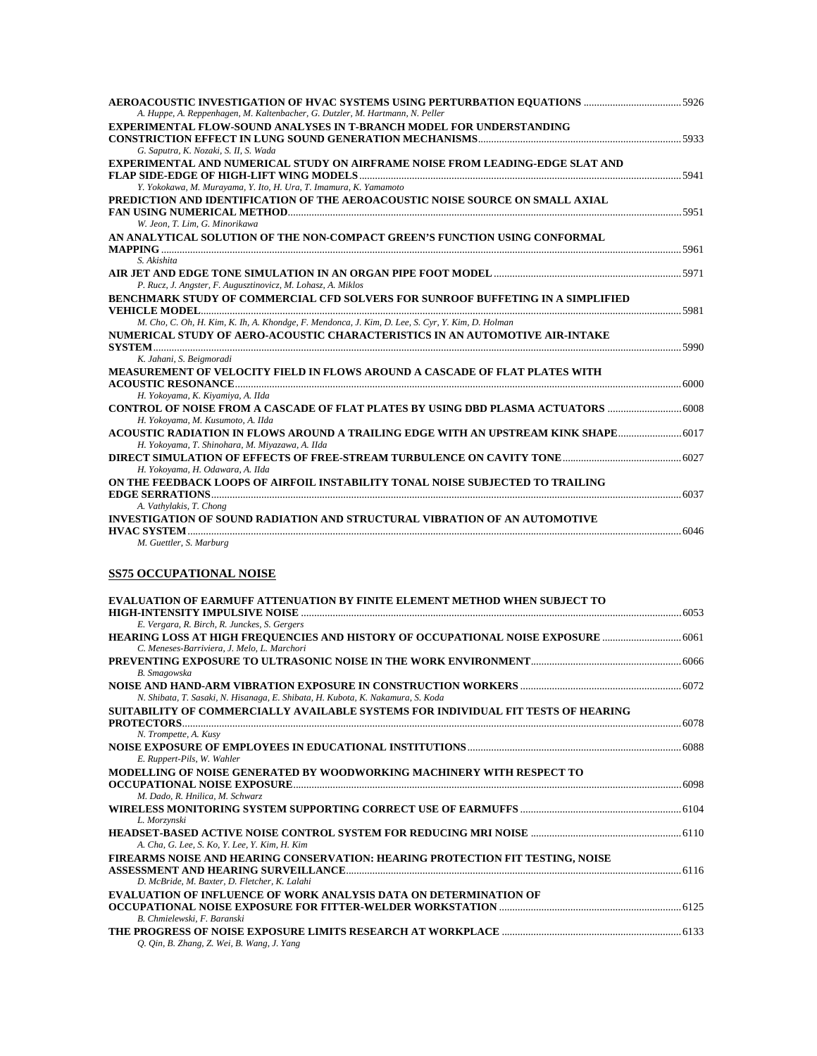**AEROACOUSTIC INVESTIGATION OF HVAC SYSTEMS USING PERTURBATION EQUATIONS** ..................................... 5926
*A. Huppe, A. Reppenhagen, M. Kaltenbacher, G. Dutzler, M. Hartmann, N. Peller*

**EXPERIMENTAL FLOW-SOUND ANALYSES IN T-BRANCH MODEL FOR UNDERSTANDING CONSTRICTION EFFECT IN LUNG SOUND GENERATION MECHANISMS** .......................................... 5933
*G. Saputra, K. Nozaki, S. Il, S. Wada*

**EXPERIMENTAL AND NUMERICAL STUDY ON AIRFRAME NOISE FROM LEADING-EDGE SLAT AND FLAP SIDE-EDGE OF HIGH-LIFT WING MODELS** .......................................... 5941
*Y. Yokokawa, M. Murayama, Y. Ito, H. Ura, T. Imamura, K. Yamamoto*

**PREDICTION AND IDENTIFICATION OF THE AEROACOUSTIC NOISE SOURCE ON SMALL AXIAL FAN USING NUMERICAL METHOD** .......................................... 5951
*W. Jeon, T. Lim, G. Minorikawa*

**AN ANALYTICAL SOLUTION OF THE NON-COMPACT GREEN'S FUNCTION USING CONFORMAL MAPPING** .......................................... 5961
*S. Akishita*

**AIR JET AND EDGE TONE SIMULATION IN AN ORGAN PIPE FOOT MODEL** .......................................... 5971
*P. Rucz, J. Angster, F. Augusztinovicz, M. Lohasz, A. Miklos*

**BENCHMARK STUDY OF COMMERCIAL CFD SOLVERS FOR SUNROOF BUFFETING IN A SIMPLIFIED VEHICLE MODEL** .......................................... 5981
*M. Cho, C. Oh, H. Kim, K. Ih, A. Khondge, F. Mendonca, J. Kim, D. Lee, S. Cyr, Y. Kim, D. Holman*

**NUMERICAL STUDY OF AERO-ACOUSTIC CHARACTERISTICS IN AN AUTOMOTIVE AIR-INTAKE SYSTEM** .......................................... 5990
*K. Jahani, S. Beigmoradi*

**MEASUREMENT OF VELOCITY FIELD IN FLOWS AROUND A CASCADE OF FLAT PLATES WITH ACOUSTIC RESONANCE** .......................................... 6000
*H. Yokoyama, K. Kiyamiya, A. IIda*

**CONTROL OF NOISE FROM A CASCADE OF FLAT PLATES BY USING DBD PLASMA ACTUATORS** .......................................... 6008
*H. Yokoyama, M. Kusumoto, A. IIda*

**ACOUSTIC RADIATION IN FLOWS AROUND A TRAILING EDGE WITH AN UPSTREAM KINK SHAPE** .......................................... 6017
*H. Yokoyama, T. Shinohara, M. Miyazawa, A. IIda*

**DIRECT SIMULATION OF EFFECTS OF FREE-STREAM TURBULENCE ON CAVITY TONE** .......................................... 6027
*H. Yokoyama, H. Odawara, A. IIda*

**ON THE FEEDBACK LOOPS OF AIRFOIL INSTABILITY TONAL NOISE SUBJECTED TO TRAILING EDGE SERRATIONS** .......................................... 6037
*A. Vathylakis, T. Chong*

**INVESTIGATION OF SOUND RADIATION AND STRUCTURAL VIBRATION OF AN AUTOMOTIVE HVAC SYSTEM** .......................................... 6046
*M. Guettler, S. Marburg*

## SS75 OCCUPATIONAL NOISE

**EVALUATION OF EARMUFF ATTENUATION BY FINITE ELEMENT METHOD WHEN SUBJECT TO HIGH-INTENSITY IMPULSIVE NOISE** .......................................... 6053
*E. Vergara, R. Birch, R. Junckes, S. Gergers*

**HEARING LOSS AT HIGH FREQUENCIES AND HISTORY OF OCCUPATIONAL NOISE EXPOSURE** .......................................... 6061
*C. Meneses-Barriviera, J. Melo, L. Marchori*

**PREVENTING EXPOSURE TO ULTRASONIC NOISE IN THE WORK ENVIRONMENT** .......................................... 6066
*B. Smagowska*

**NOISE AND HAND-ARM VIBRATION EXPOSURE IN CONSTRUCTION WORKERS** .......................................... 6072
*N. Shibata, T. Sasaki, N. Hisanaga, E. Shibata, H. Kubota, K. Nakamura, S. Koda*

**SUITABILITY OF COMMERCIALLY AVAILABLE SYSTEMS FOR INDIVIDUAL FIT TESTS OF HEARING PROTECTORS** .......................................... 6078
*N. Trompette, A. Kusy*

**NOISE EXPOSURE OF EMPLOYEES IN EDUCATIONAL INSTITUTIONS** .......................................... 6088
*E. Ruppert-Pils, W. Wahler*

**MODELLING OF NOISE GENERATED BY WOODWORKING MACHINERY WITH RESPECT TO OCCUPATIONAL NOISE EXPOSURE** .......................................... 6098
*M. Dado, R. Hnilica, M. Schwarz*

**WIRELESS MONITORING SYSTEM SUPPORTING CORRECT USE OF EARMUFFS** .......................................... 6104
*L. Morzynski*

**HEADSET-BASED ACTIVE NOISE CONTROL SYSTEM FOR REDUCING MRI NOISE** .......................................... 6110
*A. Cha, G. Lee, S. Ko, Y. Lee, Y. Kim, H. Kim*

**FIREARMS NOISE AND HEARING CONSERVATION: HEARING PROTECTION FIT TESTING, NOISE ASSESSMENT AND HEARING SURVEILLANCE** .......................................... 6116
*D. McBride, M. Baxter, D. Fletcher, K. Lalahi*

**EVALUATION OF INFLUENCE OF WORK ANALYSIS DATA ON DETERMINATION OF OCCUPATIONAL NOISE EXPOSURE FOR FITTER-WELDER WORKSTATION** .......................................... 6125
*B. Chmielewski, F. Baranski*

**THE PROGRESS OF NOISE EXPOSURE LIMITS RESEARCH AT WORKPLACE** .......................................... 6133
*Q. Qin, B. Zhang, Z. Wei, B. Wang, J. Yang*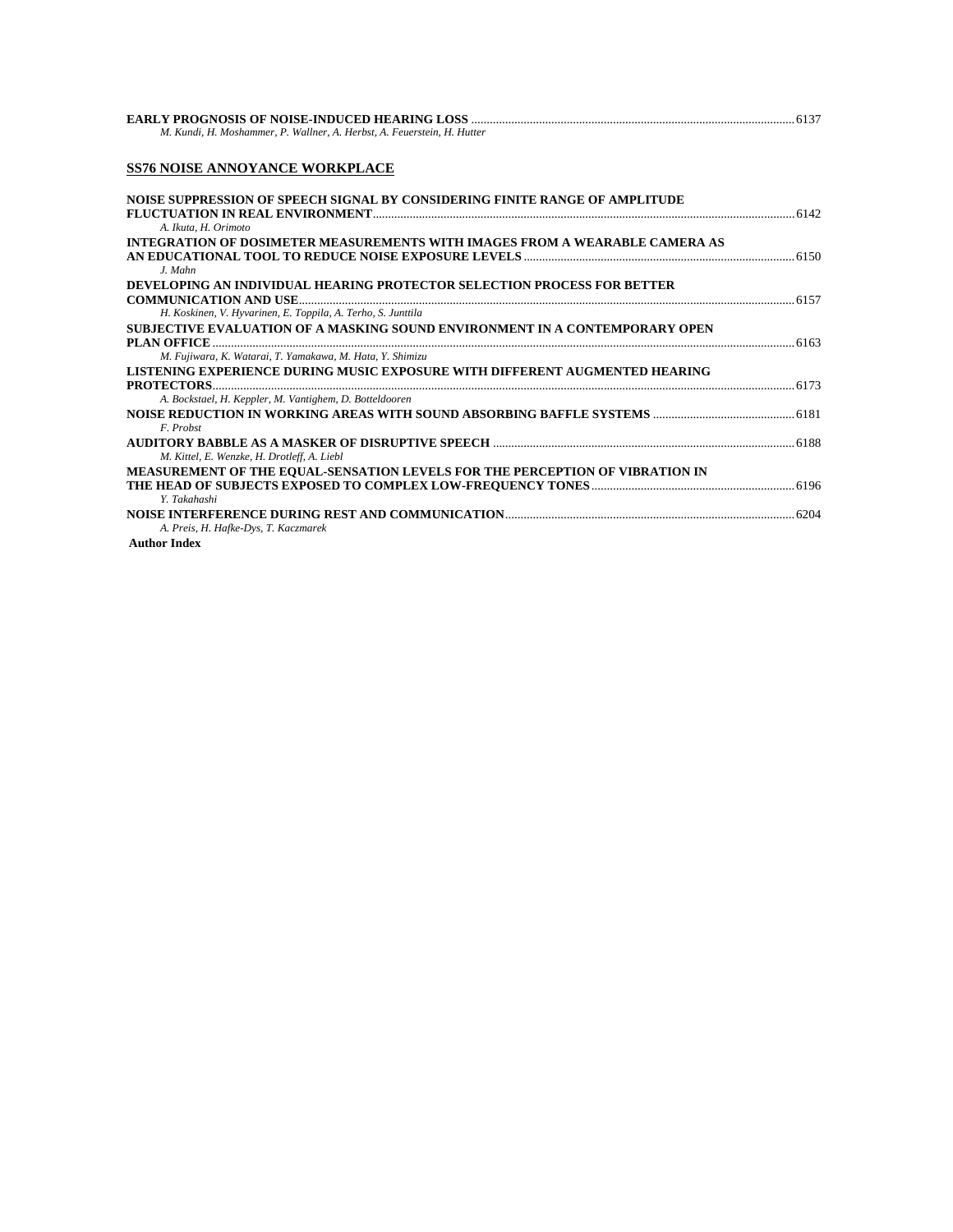**EARLY PROGNOSIS OF NOISE-INDUCED HEARING LOSS** ........ 6137
*M. Kundi, H. Moshammer, P. Wallner, A. Herbst, A. Feuerstein, H. Hutter*

## SS76 NOISE ANNOYANCE WORKPLACE

**NOISE SUPPRESSION OF SPEECH SIGNAL BY CONSIDERING FINITE RANGE OF AMPLITUDE FLUCTUATION IN REAL ENVIRONMENT** ........ 6142
*A. Ikuta, H. Orimoto*

**INTEGRATION OF DOSIMETER MEASUREMENTS WITH IMAGES FROM A WEARABLE CAMERA AS AN EDUCATIONAL TOOL TO REDUCE NOISE EXPOSURE LEVELS** ........ 6150
*J. Mahn*

**DEVELOPING AN INDIVIDUAL HEARING PROTECTOR SELECTION PROCESS FOR BETTER COMMUNICATION AND USE** ........ 6157
*H. Koskinen, V. Hyvarinen, E. Toppila, A. Terho, S. Junttila*

**SUBJECTIVE EVALUATION OF A MASKING SOUND ENVIRONMENT IN A CONTEMPORARY OPEN PLAN OFFICE** ........ 6163
*M. Fujiwara, K. Watarai, T. Yamakawa, M. Hata, Y. Shimizu*

**LISTENING EXPERIENCE DURING MUSIC EXPOSURE WITH DIFFERENT AUGMENTED HEARING PROTECTORS** ........ 6173
*A. Bockstael, H. Keppler, M. Vantighem, D. Botteldooren*

**NOISE REDUCTION IN WORKING AREAS WITH SOUND ABSORBING BAFFLE SYSTEMS** ........ 6181
*F. Probst*

**AUDITORY BABBLE AS A MASKER OF DISRUPTIVE SPEECH** ........ 6188
*M. Kittel, E. Wenzke, H. Drotleff, A. Liebl*

**MEASUREMENT OF THE EQUAL-SENSATION LEVELS FOR THE PERCEPTION OF VIBRATION IN THE HEAD OF SUBJECTS EXPOSED TO COMPLEX LOW-FREQUENCY TONES** ........ 6196
*Y. Takahashi*

**NOISE INTERFERENCE DURING REST AND COMMUNICATION** ........ 6204
*A. Preis, H. Hafke-Dys, T. Kaczmarek*

**Author Index**